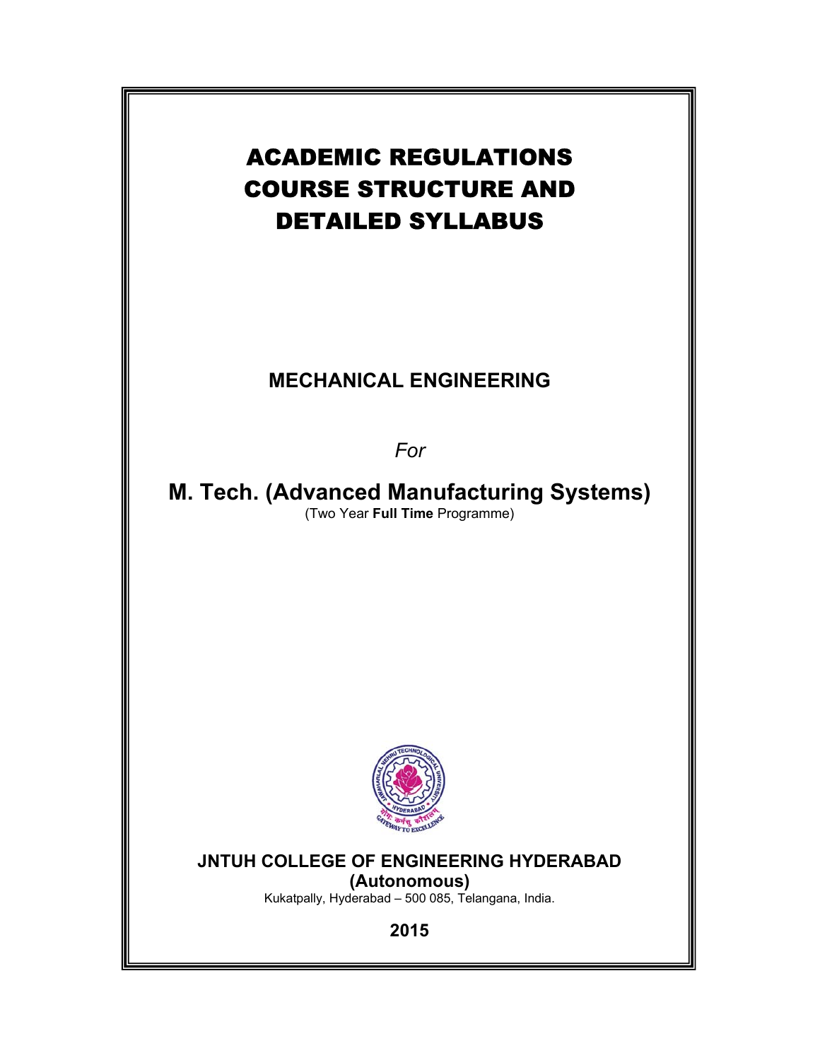# ACADEMIC REGULATIONS COURSE STRUCTURE AND DETAILED SYLLABUS

## MECHANICAL ENGINEERING

*For*

## M. Tech. (Advanced Manufacturing Systems)

(Two Year **Full Time** Programme)

**JNTUH COLLEGE OF ENGINEERING HYDERABAD**
**(Autonomous)**

Kukatpally, Hyderabad – 500 085, Telangana, India.

**2015**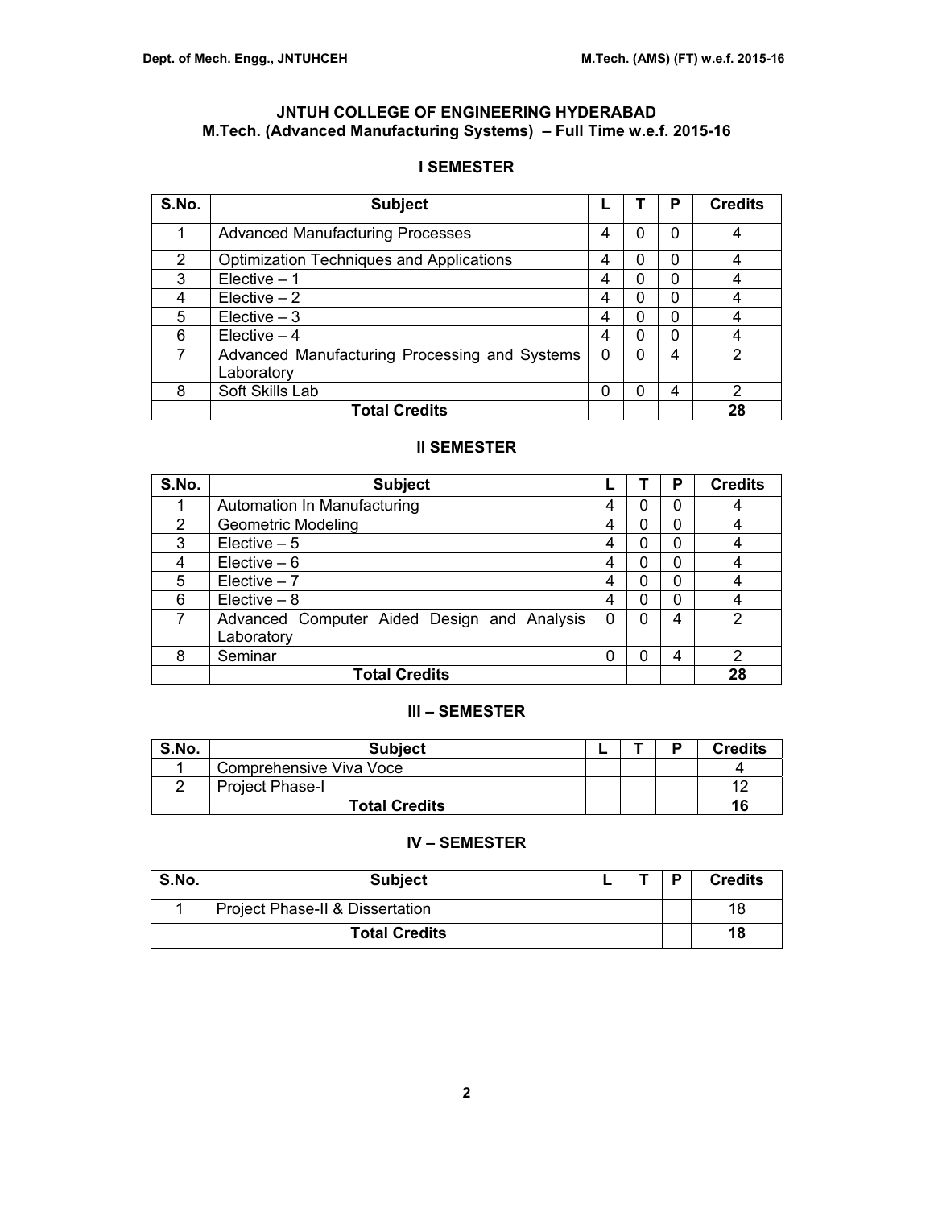# JNTUH COLLEGE OF ENGINEERING HYDERABAD
## M.Tech. (Advanced Manufacturing Systems) – Full Time w.e.f. 2015-16

### I SEMESTER

| S.No. | Subject | L | T | P | Credits |
|---|---|---|---|---|---|
| 1 | Advanced Manufacturing Processes | 4 | 0 | 0 | 4 |
| 2 | Optimization Techniques and Applications | 4 | 0 | 0 | 4 |
| 3 | Elective – 1 | 4 | 0 | 0 | 4 |
| 4 | Elective – 2 | 4 | 0 | 0 | 4 |
| 5 | Elective – 3 | 4 | 0 | 0 | 4 |
| 6 | Elective – 4 | 4 | 0 | 0 | 4 |
| 7 | Advanced Manufacturing Processing and Systems Laboratory | 0 | 0 | 4 | 2 |
| 8 | Soft Skills Lab | 0 | 0 | 4 | 2 |
| | **Total Credits** | | | | **28** |

### II SEMESTER

| S.No. | Subject | L | T | P | Credits |
|---|---|---|---|---|---|
| 1 | Automation In Manufacturing | 4 | 0 | 0 | 4 |
| 2 | Geometric Modeling | 4 | 0 | 0 | 4 |
| 3 | Elective – 5 | 4 | 0 | 0 | 4 |
| 4 | Elective – 6 | 4 | 0 | 0 | 4 |
| 5 | Elective – 7 | 4 | 0 | 0 | 4 |
| 6 | Elective – 8 | 4 | 0 | 0 | 4 |
| 7 | Advanced Computer Aided Design and Analysis Laboratory | 0 | 0 | 4 | 2 |
| 8 | Seminar | 0 | 0 | 4 | 2 |
| | **Total Credits** | | | | **28** |

### III – SEMESTER

| S.No. | Subject | L | T | P | Credits |
|---|---|---|---|---|---|
| 1 | Comprehensive Viva Voce | | | | 4 |
| 2 | Project Phase-I | | | | 12 |
| | **Total Credits** | | | | **16** |

### IV – SEMESTER

| S.No. | Subject | L | T | P | Credits |
|---|---|---|---|---|---|
| 1 | Project Phase-II & Dissertation | | | | 18 |
| | **Total Credits** | | | | **18** |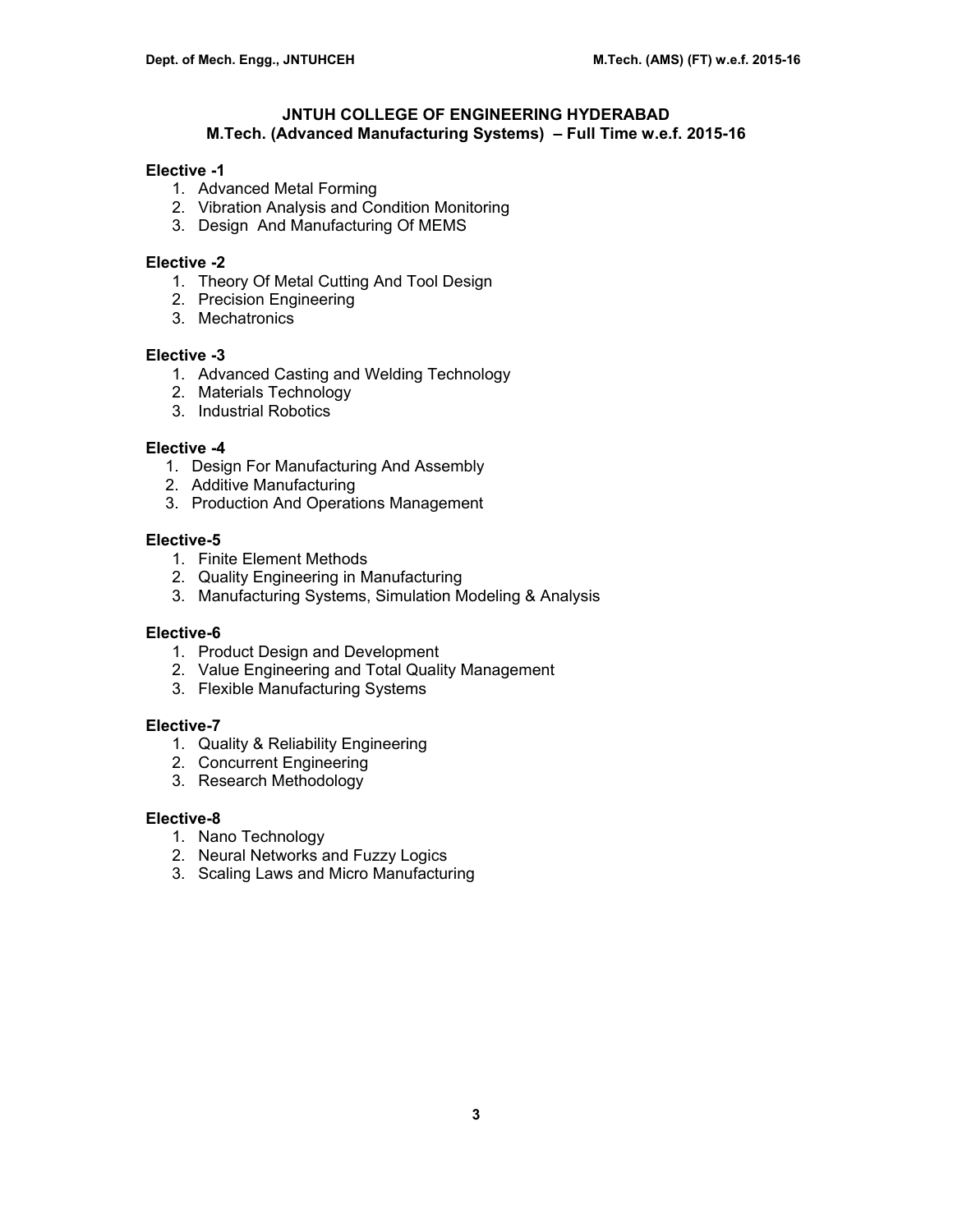# JNTUH COLLEGE OF ENGINEERING HYDERABAD

## M.Tech. (Advanced Manufacturing Systems) – Full Time w.e.f. 2015-16

**Elective -1**

1. Advanced Metal Forming
2. Vibration Analysis and Condition Monitoring
3. Design And Manufacturing Of MEMS

**Elective -2**

1. Theory Of Metal Cutting And Tool Design
2. Precision Engineering
3. Mechatronics

**Elective -3**

1. Advanced Casting and Welding Technology
2. Materials Technology
3. Industrial Robotics

**Elective -4**

1. Design For Manufacturing And Assembly
2. Additive Manufacturing
3. Production And Operations Management

**Elective-5**

1. Finite Element Methods
2. Quality Engineering in Manufacturing
3. Manufacturing Systems, Simulation Modeling & Analysis

**Elective-6**

1. Product Design and Development
2. Value Engineering and Total Quality Management
3. Flexible Manufacturing Systems

**Elective-7**

1. Quality & Reliability Engineering
2. Concurrent Engineering
3. Research Methodology

**Elective-8**

1. Nano Technology
2. Neural Networks and Fuzzy Logics
3. Scaling Laws and Micro Manufacturing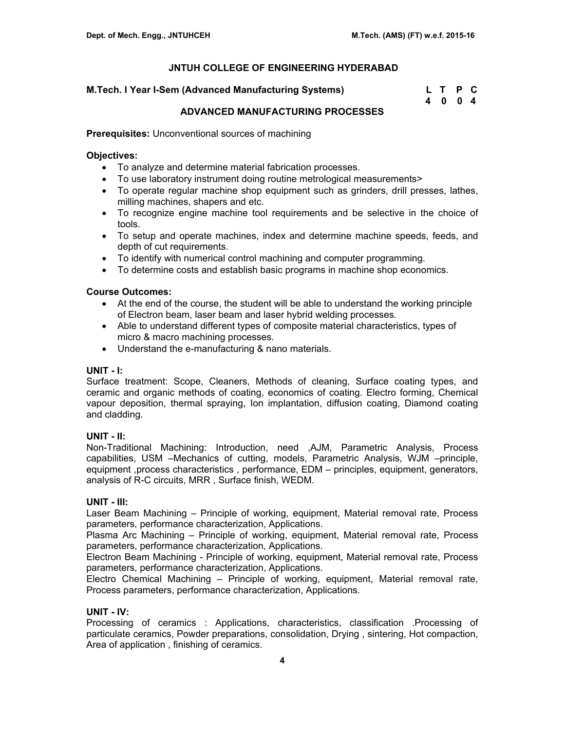# JNTUH COLLEGE OF ENGINEERING HYDERABAD

**M.Tech. I Year I-Sem (Advanced Manufacturing Systems)**

| L | T | P | C |
|---|---|---|---|
| 4 | 0 | 0 | 4 |

## ADVANCED MANUFACTURING PROCESSES

**Prerequisites:** Unconventional sources of machining

**Objectives:**

- To analyze and determine material fabrication processes.
- To use laboratory instrument doing routine metrological measurements>
- To operate regular machine shop equipment such as grinders, drill presses, lathes, milling machines, shapers and etc.
- To recognize engine machine tool requirements and be selective in the choice of tools.
- To setup and operate machines, index and determine machine speeds, feeds, and depth of cut requirements.
- To identify with numerical control machining and computer programming.
- To determine costs and establish basic programs in machine shop economics.

**Course Outcomes:**

- At the end of the course, the student will be able to understand the working principle of Electron beam, laser beam and laser hybrid welding processes.
- Able to understand different types of composite material characteristics, types of micro & macro machining processes.
- Understand the e-manufacturing & nano materials.

**UNIT - I:**

Surface treatment: Scope, Cleaners, Methods of cleaning, Surface coating types, and ceramic and organic methods of coating, economics of coating. Electro forming, Chemical vapour deposition, thermal spraying, Ion implantation, diffusion coating, Diamond coating and cladding.

**UNIT - II:**

Non-Traditional Machining: Introduction, need ,AJM, Parametric Analysis, Process capabilities, USM –Mechanics of cutting, models, Parametric Analysis, WJM –principle, equipment ,process characteristics , performance, EDM – principles, equipment, generators, analysis of R-C circuits, MRR , Surface finish, WEDM.

**UNIT - III:**

Laser Beam Machining – Principle of working, equipment, Material removal rate, Process parameters, performance characterization, Applications.

Plasma Arc Machining – Principle of working, equipment, Material removal rate, Process parameters, performance characterization, Applications.

Electron Beam Machining - Principle of working, equipment, Material removal rate, Process parameters, performance characterization, Applications.

Electro Chemical Machining – Principle of working, equipment, Material removal rate, Process parameters, performance characterization, Applications.

**UNIT - IV:**

Processing of ceramics : Applications, characteristics, classification .Processing of particulate ceramics, Powder preparations, consolidation, Drying , sintering, Hot compaction, Area of application , finishing of ceramics.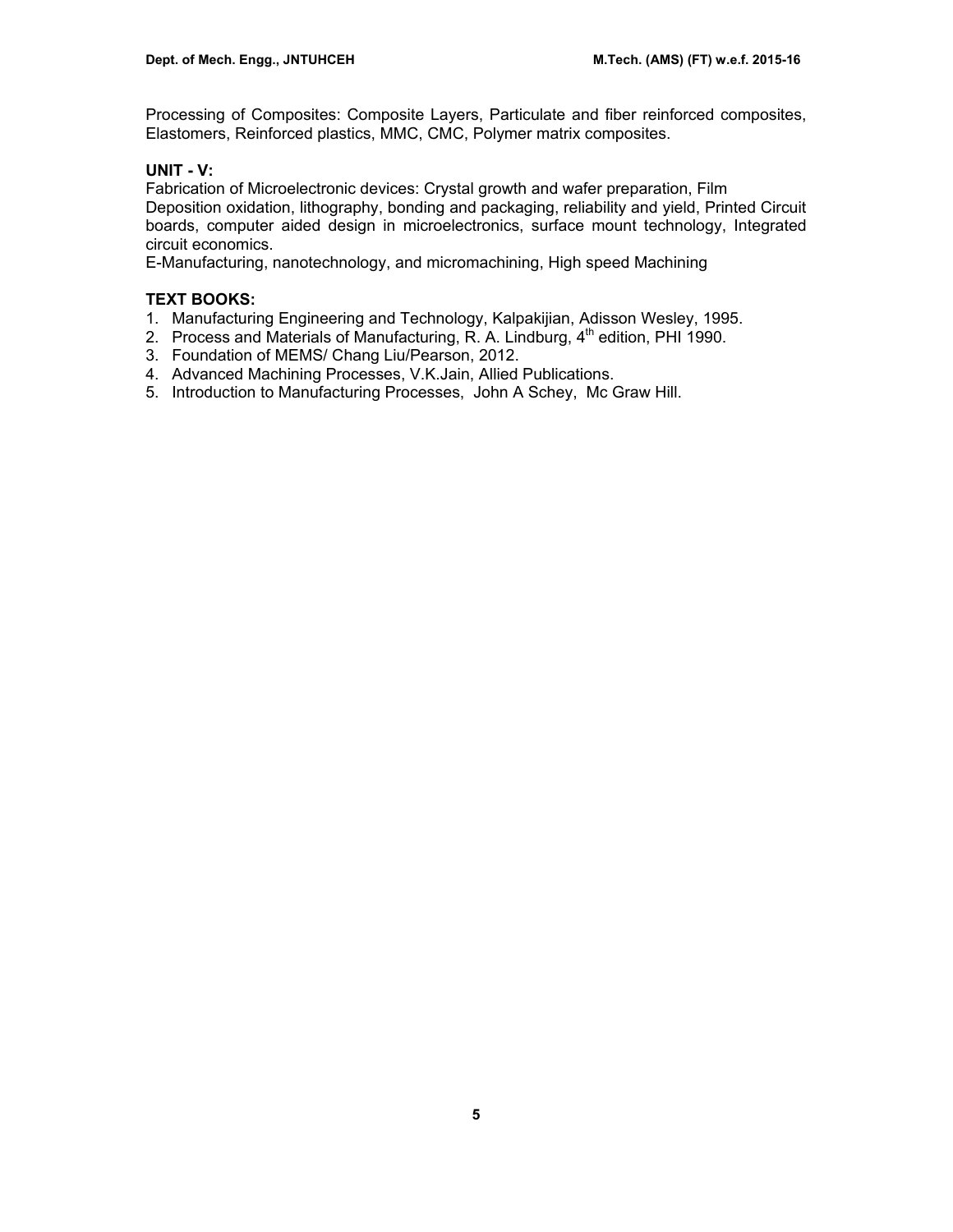Processing of Composites: Composite Layers, Particulate and fiber reinforced composites, Elastomers, Reinforced plastics, MMC, CMC, Polymer matrix composites.

**UNIT - V:**

Fabrication of Microelectronic devices: Crystal growth and wafer preparation, Film Deposition oxidation, lithography, bonding and packaging, reliability and yield, Printed Circuit boards, computer aided design in microelectronics, surface mount technology, Integrated circuit economics.

E-Manufacturing, nanotechnology, and micromachining, High speed Machining

**TEXT BOOKS:**

1. Manufacturing Engineering and Technology, Kalpakijian, Adisson Wesley, 1995.
2. Process and Materials of Manufacturing, R. A. Lindburg, 4th edition, PHI 1990.
3. Foundation of MEMS/ Chang Liu/Pearson, 2012.
4. Advanced Machining Processes, V.K.Jain, Allied Publications.
5. Introduction to Manufacturing Processes, John A Schey, Mc Graw Hill.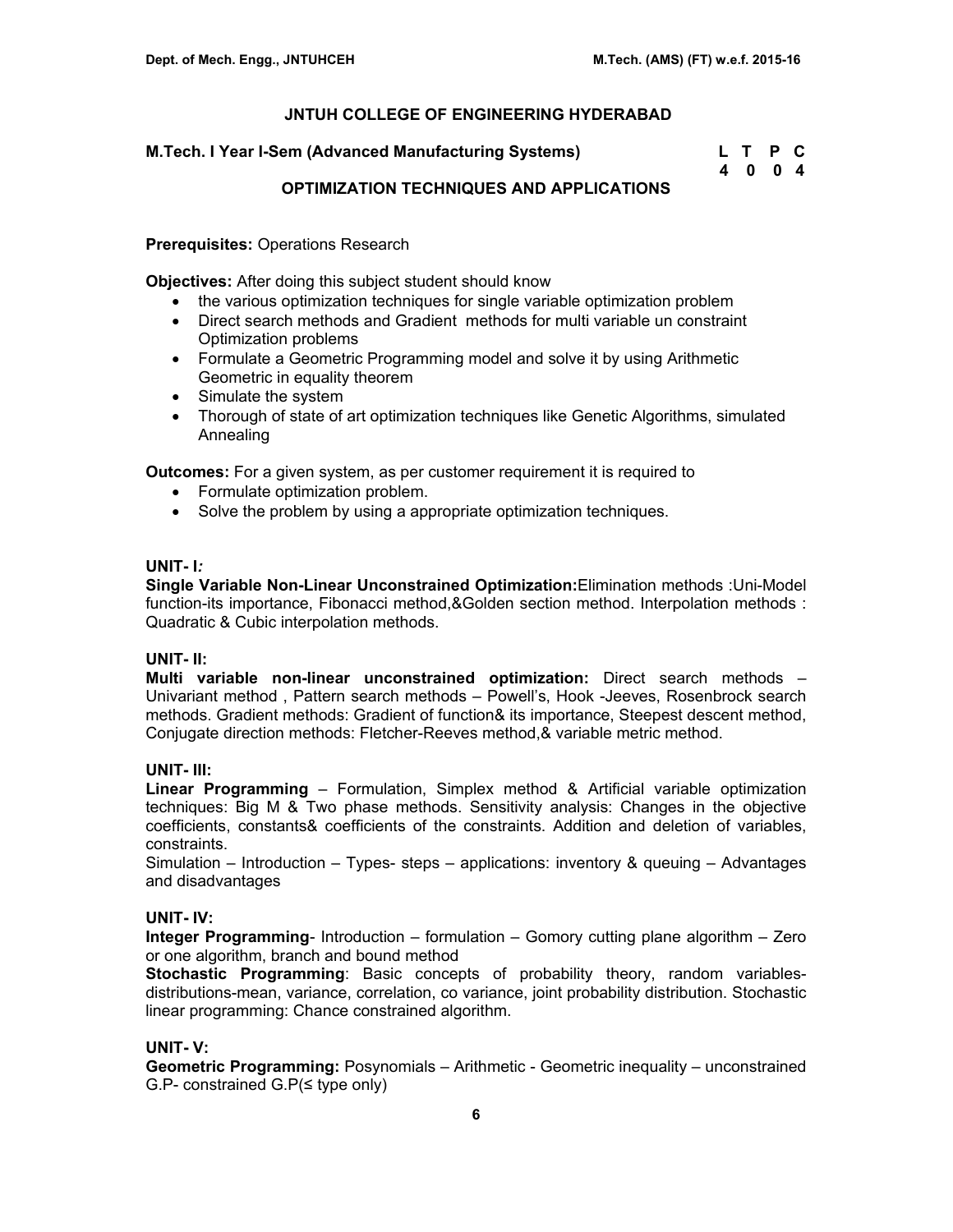## JNTUH COLLEGE OF ENGINEERING HYDERABAD

**M.Tech. I Year I-Sem (Advanced Manufacturing Systems)**

| L | T | P | C |
|---|---|---|---|
| 4 | 0 | 0 | 4 |

### OPTIMIZATION TECHNIQUES AND APPLICATIONS

**Prerequisites:** Operations Research

**Objectives:** After doing this subject student should know

- the various optimization techniques for single variable optimization problem
- Direct search methods and Gradient methods for multi variable un constraint Optimization problems
- Formulate a Geometric Programming model and solve it by using Arithmetic Geometric in equality theorem
- Simulate the system
- Thorough of state of art optimization techniques like Genetic Algorithms, simulated Annealing

**Outcomes:** For a given system, as per customer requirement it is required to

- Formulate optimization problem.
- Solve the problem by using a appropriate optimization techniques.

**UNIT- I:**

**Single Variable Non-Linear Unconstrained Optimization:**Elimination methods :Uni-Model function-its importance, Fibonacci method,&Golden section method. Interpolation methods : Quadratic & Cubic interpolation methods.

**UNIT- II:**

**Multi variable non-linear unconstrained optimization:** Direct search methods – Univariant method , Pattern search methods – Powell's, Hook -Jeeves, Rosenbrock search methods. Gradient methods: Gradient of function& its importance, Steepest descent method, Conjugate direction methods: Fletcher-Reeves method,& variable metric method.

**UNIT- III:**

**Linear Programming** – Formulation, Simplex method & Artificial variable optimization techniques: Big M & Two phase methods. Sensitivity analysis: Changes in the objective coefficients, constants& coefficients of the constraints. Addition and deletion of variables, constraints.

Simulation – Introduction – Types- steps – applications: inventory & queuing – Advantages and disadvantages

**UNIT- IV:**

**Integer Programming**- Introduction – formulation – Gomory cutting plane algorithm – Zero or one algorithm, branch and bound method

**Stochastic Programming**: Basic concepts of probability theory, random variables- distributions-mean, variance, correlation, co variance, joint probability distribution. Stochastic linear programming: Chance constrained algorithm.

**UNIT- V:**

**Geometric Programming:** Posynomials – Arithmetic - Geometric inequality – unconstrained G.P- constrained G.P(≤ type only)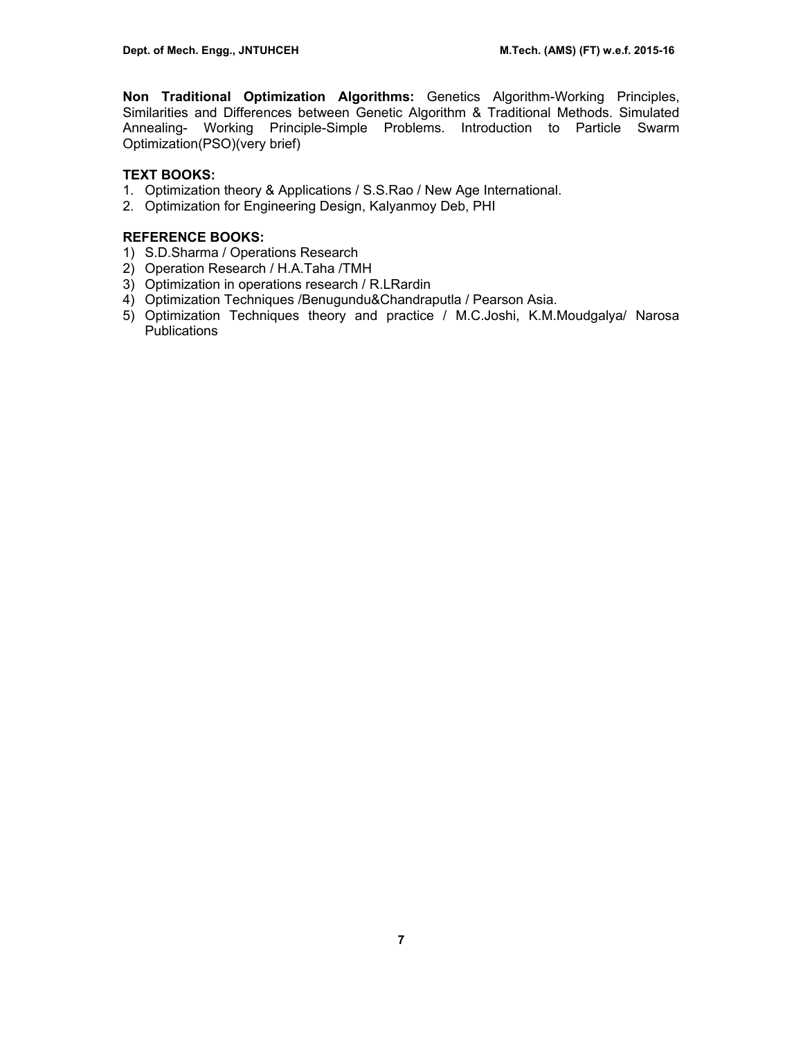**Non Traditional Optimization Algorithms:** Genetics Algorithm-Working Principles, Similarities and Differences between Genetic Algorithm & Traditional Methods. Simulated Annealing- Working Principle-Simple Problems. Introduction to Particle Swarm Optimization(PSO)(very brief)

**TEXT BOOKS:**

1. Optimization theory & Applications / S.S.Rao / New Age International.
2. Optimization for Engineering Design, Kalyanmoy Deb, PHI

**REFERENCE BOOKS:**

1) S.D.Sharma / Operations Research
2) Operation Research / H.A.Taha /TMH
3) Optimization in operations research / R.LRardin
4) Optimization Techniques /Benugundu&Chandraputla / Pearson Asia.
5) Optimization Techniques theory and practice / M.C.Joshi, K.M.Moudgalya/ Narosa Publications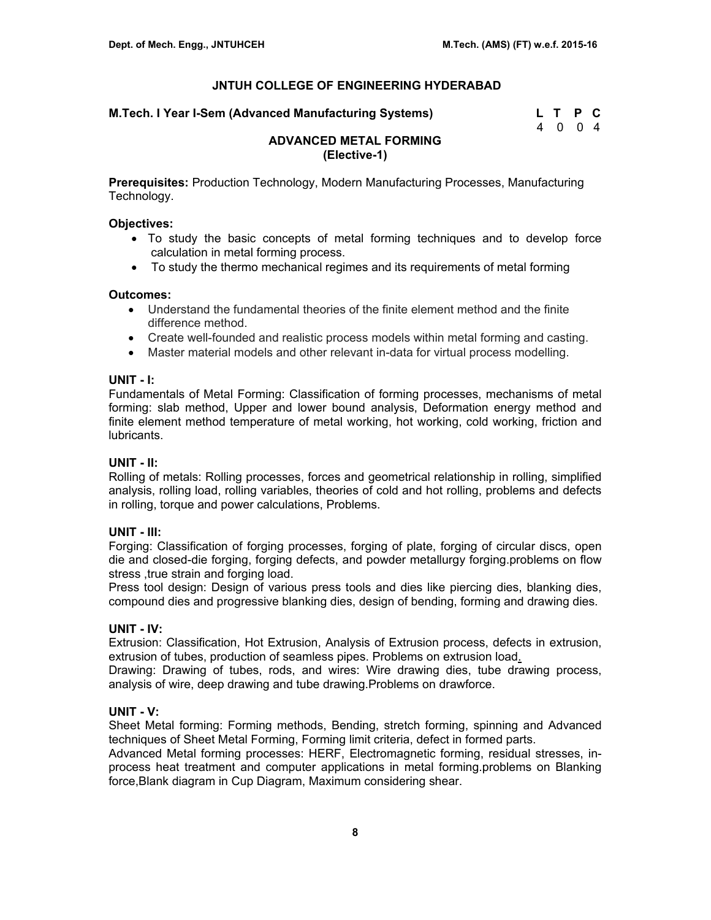# JNTUH COLLEGE OF ENGINEERING HYDERABAD

**M.Tech. I Year I-Sem (Advanced Manufacturing Systems)**

| L | T | P | C |
|---|---|---|---|
| 4 | 0 | 0 | 4 |

## ADVANCED METAL FORMING
## (Elective-1)

**Prerequisites:** Production Technology, Modern Manufacturing Processes, Manufacturing Technology.

**Objectives:**

- To study the basic concepts of metal forming techniques and to develop force calculation in metal forming process.
- To study the thermo mechanical regimes and its requirements of metal forming

**Outcomes:**

- Understand the fundamental theories of the finite element method and the finite difference method.
- Create well-founded and realistic process models within metal forming and casting.
- Master material models and other relevant in-data for virtual process modelling.

**UNIT - I:**

Fundamentals of Metal Forming: Classification of forming processes, mechanisms of metal forming: slab method, Upper and lower bound analysis, Deformation energy method and finite element method temperature of metal working, hot working, cold working, friction and lubricants.

**UNIT - II:**

Rolling of metals: Rolling processes, forces and geometrical relationship in rolling, simplified analysis, rolling load, rolling variables, theories of cold and hot rolling, problems and defects in rolling, torque and power calculations, Problems.

**UNIT - III:**

Forging: Classification of forging processes, forging of plate, forging of circular discs, open die and closed-die forging, forging defects, and powder metallurgy forging.problems on flow stress ,true strain and forging load.

Press tool design: Design of various press tools and dies like piercing dies, blanking dies, compound dies and progressive blanking dies, design of bending, forming and drawing dies.

**UNIT - IV:**

Extrusion: Classification, Hot Extrusion, Analysis of Extrusion process, defects in extrusion, extrusion of tubes, production of seamless pipes. Problems on extrusion load.

Drawing: Drawing of tubes, rods, and wires: Wire drawing dies, tube drawing process, analysis of wire, deep drawing and tube drawing.Problems on drawforce.

**UNIT - V:**

Sheet Metal forming: Forming methods, Bending, stretch forming, spinning and Advanced techniques of Sheet Metal Forming, Forming limit criteria, defect in formed parts.

Advanced Metal forming processes: HERF, Electromagnetic forming, residual stresses, in-process heat treatment and computer applications in metal forming.problems on Blanking force,Blank diagram in Cup Diagram, Maximum considering shear.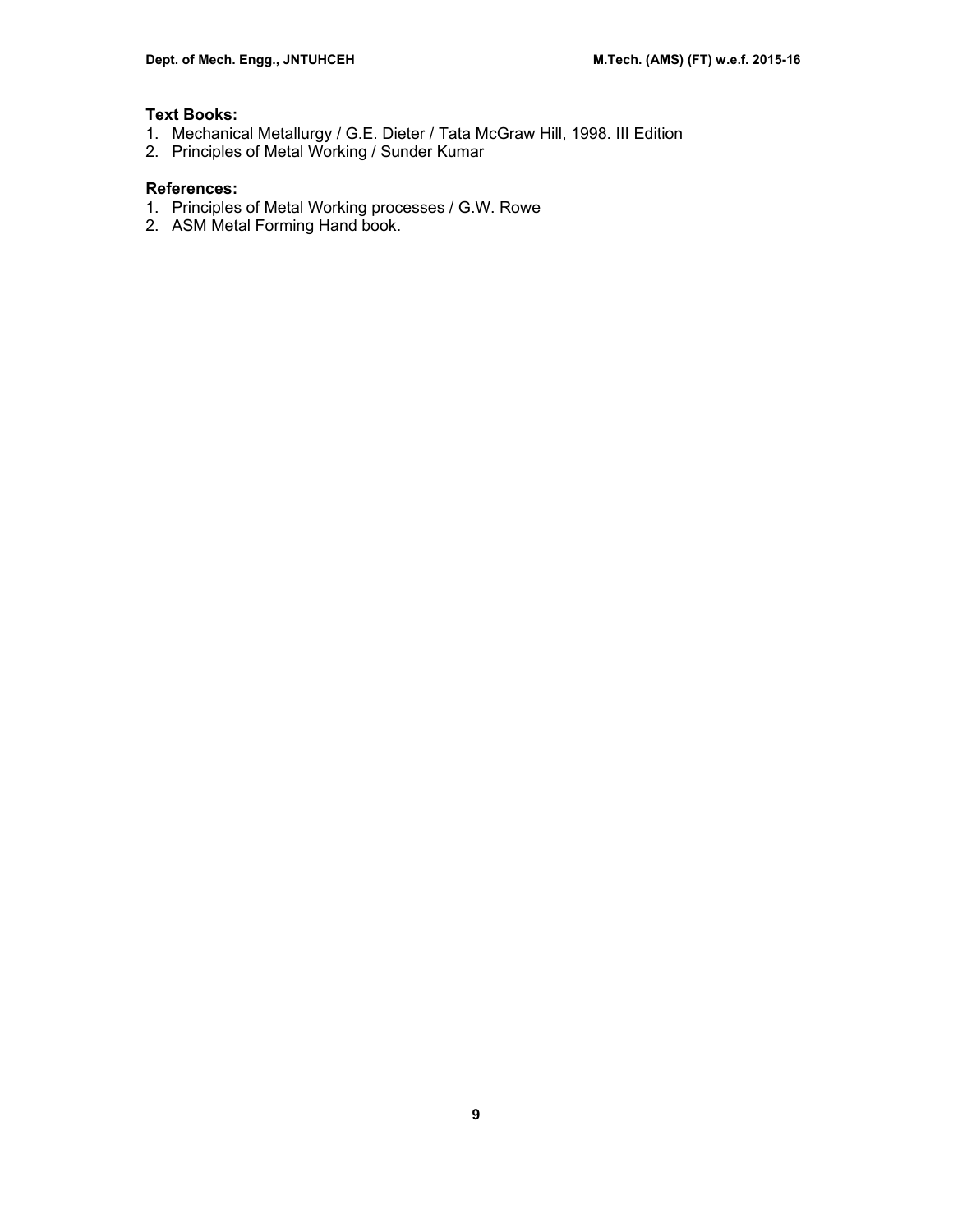**Text Books:**

1. Mechanical Metallurgy / G.E. Dieter / Tata McGraw Hill, 1998. III Edition
2. Principles of Metal Working / Sunder Kumar

**References:**

1. Principles of Metal Working processes / G.W. Rowe
2. ASM Metal Forming Hand book.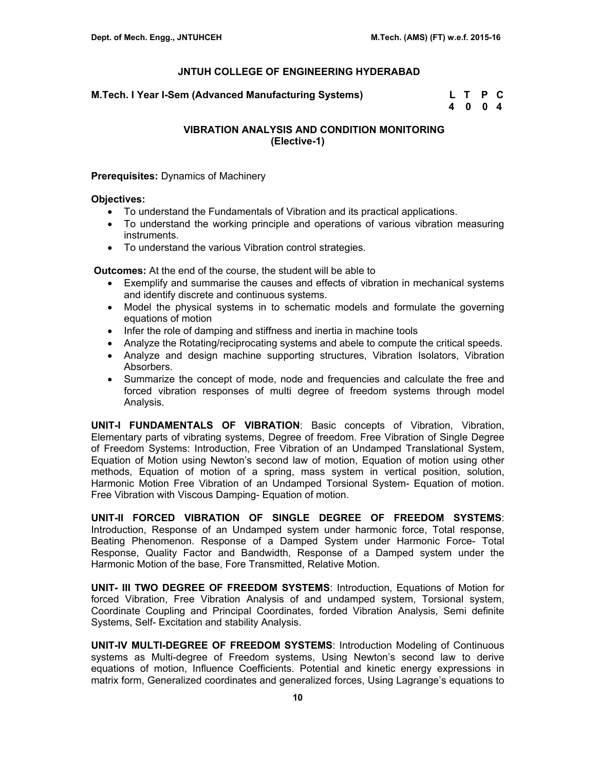**JNTUH COLLEGE OF ENGINEERING HYDERABAD**

**M.Tech. I Year I-Sem (Advanced Manufacturing Systems)**

| L | T | P | C |
|---|---|---|---|
| 4 | 0 | 0 | 4 |

**VIBRATION ANALYSIS AND CONDITION MONITORING**
**(Elective-1)**

**Prerequisites:** Dynamics of Machinery

**Objectives:**

- To understand the Fundamentals of Vibration and its practical applications.
- To understand the working principle and operations of various vibration measuring instruments.
- To understand the various Vibration control strategies.

**Outcomes:** At the end of the course, the student will be able to

- Exemplify and summarise the causes and effects of vibration in mechanical systems and identify discrete and continuous systems.
- Model the physical systems in to schematic models and formulate the governing equations of motion
- Infer the role of damping and stiffness and inertia in machine tools
- Analyze the Rotating/reciprocating systems and abele to compute the critical speeds.
- Analyze and design machine supporting structures, Vibration Isolators, Vibration Absorbers.
- Summarize the concept of mode, node and frequencies and calculate the free and forced vibration responses of multi degree of freedom systems through model Analysis.

**UNIT-I FUNDAMENTALS OF VIBRATION**: Basic concepts of Vibration, Vibration, Elementary parts of vibrating systems, Degree of freedom. Free Vibration of Single Degree of Freedom Systems: Introduction, Free Vibration of an Undamped Translational System, Equation of Motion using Newton's second law of motion, Equation of motion using other methods, Equation of motion of a spring, mass system in vertical position, solution, Harmonic Motion Free Vibration of an Undamped Torsional System- Equation of motion. Free Vibration with Viscous Damping- Equation of motion.

**UNIT-II FORCED VIBRATION OF SINGLE DEGREE OF FREEDOM SYSTEMS**: Introduction, Response of an Undamped system under harmonic force, Total response, Beating Phenomenon. Response of a Damped System under Harmonic Force- Total Response, Quality Factor and Bandwidth, Response of a Damped system under the Harmonic Motion of the base, Fore Transmitted, Relative Motion.

**UNIT- III TWO DEGREE OF FREEDOM SYSTEMS**: Introduction, Equations of Motion for forced Vibration, Free Vibration Analysis of and undamped system, Torsional system, Coordinate Coupling and Principal Coordinates, forded Vibration Analysis, Semi definite Systems, Self- Excitation and stability Analysis.

**UNIT-IV MULTI-DEGREE OF FREEDOM SYSTEMS**: Introduction Modeling of Continuous systems as Multi-degree of Freedom systems, Using Newton's second law to derive equations of motion, Influence Coefficients. Potential and kinetic energy expressions in matrix form, Generalized coordinates and generalized forces, Using Lagrange's equations to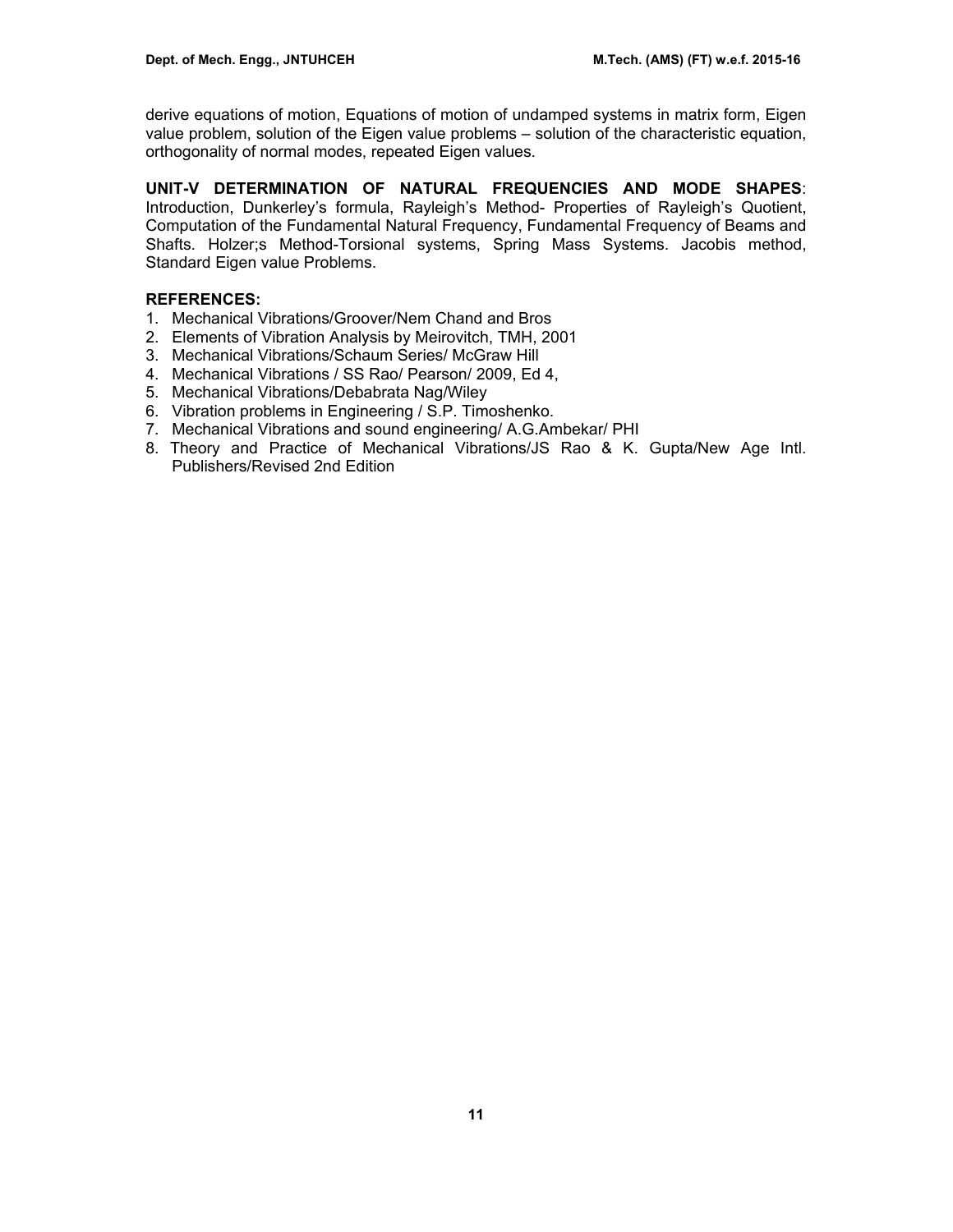derive equations of motion, Equations of motion of undamped systems in matrix form, Eigen value problem, solution of the Eigen value problems – solution of the characteristic equation, orthogonality of normal modes, repeated Eigen values.

**UNIT-V DETERMINATION OF NATURAL FREQUENCIES AND MODE SHAPES**: Introduction, Dunkerley's formula, Rayleigh's Method- Properties of Rayleigh's Quotient, Computation of the Fundamental Natural Frequency, Fundamental Frequency of Beams and Shafts. Holzer;s Method-Torsional systems, Spring Mass Systems. Jacobis method, Standard Eigen value Problems.

**REFERENCES:**

1. Mechanical Vibrations/Groover/Nem Chand and Bros
2. Elements of Vibration Analysis by Meirovitch, TMH, 2001
3. Mechanical Vibrations/Schaum Series/ McGraw Hill
4. Mechanical Vibrations / SS Rao/ Pearson/ 2009, Ed 4,
5. Mechanical Vibrations/Debabrata Nag/Wiley
6. Vibration problems in Engineering / S.P. Timoshenko.
7. Mechanical Vibrations and sound engineering/ A.G.Ambekar/ PHI
8. Theory and Practice of Mechanical Vibrations/JS Rao & K. Gupta/New Age Intl. Publishers/Revised 2nd Edition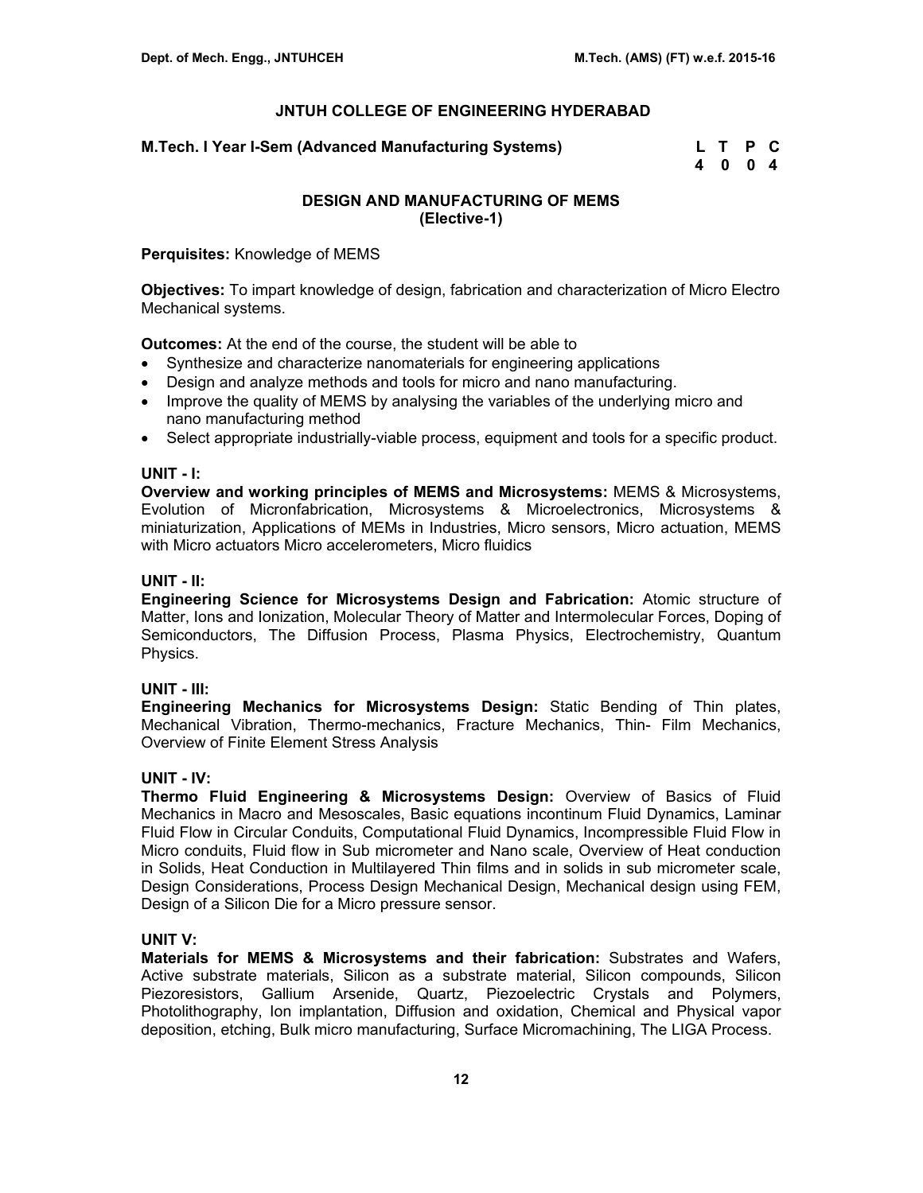## JNTUH COLLEGE OF ENGINEERING HYDERABAD

**M.Tech. I Year I-Sem (Advanced Manufacturing Systems)**

| L | T | P | C |
|---|---|---|---|
| 4 | 0 | 0 | 4 |

### DESIGN AND MANUFACTURING OF MEMS
**(Elective-1)**

**Perquisites:** Knowledge of MEMS

**Objectives:** To impart knowledge of design, fabrication and characterization of Micro Electro Mechanical systems.

**Outcomes:** At the end of the course, the student will be able to

- Synthesize and characterize nanomaterials for engineering applications
- Design and analyze methods and tools for micro and nano manufacturing.
- Improve the quality of MEMS by analysing the variables of the underlying micro and nano manufacturing method
- Select appropriate industrially-viable process, equipment and tools for a specific product.

**UNIT - I:**
**Overview and working principles of MEMS and Microsystems:** MEMS & Microsystems, Evolution of Micronfabrication, Microsystems & Microelectronics, Microsystems & miniaturization, Applications of MEMs in Industries, Micro sensors, Micro actuation, MEMS with Micro actuators Micro accelerometers, Micro fluidics

**UNIT - II:**
**Engineering Science for Microsystems Design and Fabrication:** Atomic structure of Matter, Ions and Ionization, Molecular Theory of Matter and Intermolecular Forces, Doping of Semiconductors, The Diffusion Process, Plasma Physics, Electrochemistry, Quantum Physics.

**UNIT - III:**
**Engineering Mechanics for Microsystems Design:** Static Bending of Thin plates, Mechanical Vibration, Thermo-mechanics, Fracture Mechanics, Thin- Film Mechanics, Overview of Finite Element Stress Analysis

**UNIT - IV:**
**Thermo Fluid Engineering & Microsystems Design:** Overview of Basics of Fluid Mechanics in Macro and Mesoscales, Basic equations incontinum Fluid Dynamics, Laminar Fluid Flow in Circular Conduits, Computational Fluid Dynamics, Incompressible Fluid Flow in Micro conduits, Fluid flow in Sub micrometer and Nano scale, Overview of Heat conduction in Solids, Heat Conduction in Multilayered Thin films and in solids in sub micrometer scale, Design Considerations, Process Design Mechanical Design, Mechanical design using FEM, Design of a Silicon Die for a Micro pressure sensor.

**UNIT V:**
**Materials for MEMS & Microsystems and their fabrication:** Substrates and Wafers, Active substrate materials, Silicon as a substrate material, Silicon compounds, Silicon Piezoresistors, Gallium Arsenide, Quartz, Piezoelectric Crystals and Polymers, Photolithography, Ion implantation, Diffusion and oxidation, Chemical and Physical vapor deposition, etching, Bulk micro manufacturing, Surface Micromachining, The LIGA Process.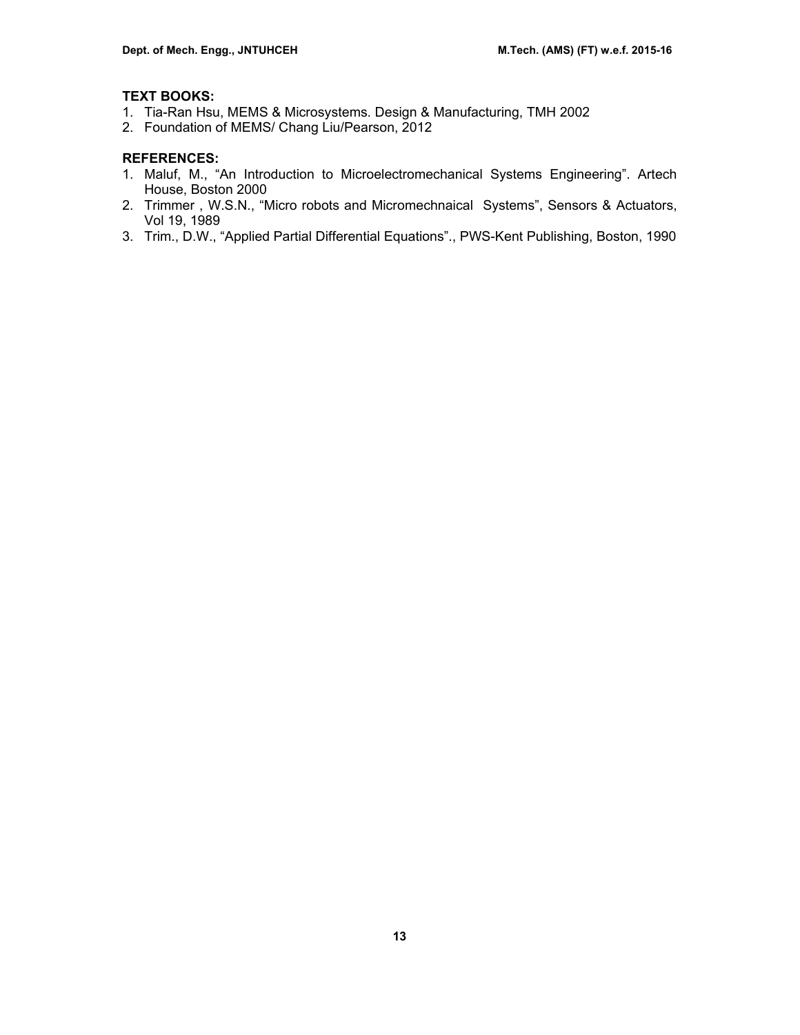**TEXT BOOKS:**

1. Tia-Ran Hsu, MEMS & Microsystems. Design & Manufacturing, TMH 2002
2. Foundation of MEMS/ Chang Liu/Pearson, 2012

**REFERENCES:**

1. Maluf, M., “An Introduction to Microelectromechanical Systems Engineering”. Artech House, Boston 2000
2. Trimmer , W.S.N., “Micro robots and Micromechnaical Systems”, Sensors & Actuators, Vol 19, 1989
3. Trim., D.W., “Applied Partial Differential Equations”., PWS-Kent Publishing, Boston, 1990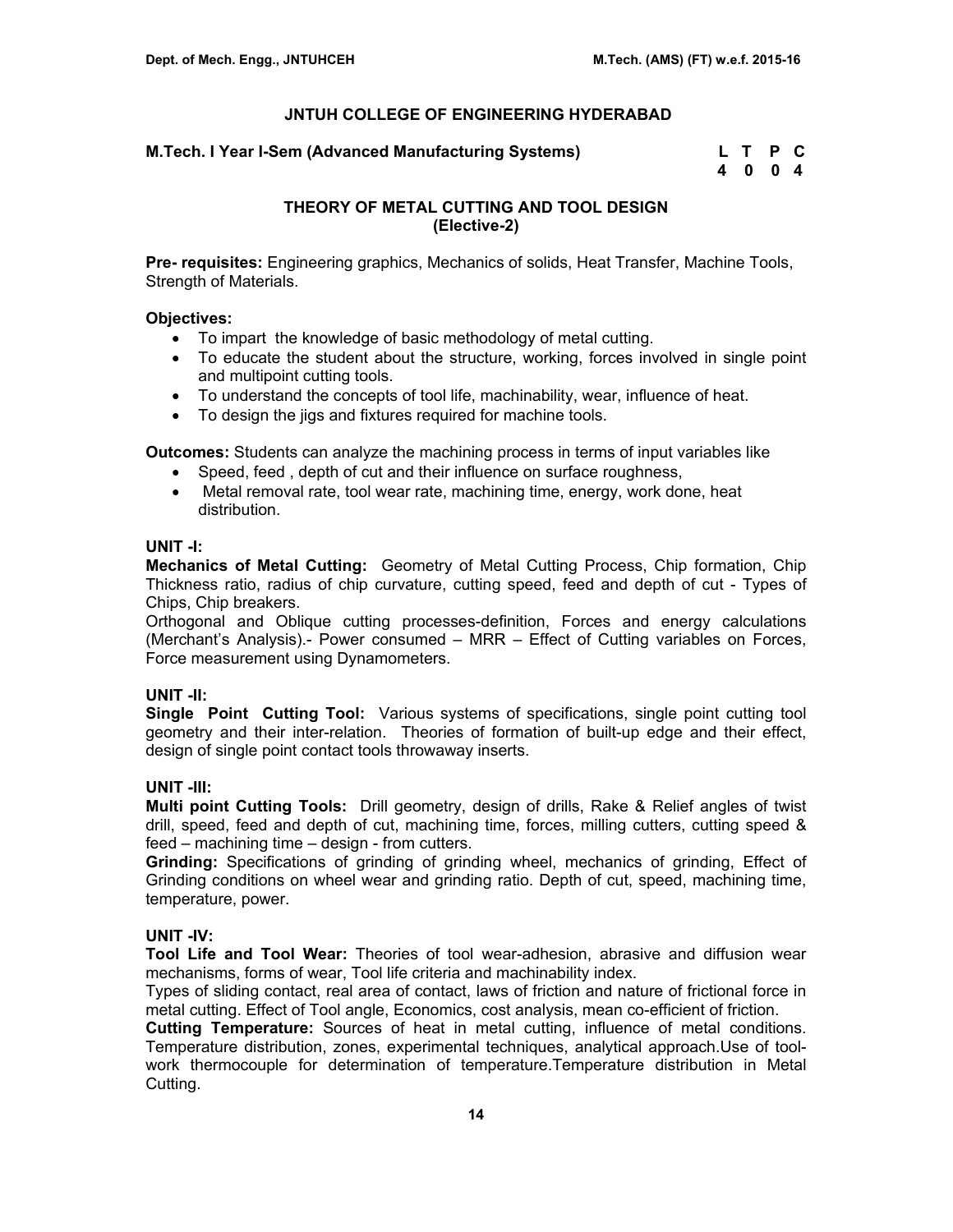# JNTUH COLLEGE OF ENGINEERING HYDERABAD

**M.Tech. I Year I-Sem (Advanced Manufacturing Systems)**

| L | T | P | C |
|---|---|---|---|
| 4 | 0 | 0 | 4 |

## THEORY OF METAL CUTTING AND TOOL DESIGN
## (Elective-2)

**Pre- requisites:** Engineering graphics, Mechanics of solids, Heat Transfer, Machine Tools, Strength of Materials.

**Objectives:**

- To impart the knowledge of basic methodology of metal cutting.
- To educate the student about the structure, working, forces involved in single point and multipoint cutting tools.
- To understand the concepts of tool life, machinability, wear, influence of heat.
- To design the jigs and fixtures required for machine tools.

**Outcomes:** Students can analyze the machining process in terms of input variables like

- Speed, feed , depth of cut and their influence on surface roughness,
- Metal removal rate, tool wear rate, machining time, energy, work done, heat distribution.

### UNIT -I:

**Mechanics of Metal Cutting:** Geometry of Metal Cutting Process, Chip formation, Chip Thickness ratio, radius of chip curvature, cutting speed, feed and depth of cut - Types of Chips, Chip breakers.

Orthogonal and Oblique cutting processes-definition, Forces and energy calculations (Merchant's Analysis).- Power consumed – MRR – Effect of Cutting variables on Forces, Force measurement using Dynamometers.

### UNIT -II:

**Single Point Cutting Tool:** Various systems of specifications, single point cutting tool geometry and their inter-relation. Theories of formation of built-up edge and their effect, design of single point contact tools throwaway inserts.

### UNIT -III:

**Multi point Cutting Tools:** Drill geometry, design of drills, Rake & Relief angles of twist drill, speed, feed and depth of cut, machining time, forces, milling cutters, cutting speed & feed – machining time – design - from cutters.

**Grinding:** Specifications of grinding of grinding wheel, mechanics of grinding, Effect of Grinding conditions on wheel wear and grinding ratio. Depth of cut, speed, machining time, temperature, power.

### UNIT -IV:

**Tool Life and Tool Wear:** Theories of tool wear-adhesion, abrasive and diffusion wear mechanisms, forms of wear, Tool life criteria and machinability index.

Types of sliding contact, real area of contact, laws of friction and nature of frictional force in metal cutting. Effect of Tool angle, Economics, cost analysis, mean co-efficient of friction.

**Cutting Temperature:** Sources of heat in metal cutting, influence of metal conditions. Temperature distribution, zones, experimental techniques, analytical approach.Use of tool-work thermocouple for determination of temperature.Temperature distribution in Metal Cutting.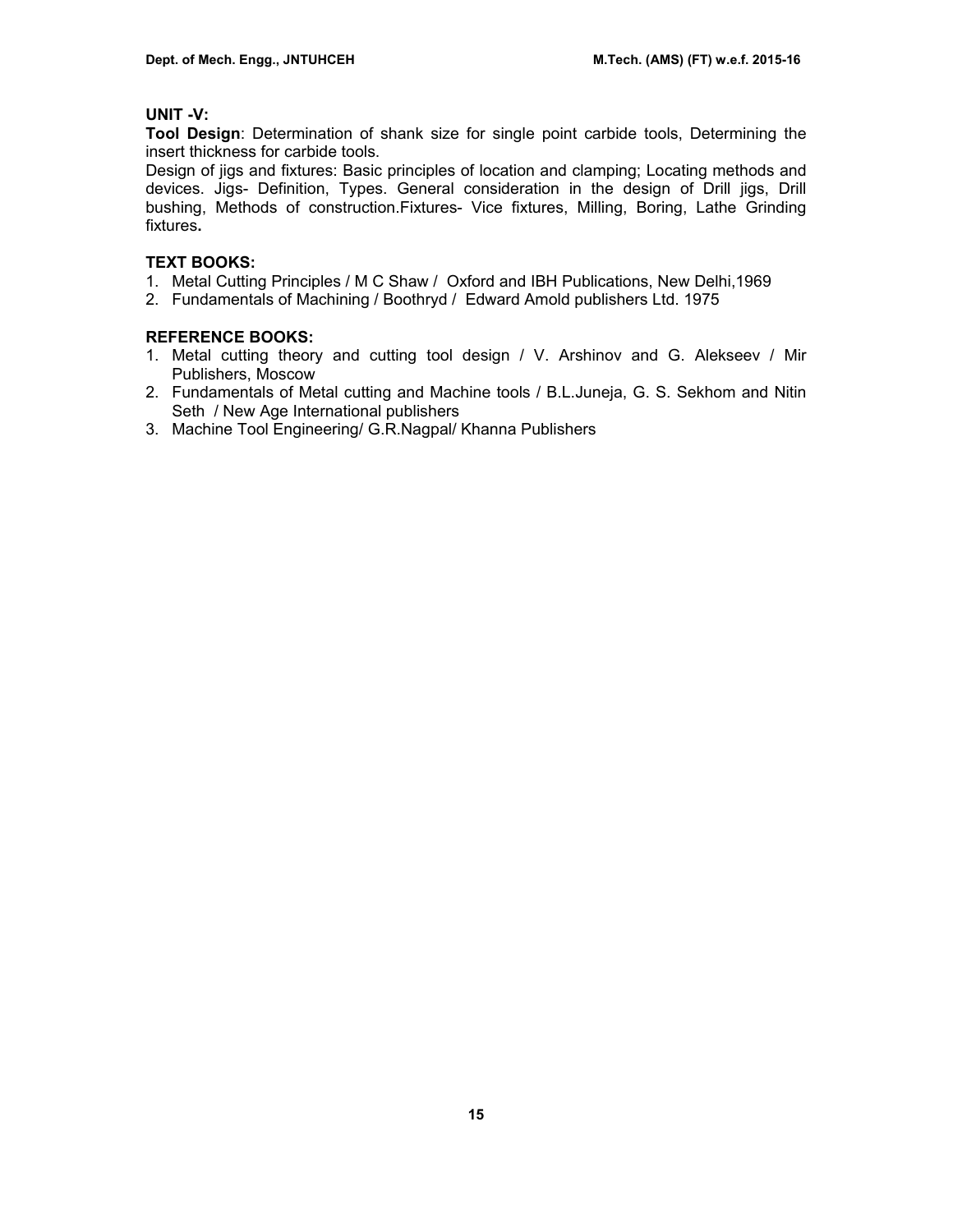**UNIT -V:**

**Tool Design**: Determination of shank size for single point carbide tools, Determining the insert thickness for carbide tools.

Design of jigs and fixtures: Basic principles of location and clamping; Locating methods and devices. Jigs- Definition, Types. General consideration in the design of Drill jigs, Drill bushing, Methods of construction.Fixtures- Vice fixtures, Milling, Boring, Lathe Grinding fixtures**.**

**TEXT BOOKS:**

1. Metal Cutting Principles / M C Shaw / Oxford and IBH Publications, New Delhi,1969
2. Fundamentals of Machining / Boothryd / Edward Amold publishers Ltd. 1975

**REFERENCE BOOKS:**

1. Metal cutting theory and cutting tool design / V. Arshinov and G. Alekseev / Mir Publishers, Moscow
2. Fundamentals of Metal cutting and Machine tools / B.L.Juneja, G. S. Sekhom and Nitin Seth / New Age International publishers
3. Machine Tool Engineering/ G.R.Nagpal/ Khanna Publishers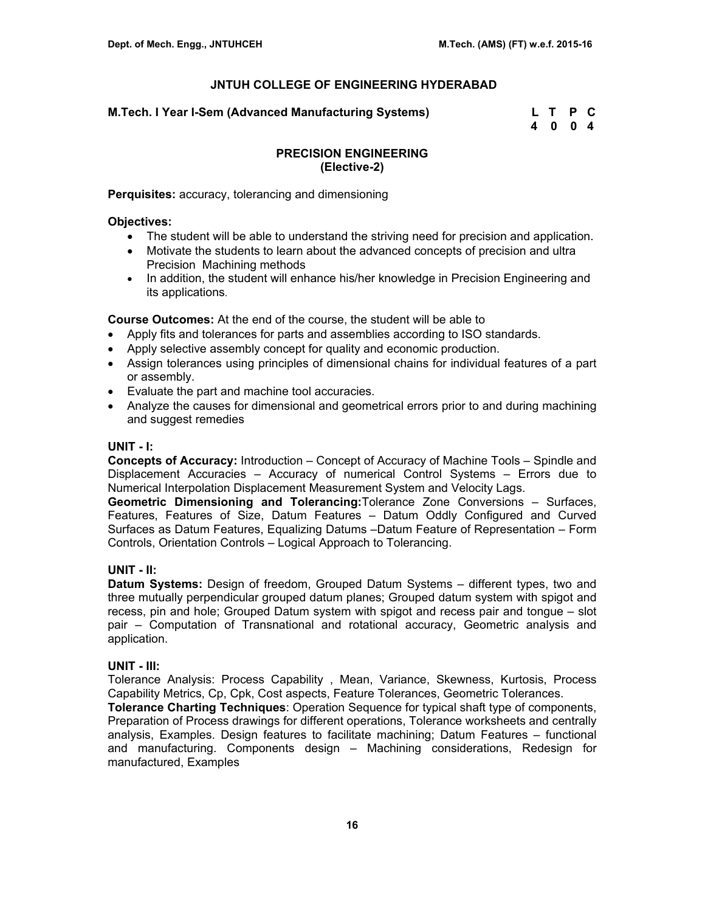## JNTUH COLLEGE OF ENGINEERING HYDERABAD

**M.Tech. I Year I-Sem (Advanced Manufacturing Systems)**

| L | T | P | C |
|---|---|---|---|
| 4 | 0 | 0 | 4 |

### PRECISION ENGINEERING
### (Elective-2)

**Perquisites:** accuracy, tolerancing and dimensioning

**Objectives:**

- The student will be able to understand the striving need for precision and application.
- Motivate the students to learn about the advanced concepts of precision and ultra Precision Machining methods
- In addition, the student will enhance his/her knowledge in Precision Engineering and its applications.

**Course Outcomes:** At the end of the course, the student will be able to

- Apply fits and tolerances for parts and assemblies according to ISO standards.
- Apply selective assembly concept for quality and economic production.
- Assign tolerances using principles of dimensional chains for individual features of a part or assembly.
- Evaluate the part and machine tool accuracies.
- Analyze the causes for dimensional and geometrical errors prior to and during machining and suggest remedies

**UNIT - I:**

**Concepts of Accuracy:** Introduction – Concept of Accuracy of Machine Tools – Spindle and Displacement Accuracies – Accuracy of numerical Control Systems – Errors due to Numerical Interpolation Displacement Measurement System and Velocity Lags.

**Geometric Dimensioning and Tolerancing:**Tolerance Zone Conversions – Surfaces, Features, Features of Size, Datum Features – Datum Oddly Configured and Curved Surfaces as Datum Features, Equalizing Datums –Datum Feature of Representation – Form Controls, Orientation Controls – Logical Approach to Tolerancing.

**UNIT - II:**

**Datum Systems:** Design of freedom, Grouped Datum Systems – different types, two and three mutually perpendicular grouped datum planes; Grouped datum system with spigot and recess, pin and hole; Grouped Datum system with spigot and recess pair and tongue – slot pair – Computation of Transnational and rotational accuracy, Geometric analysis and application.

**UNIT - III:**

Tolerance Analysis: Process Capability , Mean, Variance, Skewness, Kurtosis, Process Capability Metrics, Cp, Cpk, Cost aspects, Feature Tolerances, Geometric Tolerances.

**Tolerance Charting Techniques**: Operation Sequence for typical shaft type of components, Preparation of Process drawings for different operations, Tolerance worksheets and centrally analysis, Examples. Design features to facilitate machining; Datum Features – functional and manufacturing. Components design – Machining considerations, Redesign for manufactured, Examples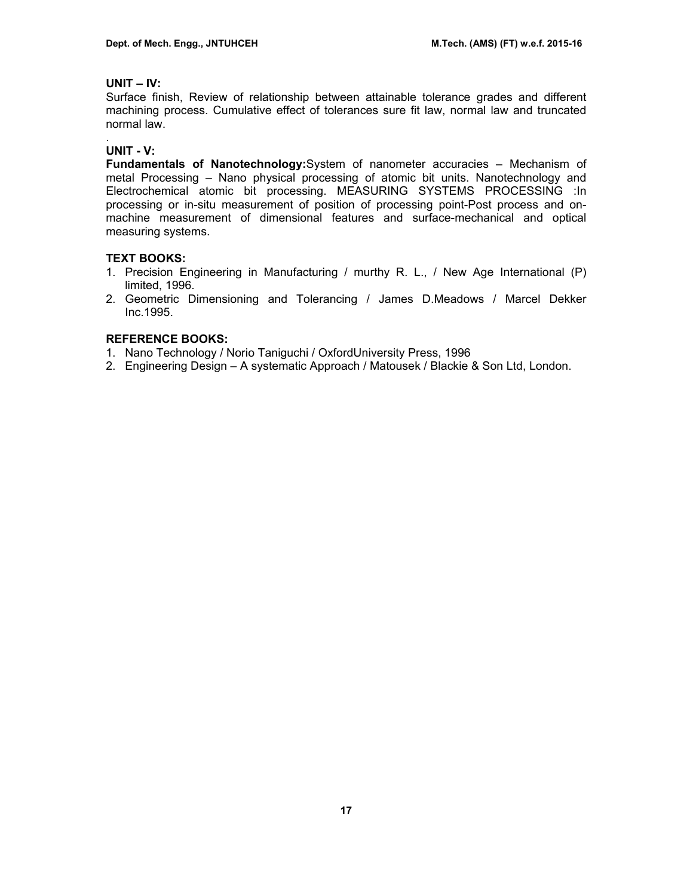**UNIT – IV:**

Surface finish, Review of relationship between attainable tolerance grades and different machining process. Cumulative effect of tolerances sure fit law, normal law and truncated normal law.

.

**UNIT - V:**

**Fundamentals of Nanotechnology:**System of nanometer accuracies – Mechanism of metal Processing – Nano physical processing of atomic bit units. Nanotechnology and Electrochemical atomic bit processing. MEASURING SYSTEMS PROCESSING :In processing or in-situ measurement of position of processing point-Post process and on-machine measurement of dimensional features and surface-mechanical and optical measuring systems.

**TEXT BOOKS:**

1. Precision Engineering in Manufacturing / murthy R. L., / New Age International (P) limited, 1996.
2. Geometric Dimensioning and Tolerancing / James D.Meadows / Marcel Dekker Inc.1995.

**REFERENCE BOOKS:**

1. Nano Technology / Norio Taniguchi / OxfordUniversity Press, 1996
2. Engineering Design – A systematic Approach / Matousek / Blackie & Son Ltd, London.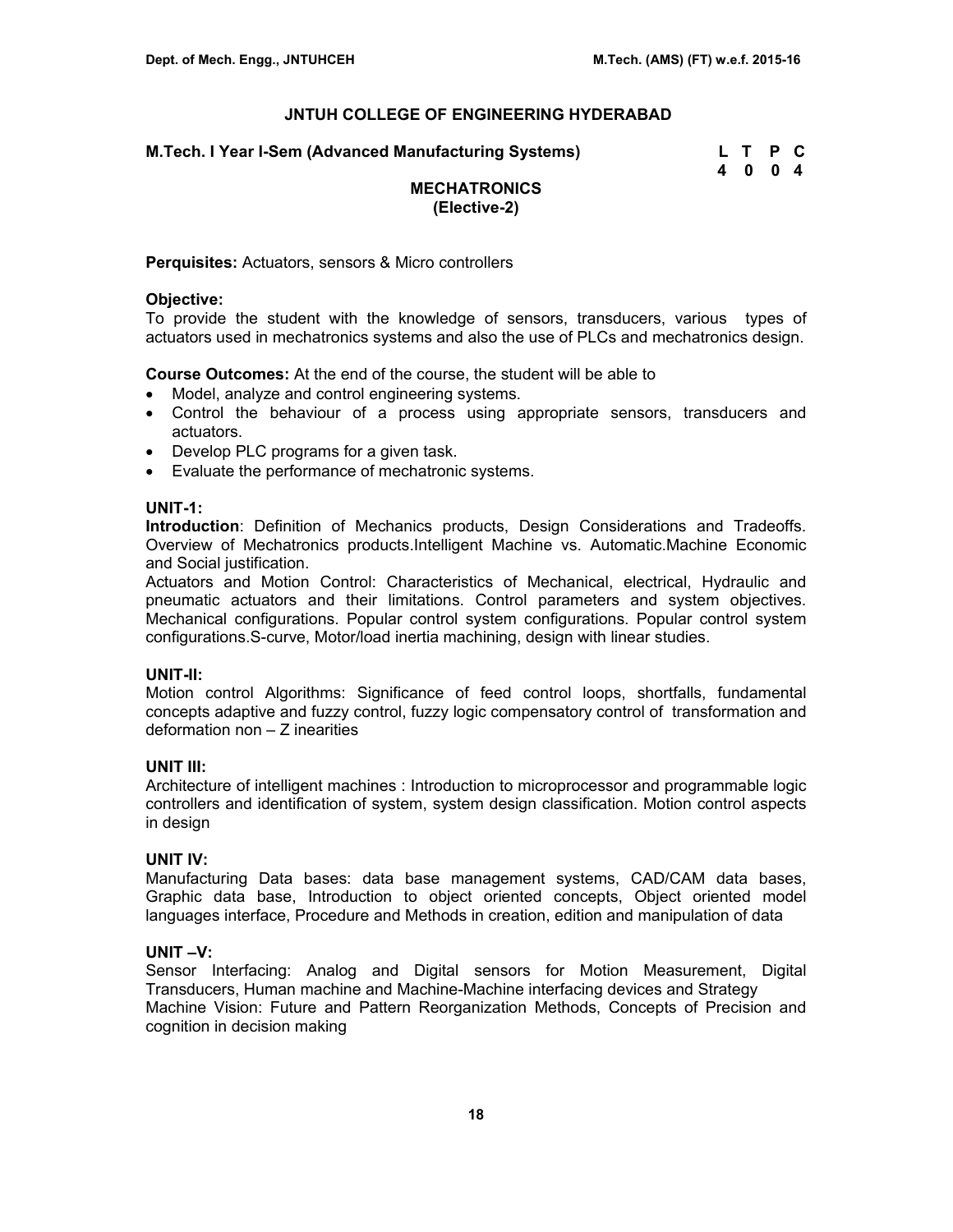## JNTUH COLLEGE OF ENGINEERING HYDERABAD

**M.Tech. I Year I-Sem (Advanced Manufacturing Systems)**

| L | T | P | C |
|---|---|---|---|
| 4 | 0 | 0 | 4 |

### MECHATRONICS
**(Elective-2)**

**Perquisites:** Actuators, sensors & Micro controllers

**Objective:**
To provide the student with the knowledge of sensors, transducers, various types of actuators used in mechatronics systems and also the use of PLCs and mechatronics design.

**Course Outcomes:** At the end of the course, the student will be able to

- Model, analyze and control engineering systems.
- Control the behaviour of a process using appropriate sensors, transducers and actuators.
- Develop PLC programs for a given task.
- Evaluate the performance of mechatronic systems.

**UNIT-1:**
**Introduction**: Definition of Mechanics products, Design Considerations and Tradeoffs. Overview of Mechatronics products.Intelligent Machine vs. Automatic.Machine Economic and Social justification.
Actuators and Motion Control: Characteristics of Mechanical, electrical, Hydraulic and pneumatic actuators and their limitations. Control parameters and system objectives. Mechanical configurations. Popular control system configurations. Popular control system configurations.S-curve, Motor/load inertia machining, design with linear studies.

**UNIT-II:**
Motion control Algorithms: Significance of feed control loops, shortfalls, fundamental concepts adaptive and fuzzy control, fuzzy logic compensatory control of transformation and deformation non – Z inearities

**UNIT III:**
Architecture of intelligent machines : Introduction to microprocessor and programmable logic controllers and identification of system, system design classification. Motion control aspects in design

**UNIT IV:**
Manufacturing Data bases: data base management systems, CAD/CAM data bases, Graphic data base, Introduction to object oriented concepts, Object oriented model languages interface, Procedure and Methods in creation, edition and manipulation of data

**UNIT –V:**
Sensor Interfacing: Analog and Digital sensors for Motion Measurement, Digital Transducers, Human machine and Machine-Machine interfacing devices and Strategy
Machine Vision: Future and Pattern Reorganization Methods, Concepts of Precision and cognition in decision making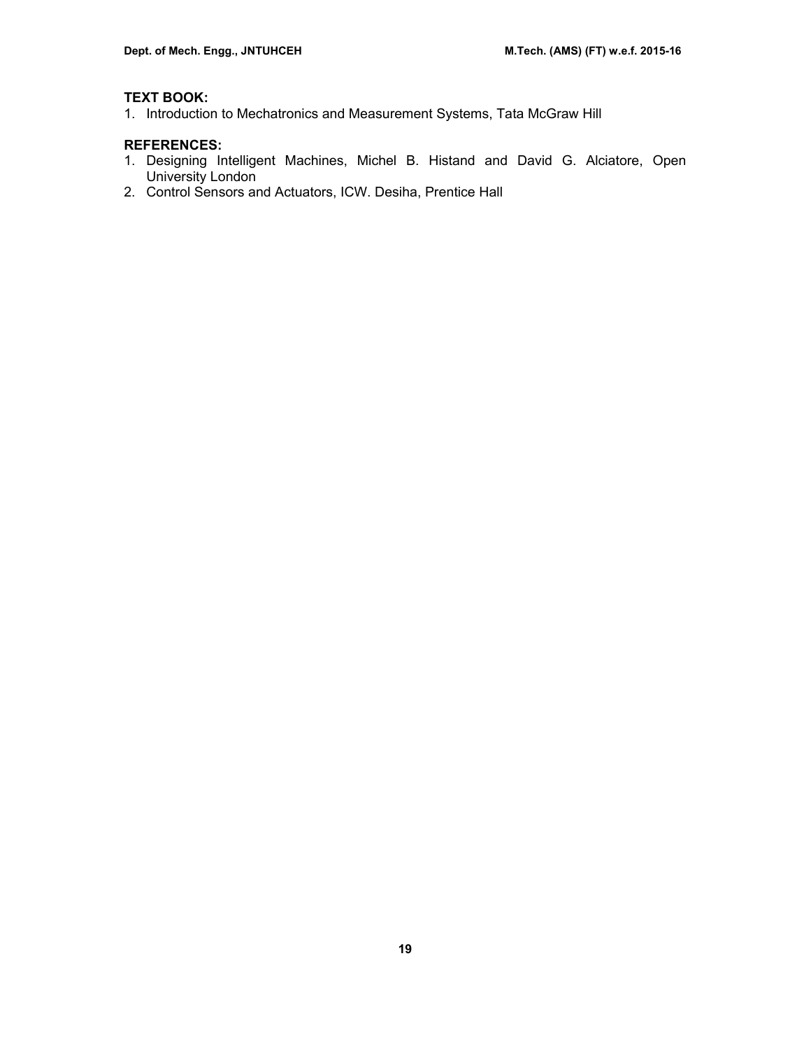**TEXT BOOK:**

1. Introduction to Mechatronics and Measurement Systems, Tata McGraw Hill

**REFERENCES:**

1. Designing Intelligent Machines, Michel B. Histand and David G. Alciatore, Open University London
2. Control Sensors and Actuators, ICW. Desiha, Prentice Hall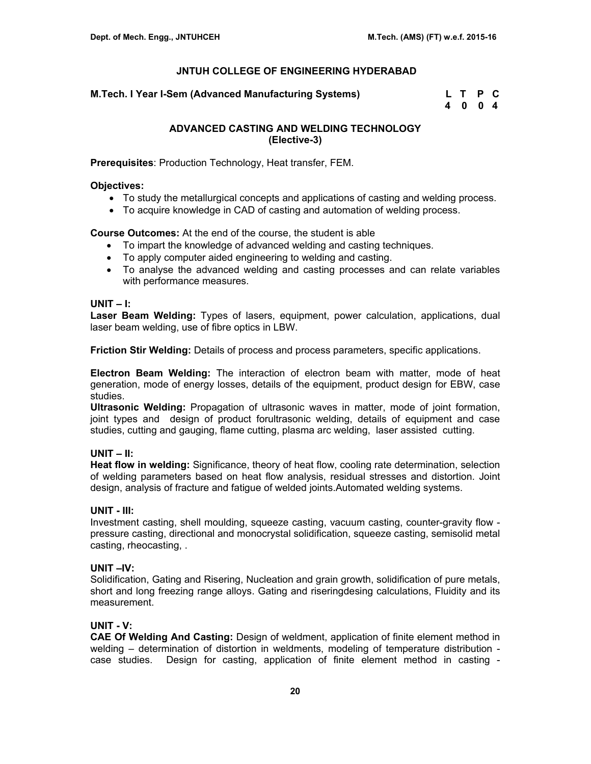## JNTUH COLLEGE OF ENGINEERING HYDERABAD

**M.Tech. I Year I-Sem (Advanced Manufacturing Systems)**

| L | T | P | C |
|---|---|---|---|
| 4 | 0 | 0 | 4 |

### ADVANCED CASTING AND WELDING TECHNOLOGY
### (Elective-3)

**Prerequisites**: Production Technology, Heat transfer, FEM.

**Objectives:**

- To study the metallurgical concepts and applications of casting and welding process.
- To acquire knowledge in CAD of casting and automation of welding process.

**Course Outcomes:** At the end of the course, the student is able

- To impart the knowledge of advanced welding and casting techniques.
- To apply computer aided engineering to welding and casting.
- To analyse the advanced welding and casting processes and can relate variables with performance measures.

**UNIT – I:**

**Laser Beam Welding:** Types of lasers, equipment, power calculation, applications, dual laser beam welding, use of fibre optics in LBW.

**Friction Stir Welding:** Details of process and process parameters, specific applications.

**Electron Beam Welding:** The interaction of electron beam with matter, mode of heat generation, mode of energy losses, details of the equipment, product design for EBW, case studies.

**Ultrasonic Welding:** Propagation of ultrasonic waves in matter, mode of joint formation, joint types and design of product forultrasonic welding, details of equipment and case studies, cutting and gauging, flame cutting, plasma arc welding, laser assisted cutting.

**UNIT – II:**

**Heat flow in welding:** Significance, theory of heat flow, cooling rate determination, selection of welding parameters based on heat flow analysis, residual stresses and distortion. Joint design, analysis of fracture and fatigue of welded joints.Automated welding systems.

**UNIT - III:**

Investment casting, shell moulding, squeeze casting, vacuum casting, counter-gravity flow - pressure casting, directional and monocrystal solidification, squeeze casting, semisolid metal casting, rheocasting, .

**UNIT –IV:**

Solidification, Gating and Risering, Nucleation and grain growth, solidification of pure metals, short and long freezing range alloys. Gating and riseringdesing calculations, Fluidity and its measurement.

**UNIT - V:**

**CAE Of Welding And Casting:** Design of weldment, application of finite element method in welding – determination of distortion in weldments, modeling of temperature distribution - case studies. Design for casting, application of finite element method in casting -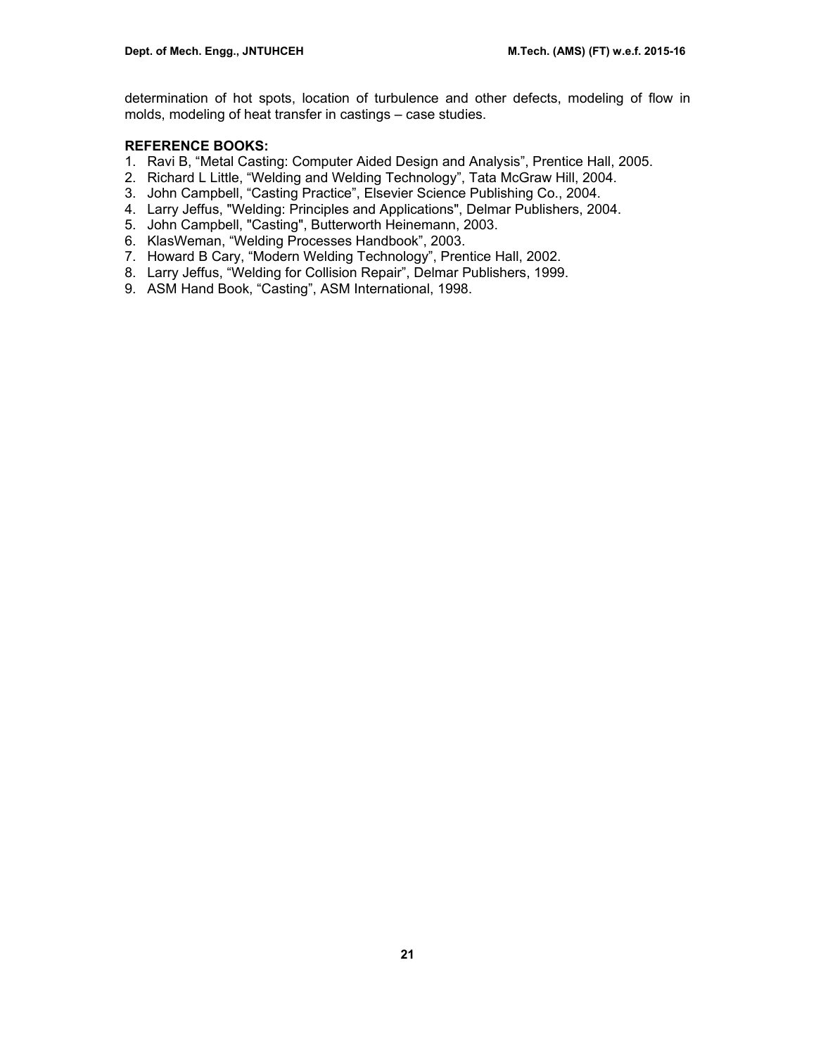determination of hot spots, location of turbulence and other defects, modeling of flow in molds, modeling of heat transfer in castings – case studies.

**REFERENCE BOOKS:**

1. Ravi B, “Metal Casting: Computer Aided Design and Analysis”, Prentice Hall, 2005.
2. Richard L Little, “Welding and Welding Technology”, Tata McGraw Hill, 2004.
3. John Campbell, “Casting Practice”, Elsevier Science Publishing Co., 2004.
4. Larry Jeffus, "Welding: Principles and Applications", Delmar Publishers, 2004.
5. John Campbell, "Casting", Butterworth Heinemann, 2003.
6. KlasWeman, “Welding Processes Handbook”, 2003.
7. Howard B Cary, “Modern Welding Technology”, Prentice Hall, 2002.
8. Larry Jeffus, “Welding for Collision Repair”, Delmar Publishers, 1999.
9. ASM Hand Book, “Casting”, ASM International, 1998.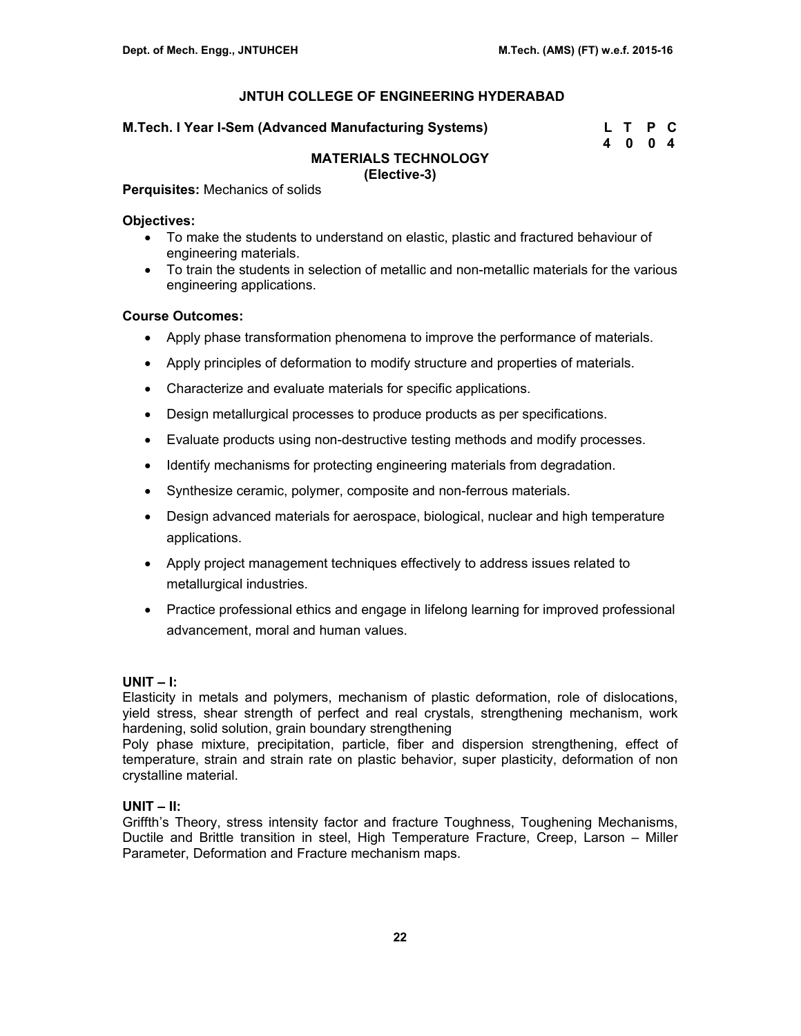## JNTUH COLLEGE OF ENGINEERING HYDERABAD

**M.Tech. I Year I-Sem (Advanced Manufacturing Systems)**

| L | T | P | C |
|---|---|---|---|
| 4 | 0 | 0 | 4 |

### MATERIALS TECHNOLOGY
**(Elective-3)**

**Perquisites:** Mechanics of solids

**Objectives:**

- To make the students to understand on elastic, plastic and fractured behaviour of engineering materials.
- To train the students in selection of metallic and non-metallic materials for the various engineering applications.

**Course Outcomes:**

- Apply phase transformation phenomena to improve the performance of materials.
- Apply principles of deformation to modify structure and properties of materials.
- Characterize and evaluate materials for specific applications.
- Design metallurgical processes to produce products as per specifications.
- Evaluate products using non-destructive testing methods and modify processes.
- Identify mechanisms for protecting engineering materials from degradation.
- Synthesize ceramic, polymer, composite and non-ferrous materials.
- Design advanced materials for aerospace, biological, nuclear and high temperature applications.
- Apply project management techniques effectively to address issues related to metallurgical industries.
- Practice professional ethics and engage in lifelong learning for improved professional advancement, moral and human values.

**UNIT – I:**

Elasticity in metals and polymers, mechanism of plastic deformation, role of dislocations, yield stress, shear strength of perfect and real crystals, strengthening mechanism, work hardening, solid solution, grain boundary strengthening

Poly phase mixture, precipitation, particle, fiber and dispersion strengthening, effect of temperature, strain and strain rate on plastic behavior, super plasticity, deformation of non crystalline material.

**UNIT – II:**

Griffth's Theory, stress intensity factor and fracture Toughness, Toughening Mechanisms, Ductile and Brittle transition in steel, High Temperature Fracture, Creep, Larson – Miller Parameter, Deformation and Fracture mechanism maps.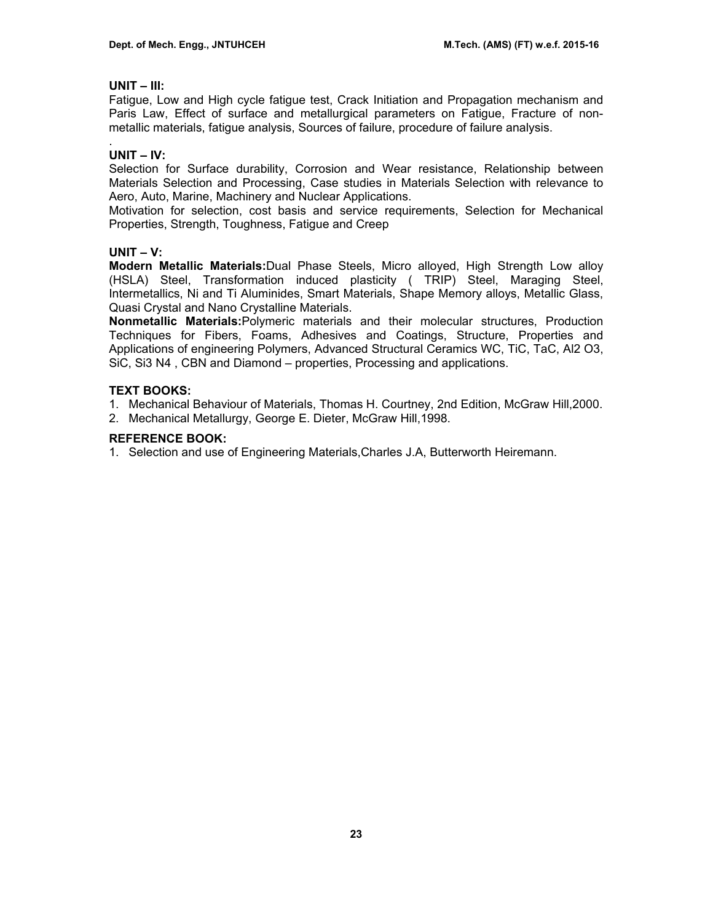**UNIT – III:**
Fatigue, Low and High cycle fatigue test, Crack Initiation and Propagation mechanism and Paris Law, Effect of surface and metallurgical parameters on Fatigue, Fracture of non-metallic materials, fatigue analysis, Sources of failure, procedure of failure analysis.

.
**UNIT – IV:**
Selection for Surface durability, Corrosion and Wear resistance, Relationship between Materials Selection and Processing, Case studies in Materials Selection with relevance to Aero, Auto, Marine, Machinery and Nuclear Applications.
Motivation for selection, cost basis and service requirements, Selection for Mechanical Properties, Strength, Toughness, Fatigue and Creep

**UNIT – V:**
**Modern Metallic Materials:**Dual Phase Steels, Micro alloyed, High Strength Low alloy (HSLA) Steel, Transformation induced plasticity ( TRIP) Steel, Maraging Steel, Intermetallics, Ni and Ti Aluminides, Smart Materials, Shape Memory alloys, Metallic Glass, Quasi Crystal and Nano Crystalline Materials.
**Nonmetallic Materials:**Polymeric materials and their molecular structures, Production Techniques for Fibers, Foams, Adhesives and Coatings, Structure, Properties and Applications of engineering Polymers, Advanced Structural Ceramics WC, TiC, TaC, $Al_2O_3$, SiC, $Si_3N_4$ , CBN and Diamond – properties, Processing and applications.

**TEXT BOOKS:**
1. Mechanical Behaviour of Materials, Thomas H. Courtney, 2nd Edition, McGraw Hill,2000.
2. Mechanical Metallurgy, George E. Dieter, McGraw Hill,1998.

**REFERENCE BOOK:**
1. Selection and use of Engineering Materials,Charles J.A, Butterworth Heiremann.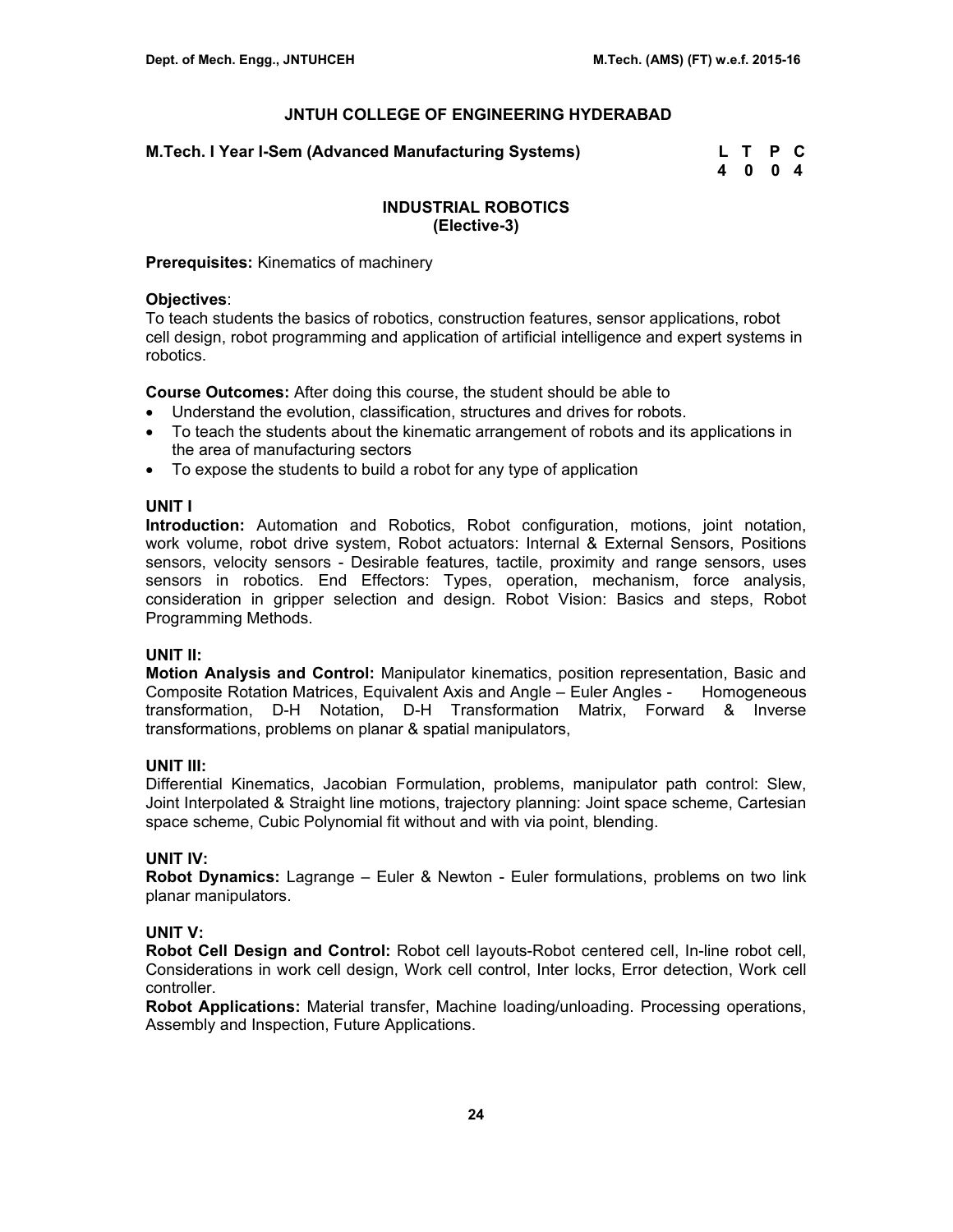## JNTUH COLLEGE OF ENGINEERING HYDERABAD

**M.Tech. I Year I-Sem (Advanced Manufacturing Systems)**

| L | T | P | C |
|---|---|---|---|
| 4 | 0 | 0 | 4 |

### INDUSTRIAL ROBOTICS
### (Elective-3)

**Prerequisites:** Kinematics of machinery

**Objectives**:
To teach students the basics of robotics, construction features, sensor applications, robot cell design, robot programming and application of artificial intelligence and expert systems in robotics.

**Course Outcomes:** After doing this course, the student should be able to

- Understand the evolution, classification, structures and drives for robots.
- To teach the students about the kinematic arrangement of robots and its applications in the area of manufacturing sectors
- To expose the students to build a robot for any type of application

**UNIT I**
**Introduction:** Automation and Robotics, Robot configuration, motions, joint notation, work volume, robot drive system, Robot actuators: Internal & External Sensors, Positions sensors, velocity sensors - Desirable features, tactile, proximity and range sensors, uses sensors in robotics. End Effectors: Types, operation, mechanism, force analysis, consideration in gripper selection and design. Robot Vision: Basics and steps, Robot Programming Methods.

**UNIT II:**
**Motion Analysis and Control:** Manipulator kinematics, position representation, Basic and Composite Rotation Matrices, Equivalent Axis and Angle – Euler Angles - Homogeneous transformation, D-H Notation, D-H Transformation Matrix, Forward & Inverse transformations, problems on planar & spatial manipulators,

**UNIT III:**
Differential Kinematics, Jacobian Formulation, problems, manipulator path control: Slew, Joint Interpolated & Straight line motions, trajectory planning: Joint space scheme, Cartesian space scheme, Cubic Polynomial fit without and with via point, blending.

**UNIT IV:**
**Robot Dynamics:** Lagrange – Euler & Newton - Euler formulations, problems on two link planar manipulators.

**UNIT V:**
**Robot Cell Design and Control:** Robot cell layouts-Robot centered cell, In-line robot cell, Considerations in work cell design, Work cell control, Inter locks, Error detection, Work cell controller.
**Robot Applications:** Material transfer, Machine loading/unloading. Processing operations, Assembly and Inspection, Future Applications.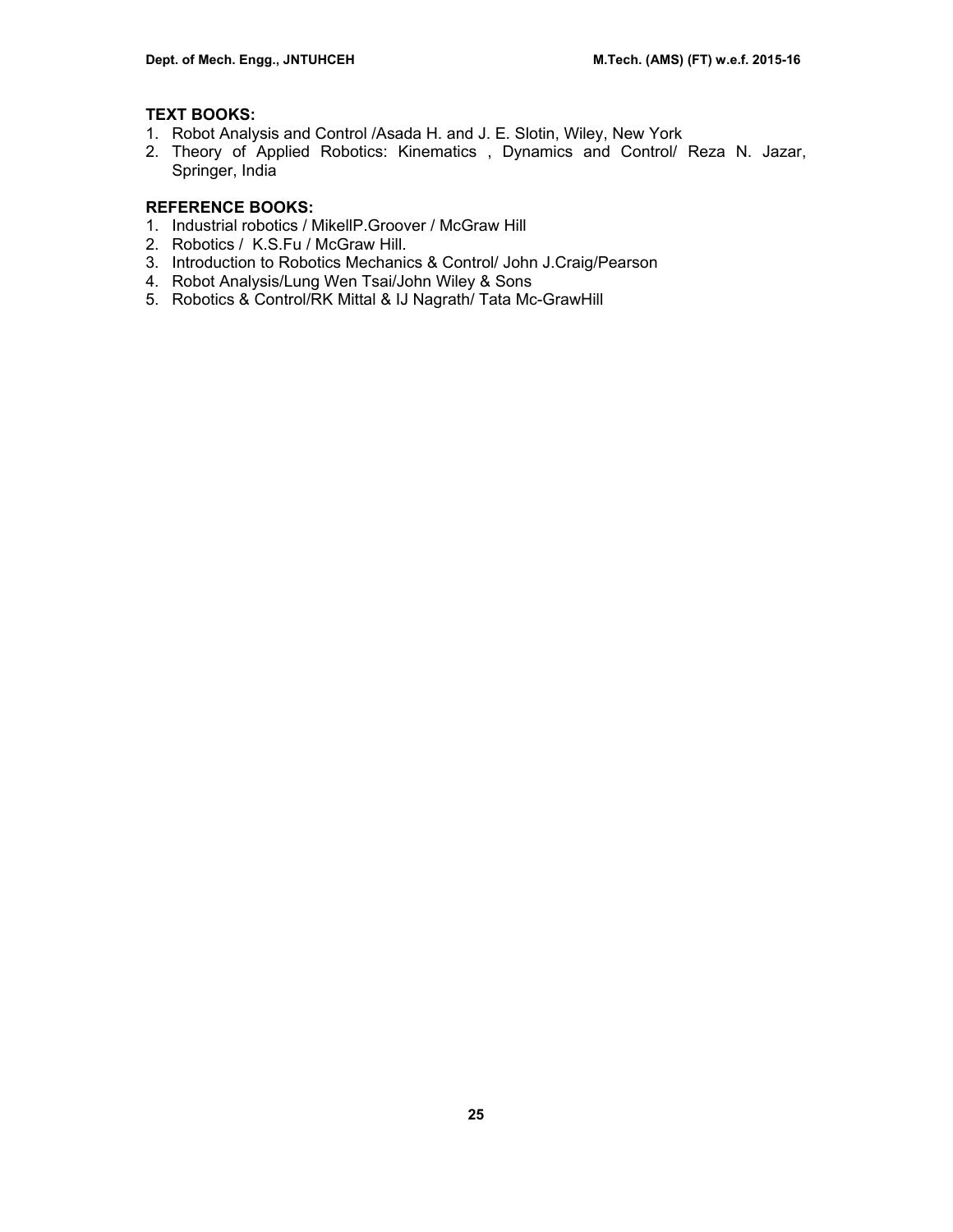**TEXT BOOKS:**

1. Robot Analysis and Control /Asada H. and J. E. Slotin, Wiley, New York
2. Theory of Applied Robotics: Kinematics , Dynamics and Control/ Reza N. Jazar, Springer, India

**REFERENCE BOOKS:**

1. Industrial robotics / MikellP.Groover / McGraw Hill
2. Robotics / K.S.Fu / McGraw Hill.
3. Introduction to Robotics Mechanics & Control/ John J.Craig/Pearson
4. Robot Analysis/Lung Wen Tsai/John Wiley & Sons
5. Robotics & Control/RK Mittal & IJ Nagrath/ Tata Mc-GrawHill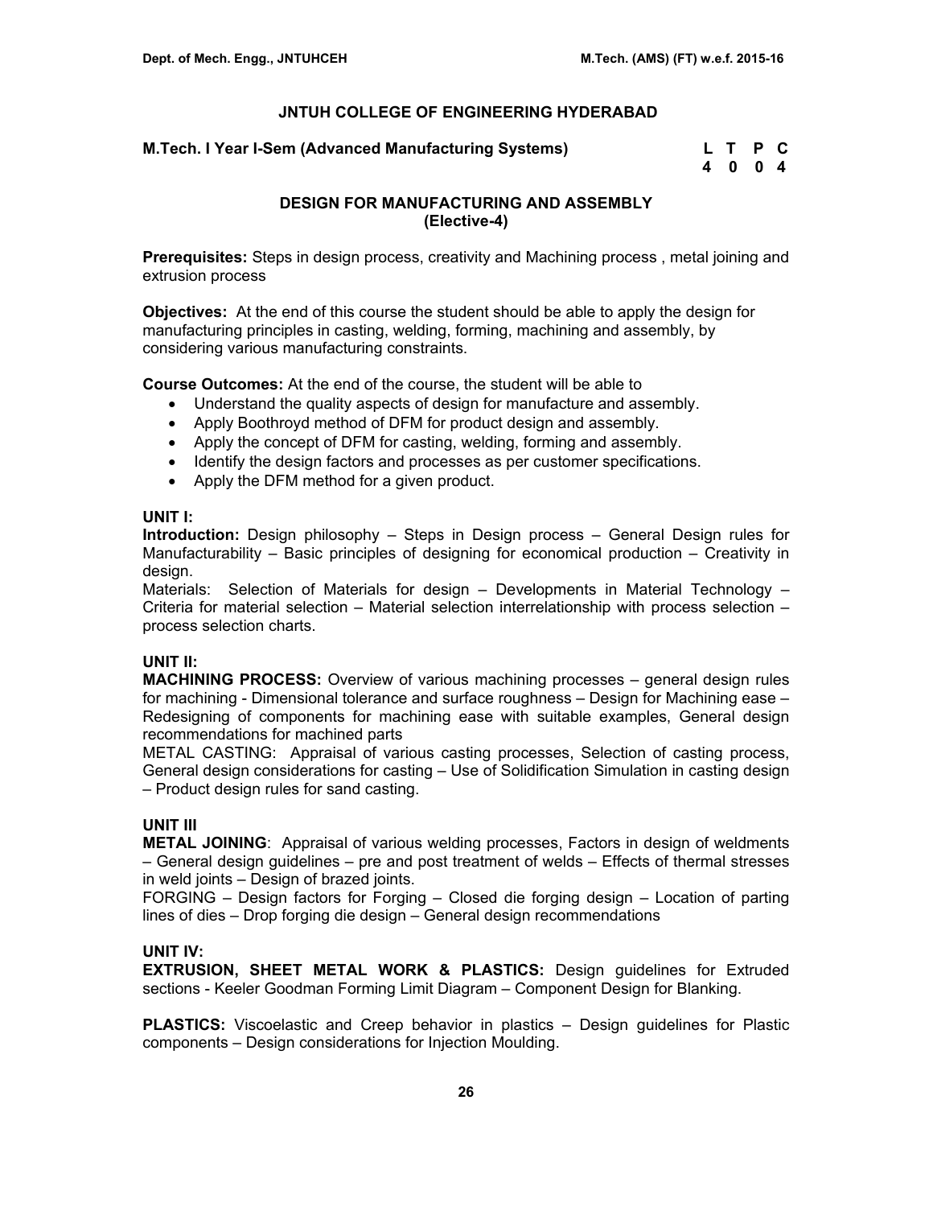## JNTUH COLLEGE OF ENGINEERING HYDERABAD

**M.Tech. I Year I-Sem (Advanced Manufacturing Systems)**

| L | T | P | C |
|---|---|---|---|
| 4 | 0 | 0 | 4 |

### DESIGN FOR MANUFACTURING AND ASSEMBLY
### (Elective-4)

**Prerequisites:** Steps in design process, creativity and Machining process , metal joining and extrusion process

**Objectives:** At the end of this course the student should be able to apply the design for manufacturing principles in casting, welding, forming, machining and assembly, by considering various manufacturing constraints.

**Course Outcomes:** At the end of the course, the student will be able to

- Understand the quality aspects of design for manufacture and assembly.
- Apply Boothroyd method of DFM for product design and assembly.
- Apply the concept of DFM for casting, welding, forming and assembly.
- Identify the design factors and processes as per customer specifications.
- Apply the DFM method for a given product.

**UNIT I:**

**Introduction:** Design philosophy – Steps in Design process – General Design rules for Manufacturability – Basic principles of designing for economical production – Creativity in design.

Materials: Selection of Materials for design – Developments in Material Technology – Criteria for material selection – Material selection interrelationship with process selection – process selection charts.

**UNIT II:**

**MACHINING PROCESS:** Overview of various machining processes – general design rules for machining - Dimensional tolerance and surface roughness – Design for Machining ease – Redesigning of components for machining ease with suitable examples, General design recommendations for machined parts

METAL CASTING: Appraisal of various casting processes, Selection of casting process, General design considerations for casting – Use of Solidification Simulation in casting design – Product design rules for sand casting.

**UNIT III**

**METAL JOINING**: Appraisal of various welding processes, Factors in design of weldments – General design guidelines – pre and post treatment of welds – Effects of thermal stresses in weld joints – Design of brazed joints.

FORGING – Design factors for Forging – Closed die forging design – Location of parting lines of dies – Drop forging die design – General design recommendations

**UNIT IV:**

**EXTRUSION, SHEET METAL WORK & PLASTICS:** Design guidelines for Extruded sections - Keeler Goodman Forming Limit Diagram – Component Design for Blanking.

**PLASTICS:** Viscoelastic and Creep behavior in plastics – Design guidelines for Plastic components – Design considerations for Injection Moulding.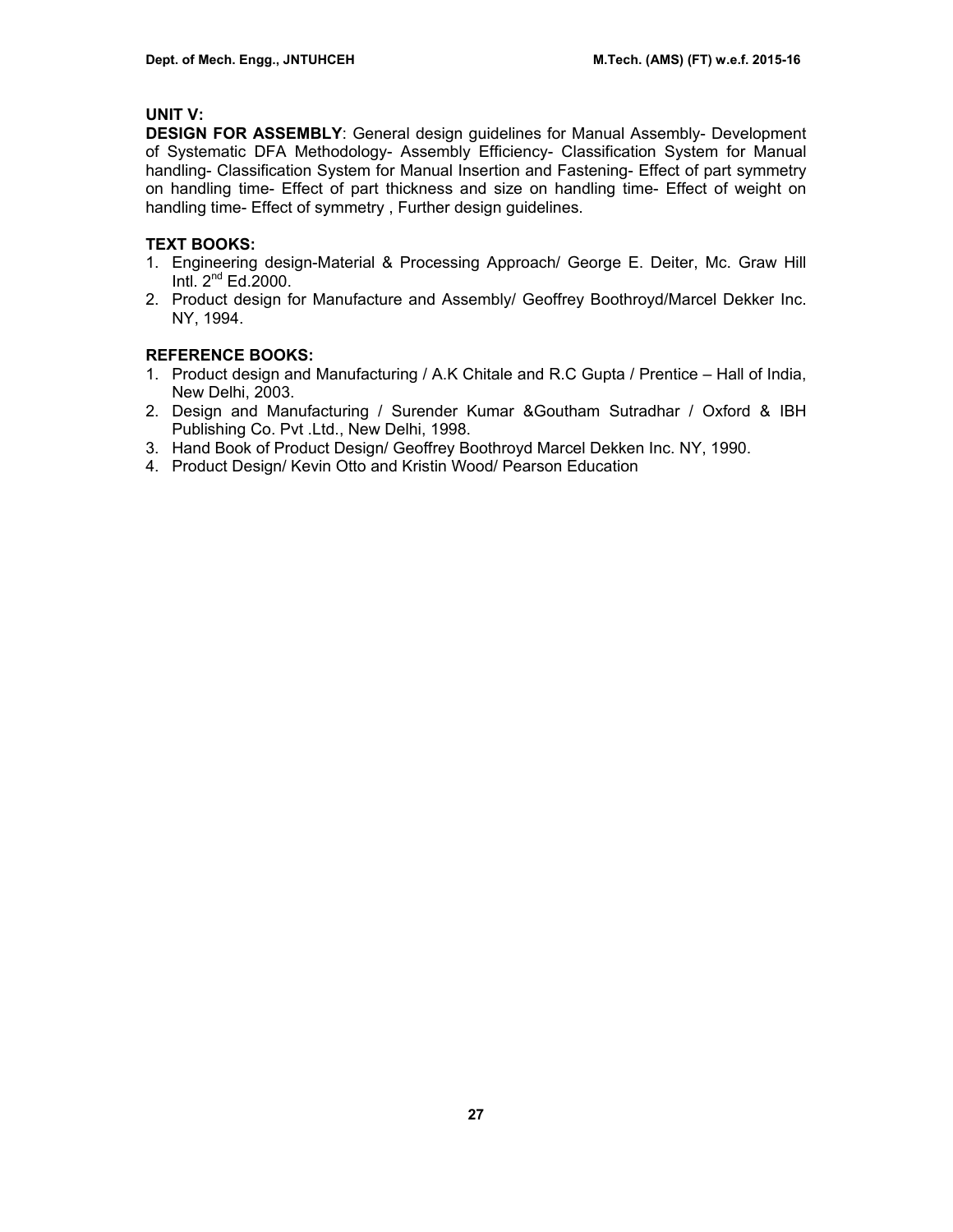**UNIT V:**

**DESIGN FOR ASSEMBLY**: General design guidelines for Manual Assembly- Development of Systematic DFA Methodology- Assembly Efficiency- Classification System for Manual handling- Classification System for Manual Insertion and Fastening- Effect of part symmetry on handling time- Effect of part thickness and size on handling time- Effect of weight on handling time- Effect of symmetry , Further design guidelines.

**TEXT BOOKS:**

1. Engineering design-Material & Processing Approach/ George E. Deiter, Mc. Graw Hill Intl. 2nd Ed.2000.
2. Product design for Manufacture and Assembly/ Geoffrey Boothroyd/Marcel Dekker Inc. NY, 1994.

**REFERENCE BOOKS:**

1. Product design and Manufacturing / A.K Chitale and R.C Gupta / Prentice – Hall of India, New Delhi, 2003.
2. Design and Manufacturing / Surender Kumar &Goutham Sutradhar / Oxford & IBH Publishing Co. Pvt .Ltd., New Delhi, 1998.
3. Hand Book of Product Design/ Geoffrey Boothroyd Marcel Dekken Inc. NY, 1990.
4. Product Design/ Kevin Otto and Kristin Wood/ Pearson Education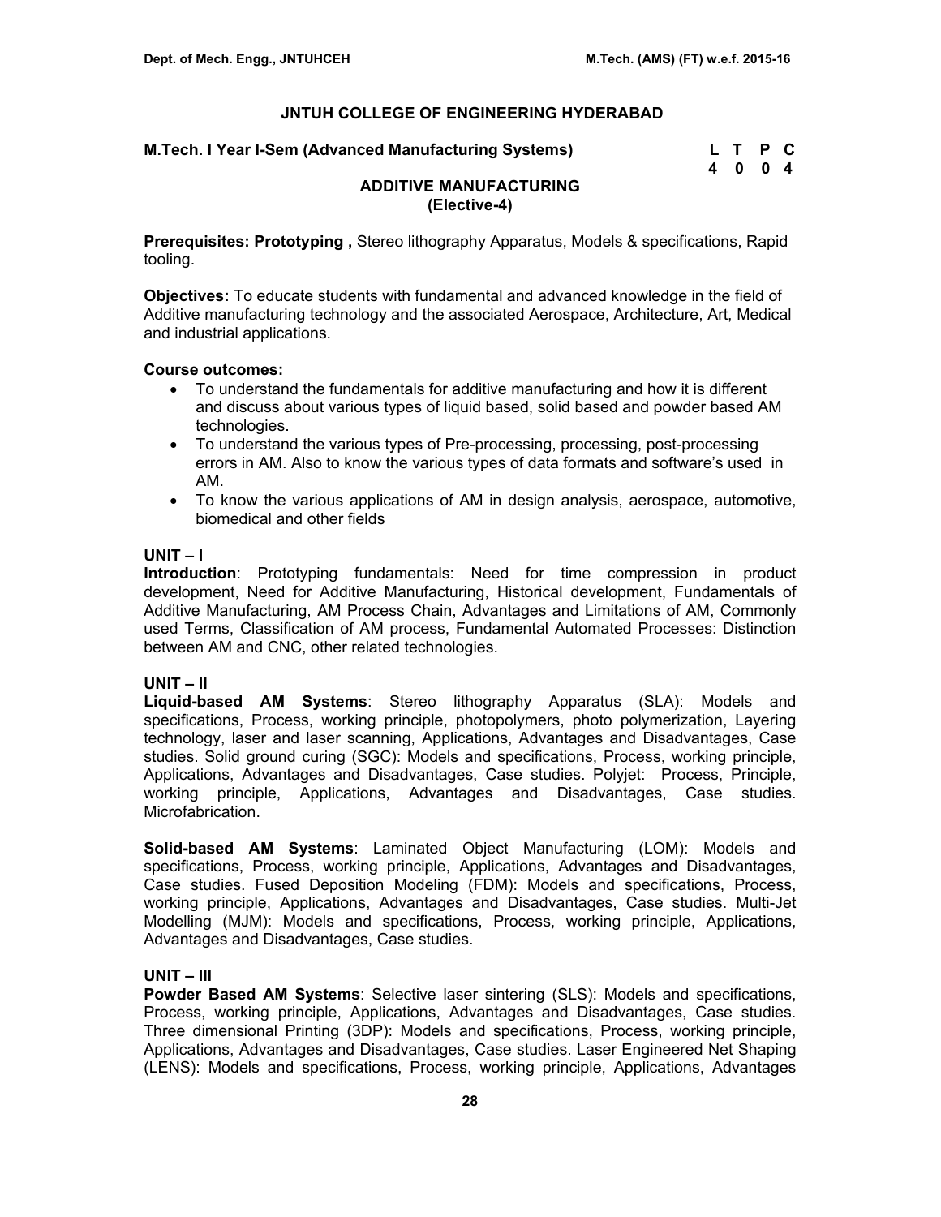## JNTUH COLLEGE OF ENGINEERING HYDERABAD

**M.Tech. I Year I-Sem (Advanced Manufacturing Systems)**

| L | T | P | C |
|---|---|---|---|
| 4 | 0 | 0 | 4 |

### ADDITIVE MANUFACTURING
### (Elective-4)

**Prerequisites: Prototyping ,** Stereo lithography Apparatus, Models & specifications, Rapid tooling.

**Objectives:** To educate students with fundamental and advanced knowledge in the field of Additive manufacturing technology and the associated Aerospace, Architecture, Art, Medical and industrial applications.

**Course outcomes:**

- To understand the fundamentals for additive manufacturing and how it is different and discuss about various types of liquid based, solid based and powder based AM technologies.
- To understand the various types of Pre-processing, processing, post-processing errors in AM. Also to know the various types of data formats and software's used in AM.
- To know the various applications of AM in design analysis, aerospace, automotive, biomedical and other fields

**UNIT – I**

**Introduction**: Prototyping fundamentals: Need for time compression in product development, Need for Additive Manufacturing, Historical development, Fundamentals of Additive Manufacturing, AM Process Chain, Advantages and Limitations of AM, Commonly used Terms, Classification of AM process, Fundamental Automated Processes: Distinction between AM and CNC, other related technologies.

**UNIT – II**

**Liquid-based AM Systems**: Stereo lithography Apparatus (SLA): Models and specifications, Process, working principle, photopolymers, photo polymerization, Layering technology, laser and laser scanning, Applications, Advantages and Disadvantages, Case studies. Solid ground curing (SGC): Models and specifications, Process, working principle, Applications, Advantages and Disadvantages, Case studies. Polyjet: Process, Principle, working principle, Applications, Advantages and Disadvantages, Case studies. Microfabrication.

**Solid-based AM Systems**: Laminated Object Manufacturing (LOM): Models and specifications, Process, working principle, Applications, Advantages and Disadvantages, Case studies. Fused Deposition Modeling (FDM): Models and specifications, Process, working principle, Applications, Advantages and Disadvantages, Case studies. Multi-Jet Modelling (MJM): Models and specifications, Process, working principle, Applications, Advantages and Disadvantages, Case studies.

**UNIT – III**

**Powder Based AM Systems**: Selective laser sintering (SLS): Models and specifications, Process, working principle, Applications, Advantages and Disadvantages, Case studies. Three dimensional Printing (3DP): Models and specifications, Process, working principle, Applications, Advantages and Disadvantages, Case studies. Laser Engineered Net Shaping (LENS): Models and specifications, Process, working principle, Applications, Advantages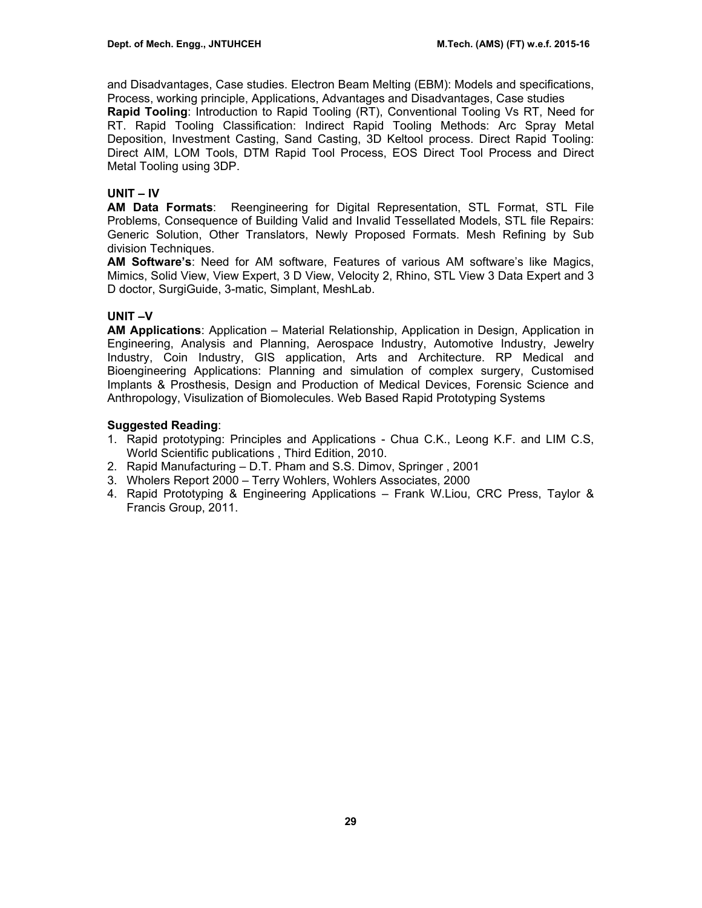and Disadvantages, Case studies. Electron Beam Melting (EBM): Models and specifications, Process, working principle, Applications, Advantages and Disadvantages, Case studies

**Rapid Tooling**: Introduction to Rapid Tooling (RT), Conventional Tooling Vs RT, Need for RT. Rapid Tooling Classification: Indirect Rapid Tooling Methods: Arc Spray Metal Deposition, Investment Casting, Sand Casting, 3D Keltool process. Direct Rapid Tooling: Direct AIM, LOM Tools, DTM Rapid Tool Process, EOS Direct Tool Process and Direct Metal Tooling using 3DP.

### UNIT – IV

**AM Data Formats**: Reengineering for Digital Representation, STL Format, STL File Problems, Consequence of Building Valid and Invalid Tessellated Models, STL file Repairs: Generic Solution, Other Translators, Newly Proposed Formats. Mesh Refining by Sub division Techniques.

**AM Software's**: Need for AM software, Features of various AM software's like Magics, Mimics, Solid View, View Expert, 3 D View, Velocity 2, Rhino, STL View 3 Data Expert and 3 D doctor, SurgiGuide, 3-matic, Simplant, MeshLab.

### UNIT –V

**AM Applications**: Application – Material Relationship, Application in Design, Application in Engineering, Analysis and Planning, Aerospace Industry, Automotive Industry, Jewelry Industry, Coin Industry, GIS application, Arts and Architecture. RP Medical and Bioengineering Applications: Planning and simulation of complex surgery, Customised Implants & Prosthesis, Design and Production of Medical Devices, Forensic Science and Anthropology, Visulization of Biomolecules. Web Based Rapid Prototyping Systems

**Suggested Reading**:

1. Rapid prototyping: Principles and Applications - Chua C.K., Leong K.F. and LIM C.S, World Scientific publications , Third Edition, 2010.
2. Rapid Manufacturing – D.T. Pham and S.S. Dimov, Springer , 2001
3. Wholers Report 2000 – Terry Wohlers, Wohlers Associates, 2000
4. Rapid Prototyping & Engineering Applications – Frank W.Liou, CRC Press, Taylor & Francis Group, 2011.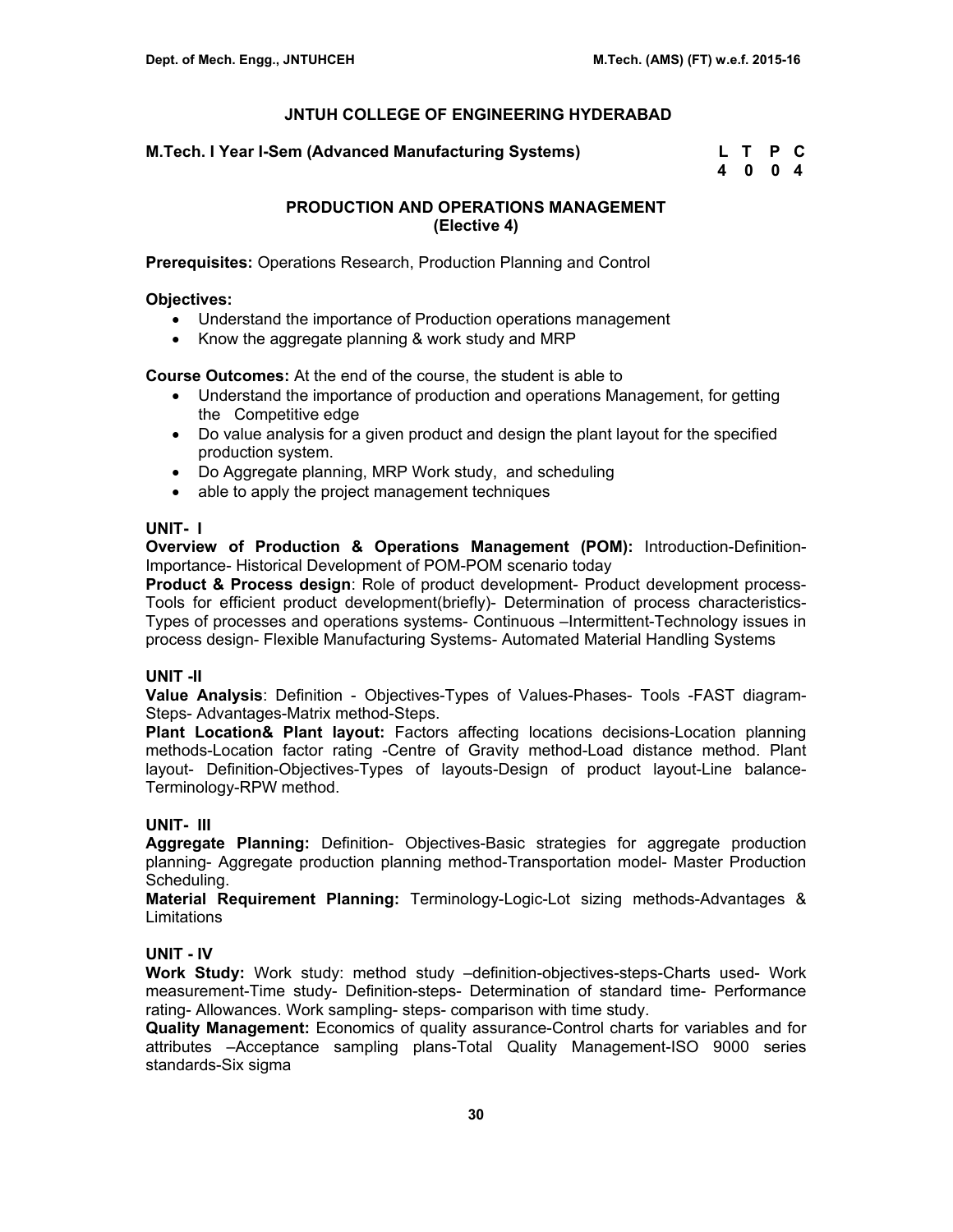## JNTUH COLLEGE OF ENGINEERING HYDERABAD

**M.Tech. I Year I-Sem (Advanced Manufacturing Systems)**

| L | T | P | C |
|---|---|---|---|
| 4 | 0 | 0 | 4 |

### PRODUCTION AND OPERATIONS MANAGEMENT
### (Elective 4)

**Prerequisites:** Operations Research, Production Planning and Control

**Objectives:**

- Understand the importance of Production operations management
- Know the aggregate planning & work study and MRP

**Course Outcomes:** At the end of the course, the student is able to

- Understand the importance of production and operations Management, for getting the Competitive edge
- Do value analysis for a given product and design the plant layout for the specified production system.
- Do Aggregate planning, MRP Work study, and scheduling
- able to apply the project management techniques

**UNIT- I**

**Overview of Production & Operations Management (POM):** Introduction-Definition-Importance- Historical Development of POM-POM scenario today

**Product & Process design**: Role of product development- Product development process-Tools for efficient product development(briefly)- Determination of process characteristics-Types of processes and operations systems- Continuous –Intermittent-Technology issues in process design- Flexible Manufacturing Systems- Automated Material Handling Systems

**UNIT -II**

**Value Analysis**: Definition - Objectives-Types of Values-Phases- Tools -FAST diagram-Steps- Advantages-Matrix method-Steps.

**Plant Location& Plant layout:** Factors affecting locations decisions-Location planning methods-Location factor rating -Centre of Gravity method-Load distance method. Plant layout- Definition-Objectives-Types of layouts-Design of product layout-Line balance-Terminology-RPW method.

**UNIT- III**

**Aggregate Planning:** Definition- Objectives-Basic strategies for aggregate production planning- Aggregate production planning method-Transportation model- Master Production Scheduling.

**Material Requirement Planning:** Terminology-Logic-Lot sizing methods-Advantages & Limitations

**UNIT - IV**

**Work Study:** Work study: method study –definition-objectives-steps-Charts used- Work measurement-Time study- Definition-steps- Determination of standard time- Performance rating- Allowances. Work sampling- steps- comparison with time study.

**Quality Management:** Economics of quality assurance-Control charts for variables and for attributes –Acceptance sampling plans-Total Quality Management-ISO 9000 series standards-Six sigma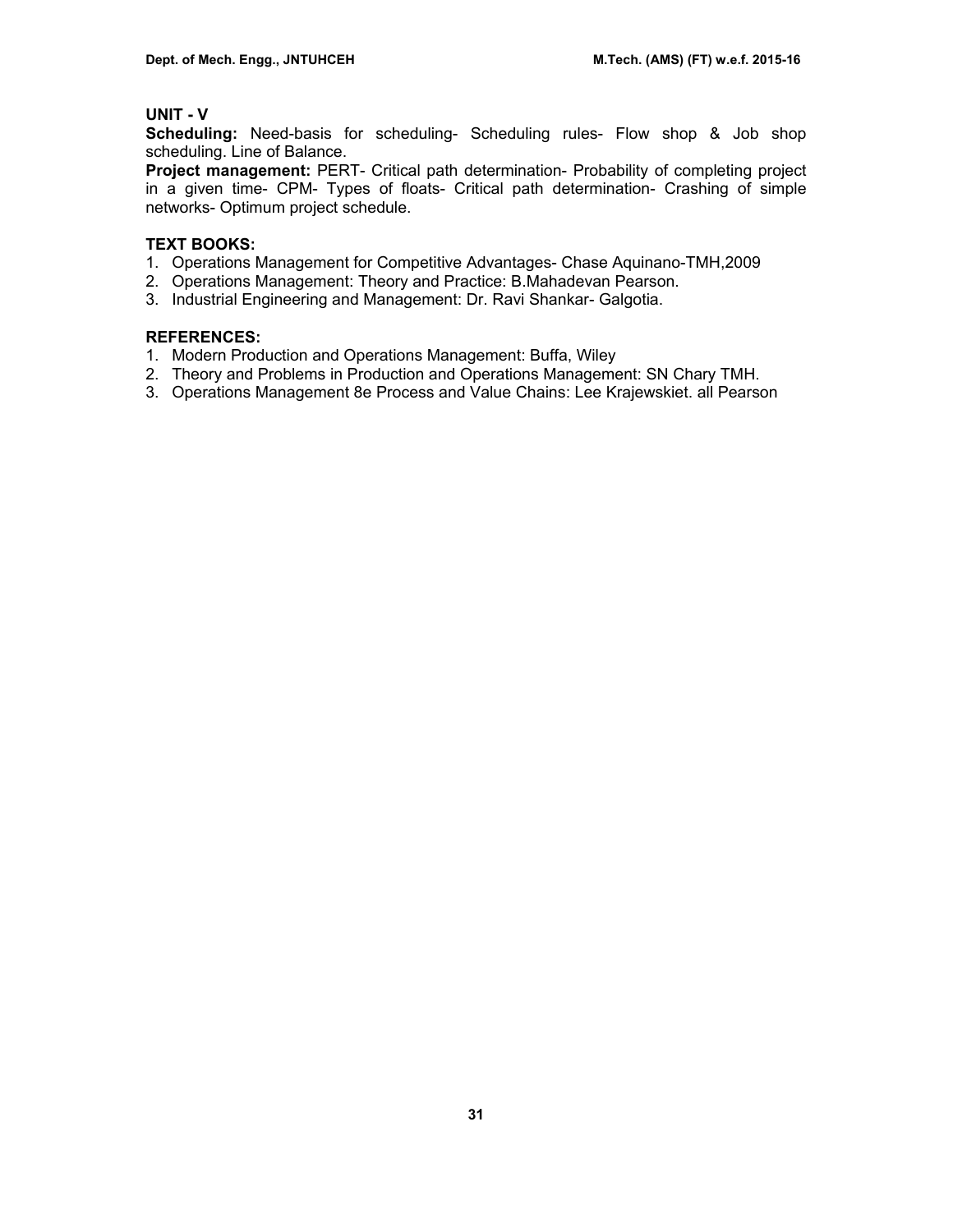## UNIT - V

**Scheduling:** Need-basis for scheduling- Scheduling rules- Flow shop & Job shop scheduling. Line of Balance.

**Project management:** PERT- Critical path determination- Probability of completing project in a given time- CPM- Types of floats- Critical path determination- Crashing of simple networks- Optimum project schedule.

### TEXT BOOKS:

1. Operations Management for Competitive Advantages- Chase Aquinano-TMH,2009
2. Operations Management: Theory and Practice: B.Mahadevan Pearson.
3. Industrial Engineering and Management: Dr. Ravi Shankar- Galgotia.

### REFERENCES:

1. Modern Production and Operations Management: Buffa, Wiley
2. Theory and Problems in Production and Operations Management: SN Chary TMH.
3. Operations Management 8e Process and Value Chains: Lee Krajewskiet. all Pearson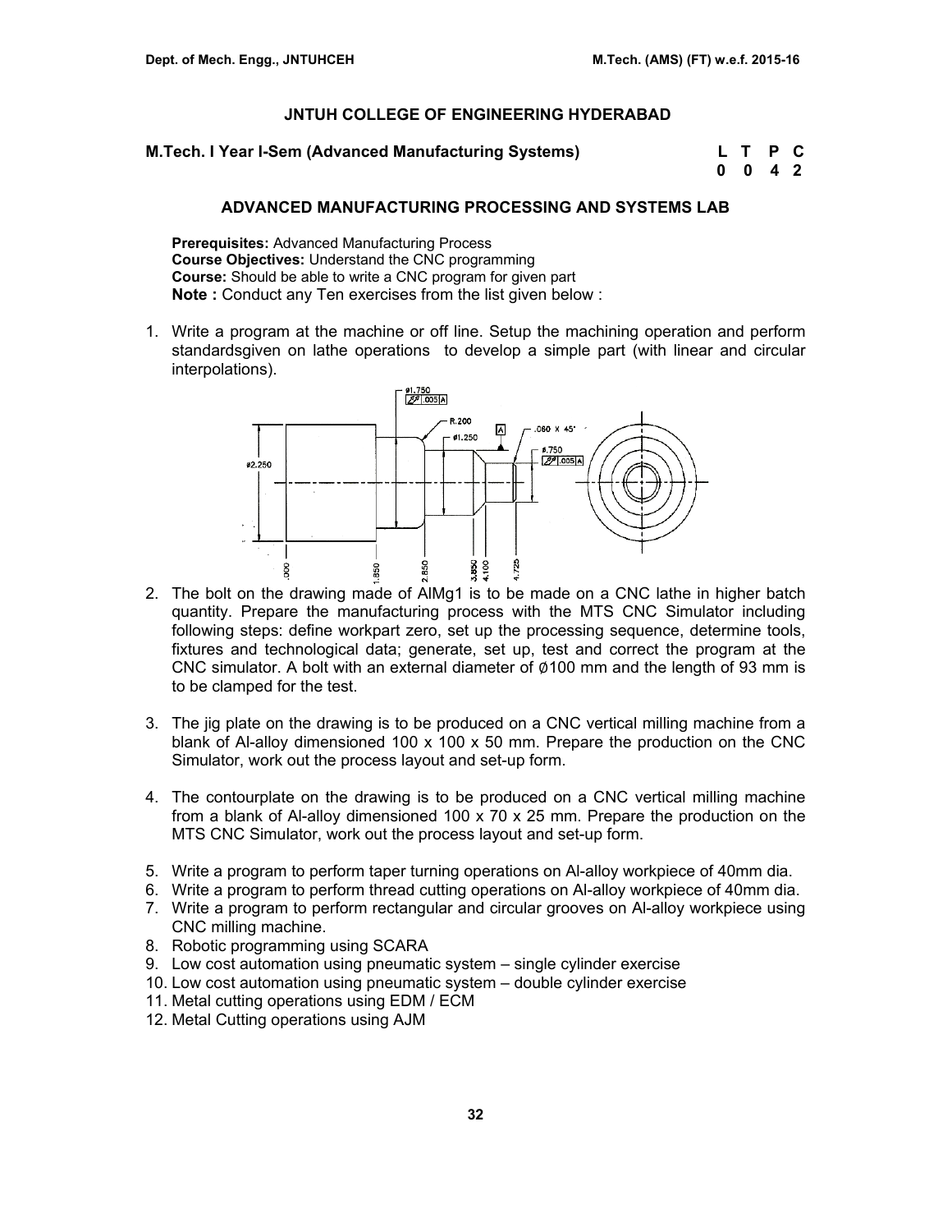## JNTUH COLLEGE OF ENGINEERING HYDERABAD

**M.Tech. I Year I-Sem (Advanced Manufacturing Systems)**

| L | T | P | C |
|---|---|---|---|
| 0 | 0 | 4 | 2 |

### ADVANCED MANUFACTURING PROCESSING AND SYSTEMS LAB

**Prerequisites:** Advanced Manufacturing Process
**Course Objectives:** Understand the CNC programming
**Course:** Should be able to write a CNC program for given part
**Note :** Conduct any Ten exercises from the list given below :

1. Write a program at the machine or off line. Setup the machining operation and perform standardsgiven on lathe operations to develop a simple part (with linear and circular interpolations).
2. The bolt on the drawing made of AlMg1 is to be made on a CNC lathe in higher batch quantity. Prepare the manufacturing process with the MTS CNC Simulator including following steps: define workpart zero, set up the processing sequence, determine tools, fixtures and technological data; generate, set up, test and correct the program at the CNC simulator. A bolt with an external diameter of Ø100 mm and the length of 93 mm is to be clamped for the test.
3. The jig plate on the drawing is to be produced on a CNC vertical milling machine from a blank of Al-alloy dimensioned 100 x 100 x 50 mm. Prepare the production on the CNC Simulator, work out the process layout and set-up form.
4. The contourplate on the drawing is to be produced on a CNC vertical milling machine from a blank of Al-alloy dimensioned 100 x 70 x 25 mm. Prepare the production on the MTS CNC Simulator, work out the process layout and set-up form.
5. Write a program to perform taper turning operations on Al-alloy workpiece of 40mm dia.
6. Write a program to perform thread cutting operations on Al-alloy workpiece of 40mm dia.
7. Write a program to perform rectangular and circular grooves on Al-alloy workpiece using CNC milling machine.
8. Robotic programming using SCARA
9. Low cost automation using pneumatic system – single cylinder exercise
10. Low cost automation using pneumatic system – double cylinder exercise
11. Metal cutting operations using EDM / ECM
12. Metal Cutting operations using AJM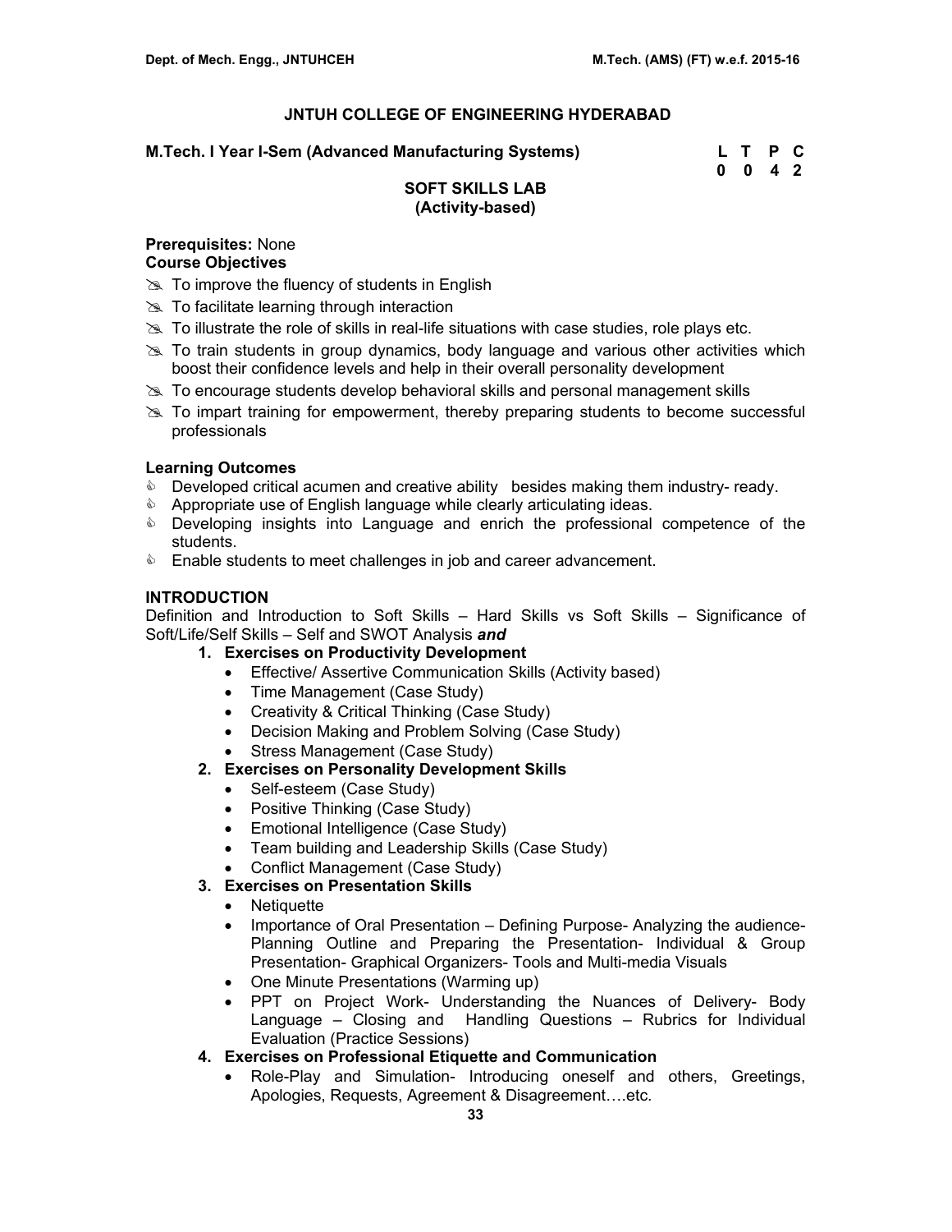## JNTUH COLLEGE OF ENGINEERING HYDERABAD

**M.Tech. I Year I-Sem (Advanced Manufacturing Systems)**

| L | T | P | C |
|---|---|---|---|
| 0 | 0 | 4 | 2 |

### SOFT SKILLS LAB
### (Activity-based)

**Prerequisites:** None

**Course Objectives**

- To improve the fluency of students in English
- To facilitate learning through interaction
- To illustrate the role of skills in real-life situations with case studies, role plays etc.
- To train students in group dynamics, body language and various other activities which boost their confidence levels and help in their overall personality development
- To encourage students develop behavioral skills and personal management skills
- To impart training for empowerment, thereby preparing students to become successful professionals

**Learning Outcomes**

- Developed critical acumen and creative ability besides making them industry- ready.
- Appropriate use of English language while clearly articulating ideas.
- Developing insights into Language and enrich the professional competence of the students.
- Enable students to meet challenges in job and career advancement.

**INTRODUCTION**

Definition and Introduction to Soft Skills – Hard Skills vs Soft Skills – Significance of Soft/Life/Self Skills – Self and SWOT Analysis ***and***

1. **Exercises on Productivity Development**
   - Effective/ Assertive Communication Skills (Activity based)
   - Time Management (Case Study)
   - Creativity & Critical Thinking (Case Study)
   - Decision Making and Problem Solving (Case Study)
   - Stress Management (Case Study)
2. **Exercises on Personality Development Skills**
   - Self-esteem (Case Study)
   - Positive Thinking (Case Study)
   - Emotional Intelligence (Case Study)
   - Team building and Leadership Skills (Case Study)
   - Conflict Management (Case Study)
3. **Exercises on Presentation Skills**
   - Netiquette
   - Importance of Oral Presentation – Defining Purpose- Analyzing the audience- Planning Outline and Preparing the Presentation- Individual & Group Presentation- Graphical Organizers- Tools and Multi-media Visuals
   - One Minute Presentations (Warming up)
   - PPT on Project Work- Understanding the Nuances of Delivery- Body Language – Closing and Handling Questions – Rubrics for Individual Evaluation (Practice Sessions)
4. **Exercises on Professional Etiquette and Communication**
   - Role-Play and Simulation- Introducing oneself and others, Greetings, Apologies, Requests, Agreement & Disagreement….etc.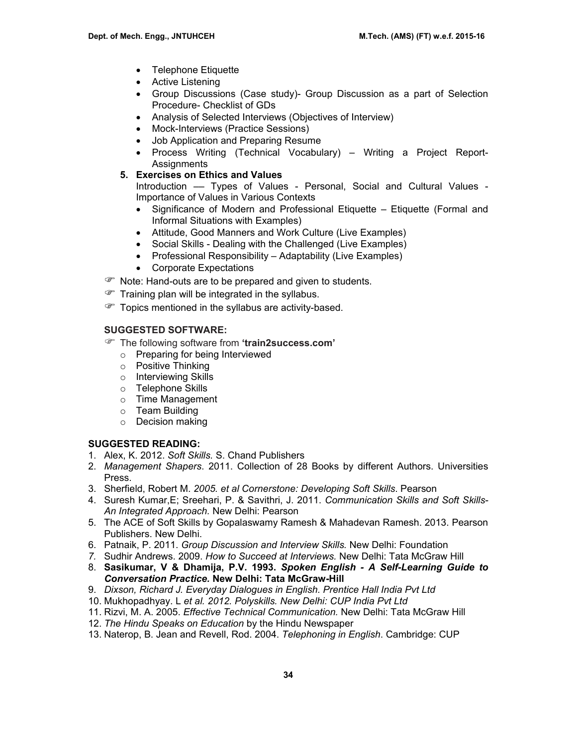- Telephone Etiquette
- Active Listening
- Group Discussions (Case study)- Group Discussion as a part of Selection Procedure- Checklist of GDs
- Analysis of Selected Interviews (Objectives of Interview)
- Mock-Interviews (Practice Sessions)
- Job Application and Preparing Resume
- Process Writing (Technical Vocabulary) – Writing a Project Report-Assignments

**5. Exercises on Ethics and Values**

Introduction –– Types of Values - Personal, Social and Cultural Values - Importance of Values in Various Contexts

- Significance of Modern and Professional Etiquette – Etiquette (Formal and Informal Situations with Examples)
- Attitude, Good Manners and Work Culture (Live Examples)
- Social Skills - Dealing with the Challenged (Live Examples)
- Professional Responsibility – Adaptability (Live Examples)
- Corporate Expectations

☞ Note: Hand-outs are to be prepared and given to students.

☞ Training plan will be integrated in the syllabus.

☞ Topics mentioned in the syllabus are activity-based.

**SUGGESTED SOFTWARE:**

☞ The following software from **'train2success.com'**

- Preparing for being Interviewed
- Positive Thinking
- Interviewing Skills
- Telephone Skills
- Time Management
- Team Building
- Decision making

**SUGGESTED READING:**

1. Alex, K. 2012. *Soft Skills.* S. Chand Publishers
2. *Management Shapers*. 2011. Collection of 28 Books by different Authors. Universities Press.
3. Sherfield, Robert M. *2005. et al Cornerstone: Developing Soft Skills*. Pearson
4. Suresh Kumar,E; Sreehari, P. & Savithri, J. 2011. *Communication Skills and Soft Skills- An Integrated Approach.* New Delhi: Pearson
5. The ACE of Soft Skills by Gopalaswamy Ramesh & Mahadevan Ramesh. 2013. Pearson Publishers. New Delhi.
6. Patnaik, P. 2011. *Group Discussion and Interview Skills.* New Delhi: Foundation
7. Sudhir Andrews. 2009. *How to Succeed at Interviews.* New Delhi: Tata McGraw Hill
8. **Sasikumar, V & Dhamija, P.V. 1993. *Spoken English - A Self-Learning Guide to Conversation Practice.* New Delhi: Tata McGraw-Hill**
9. *Dixson, Richard J. Everyday Dialogues in English. Prentice Hall India Pvt Ltd*
10. Mukhopadhyay. L *et al. 2012. Polyskills. New Delhi: CUP India Pvt Ltd*
11. Rizvi, M. A. 2005. *Effective Technical Communication.* New Delhi: Tata McGraw Hill
12. *The Hindu Speaks on Education* by the Hindu Newspaper
13. Naterop, B. Jean and Revell, Rod. 2004. *Telephoning in English*. Cambridge: CUP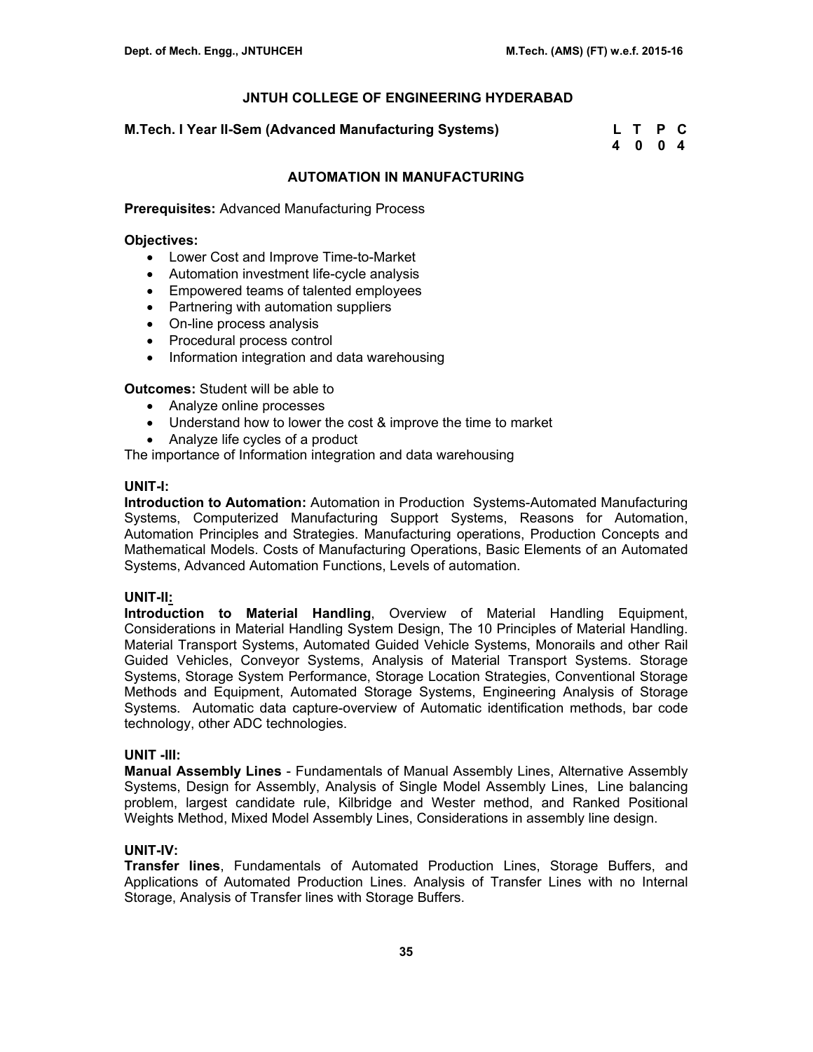# JNTUH COLLEGE OF ENGINEERING HYDERABAD

**M.Tech. I Year II-Sem (Advanced Manufacturing Systems)**

| L | T | P | C |
|---|---|---|---|
| 4 | 0 | 0 | 4 |

## AUTOMATION IN MANUFACTURING

**Prerequisites:** Advanced Manufacturing Process

**Objectives:**

- Lower Cost and Improve Time-to-Market
- Automation investment life-cycle analysis
- Empowered teams of talented employees
- Partnering with automation suppliers
- On-line process analysis
- Procedural process control
- Information integration and data warehousing

**Outcomes:** Student will be able to

- Analyze online processes
- Understand how to lower the cost & improve the time to market
- Analyze life cycles of a product

The importance of Information integration and data warehousing

### UNIT-I:

**Introduction to Automation:** Automation in Production Systems-Automated Manufacturing Systems, Computerized Manufacturing Support Systems, Reasons for Automation, Automation Principles and Strategies. Manufacturing operations, Production Concepts and Mathematical Models. Costs of Manufacturing Operations, Basic Elements of an Automated Systems, Advanced Automation Functions, Levels of automation.

### UNIT-II:

**Introduction to Material Handling**, Overview of Material Handling Equipment, Considerations in Material Handling System Design, The 10 Principles of Material Handling. Material Transport Systems, Automated Guided Vehicle Systems, Monorails and other Rail Guided Vehicles, Conveyor Systems, Analysis of Material Transport Systems. Storage Systems, Storage System Performance, Storage Location Strategies, Conventional Storage Methods and Equipment, Automated Storage Systems, Engineering Analysis of Storage Systems. Automatic data capture-overview of Automatic identification methods, bar code technology, other ADC technologies.

### UNIT -III:

**Manual Assembly Lines** - Fundamentals of Manual Assembly Lines, Alternative Assembly Systems, Design for Assembly, Analysis of Single Model Assembly Lines, Line balancing problem, largest candidate rule, Kilbridge and Wester method, and Ranked Positional Weights Method, Mixed Model Assembly Lines, Considerations in assembly line design.

### UNIT-IV:

**Transfer lines**, Fundamentals of Automated Production Lines, Storage Buffers, and Applications of Automated Production Lines. Analysis of Transfer Lines with no Internal Storage, Analysis of Transfer lines with Storage Buffers.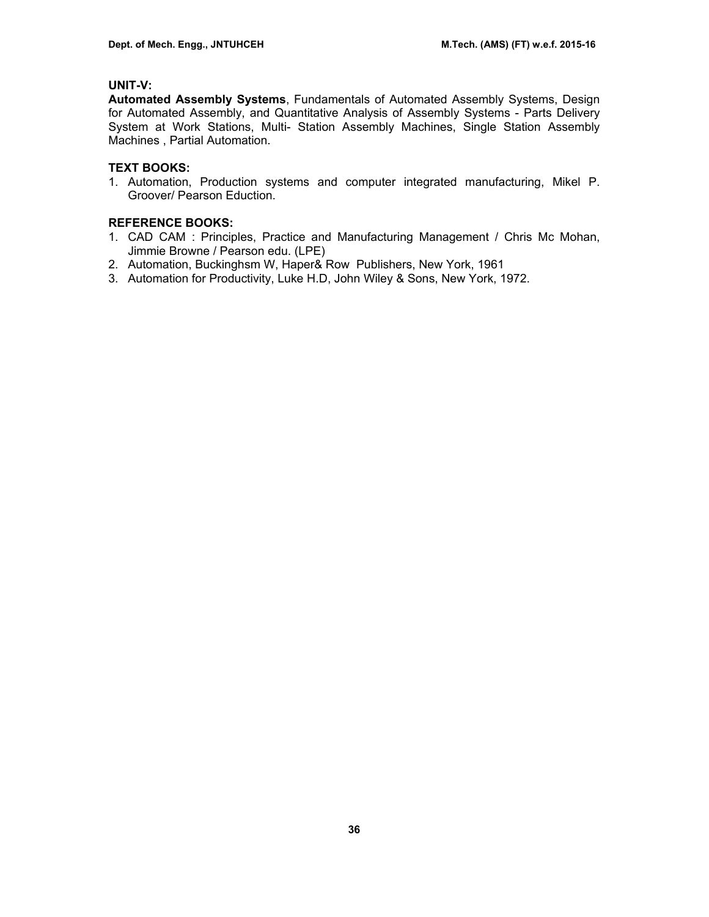**UNIT-V:**

**Automated Assembly Systems**, Fundamentals of Automated Assembly Systems, Design for Automated Assembly, and Quantitative Analysis of Assembly Systems - Parts Delivery System at Work Stations, Multi- Station Assembly Machines, Single Station Assembly Machines , Partial Automation.

**TEXT BOOKS:**

1. Automation, Production systems and computer integrated manufacturing, Mikel P. Groover/ Pearson Eduction.

**REFERENCE BOOKS:**

1. CAD CAM : Principles, Practice and Manufacturing Management / Chris Mc Mohan, Jimmie Browne / Pearson edu. (LPE)
2. Automation, Buckinghsm W, Haper& Row Publishers, New York, 1961
3. Automation for Productivity, Luke H.D, John Wiley & Sons, New York, 1972.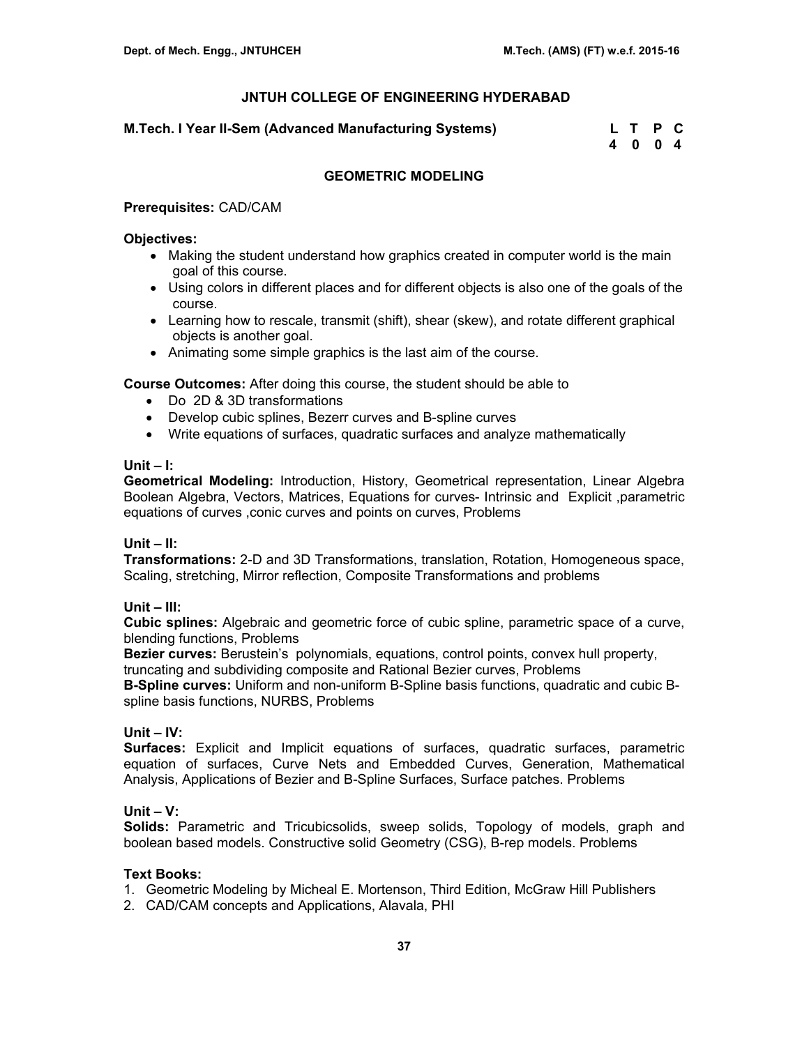## JNTUH COLLEGE OF ENGINEERING HYDERABAD

**M.Tech. I Year II-Sem (Advanced Manufacturing Systems)**

| L | T | P | C |
|---|---|---|---|
| 4 | 0 | 0 | 4 |

### GEOMETRIC MODELING

**Prerequisites:** CAD/CAM

**Objectives:**

- Making the student understand how graphics created in computer world is the main goal of this course.
- Using colors in different places and for different objects is also one of the goals of the course.
- Learning how to rescale, transmit (shift), shear (skew), and rotate different graphical objects is another goal.
- Animating some simple graphics is the last aim of the course.

**Course Outcomes:** After doing this course, the student should be able to

- Do 2D & 3D transformations
- Develop cubic splines, Bezerr curves and B-spline curves
- Write equations of surfaces, quadratic surfaces and analyze mathematically

**Unit – I:**

**Geometrical Modeling:** Introduction, History, Geometrical representation, Linear Algebra Boolean Algebra, Vectors, Matrices, Equations for curves- Intrinsic and Explicit ,parametric equations of curves ,conic curves and points on curves, Problems

**Unit – II:**

**Transformations:** 2-D and 3D Transformations, translation, Rotation, Homogeneous space, Scaling, stretching, Mirror reflection, Composite Transformations and problems

**Unit – III:**

**Cubic splines:** Algebraic and geometric force of cubic spline, parametric space of a curve, blending functions, Problems

**Bezier curves:** Berustein's polynomials, equations, control points, convex hull property, truncating and subdividing composite and Rational Bezier curves, Problems

**B-Spline curves:** Uniform and non-uniform B-Spline basis functions, quadratic and cubic B-spline basis functions, NURBS, Problems

**Unit – IV:**

**Surfaces:** Explicit and Implicit equations of surfaces, quadratic surfaces, parametric equation of surfaces, Curve Nets and Embedded Curves, Generation, Mathematical Analysis, Applications of Bezier and B-Spline Surfaces, Surface patches. Problems

**Unit – V:**

**Solids:** Parametric and Tricubicsolids, sweep solids, Topology of models, graph and boolean based models. Constructive solid Geometry (CSG), B-rep models. Problems

**Text Books:**

1. Geometric Modeling by Micheal E. Mortenson, Third Edition, McGraw Hill Publishers
2. CAD/CAM concepts and Applications, Alavala, PHI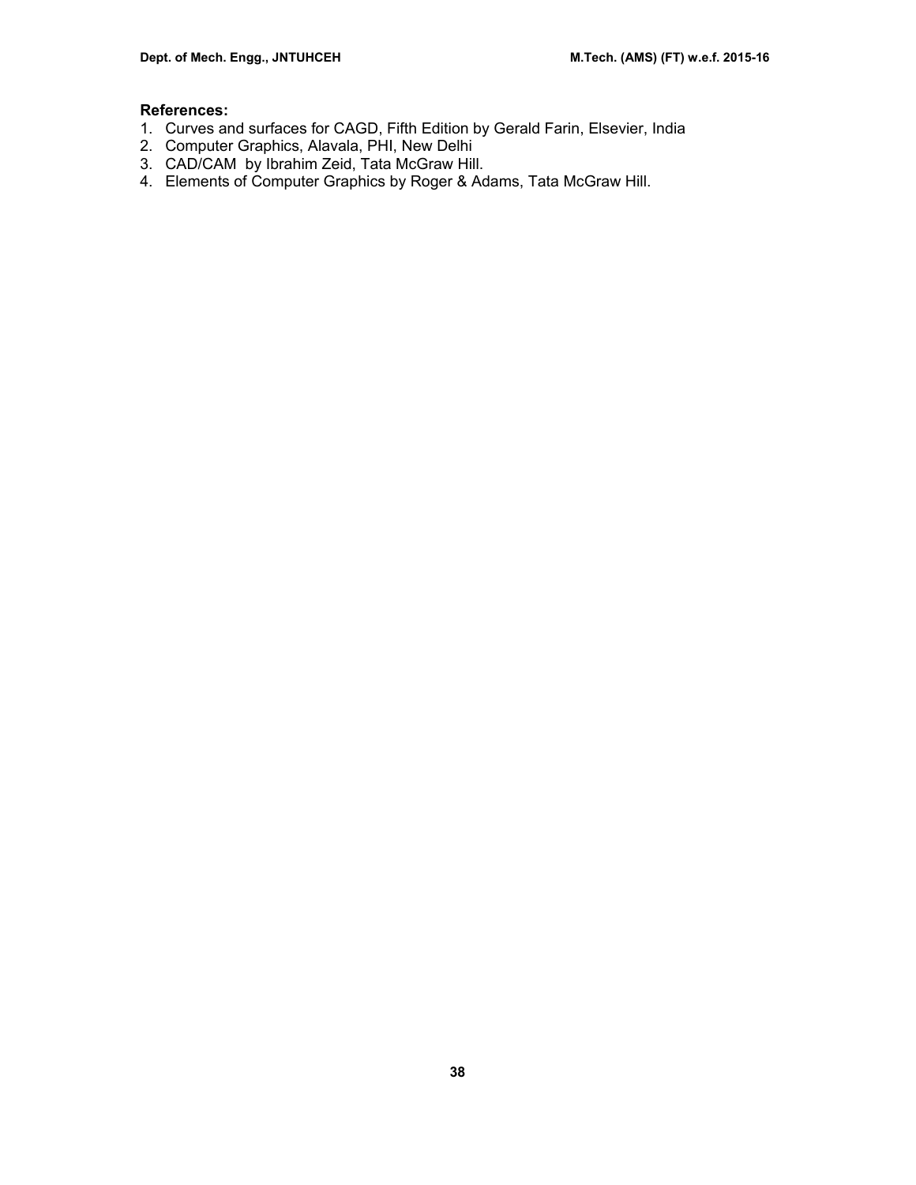**References:**

1. Curves and surfaces for CAGD, Fifth Edition by Gerald Farin, Elsevier, India
2. Computer Graphics, Alavala, PHI, New Delhi
3. CAD/CAM by Ibrahim Zeid, Tata McGraw Hill.
4. Elements of Computer Graphics by Roger & Adams, Tata McGraw Hill.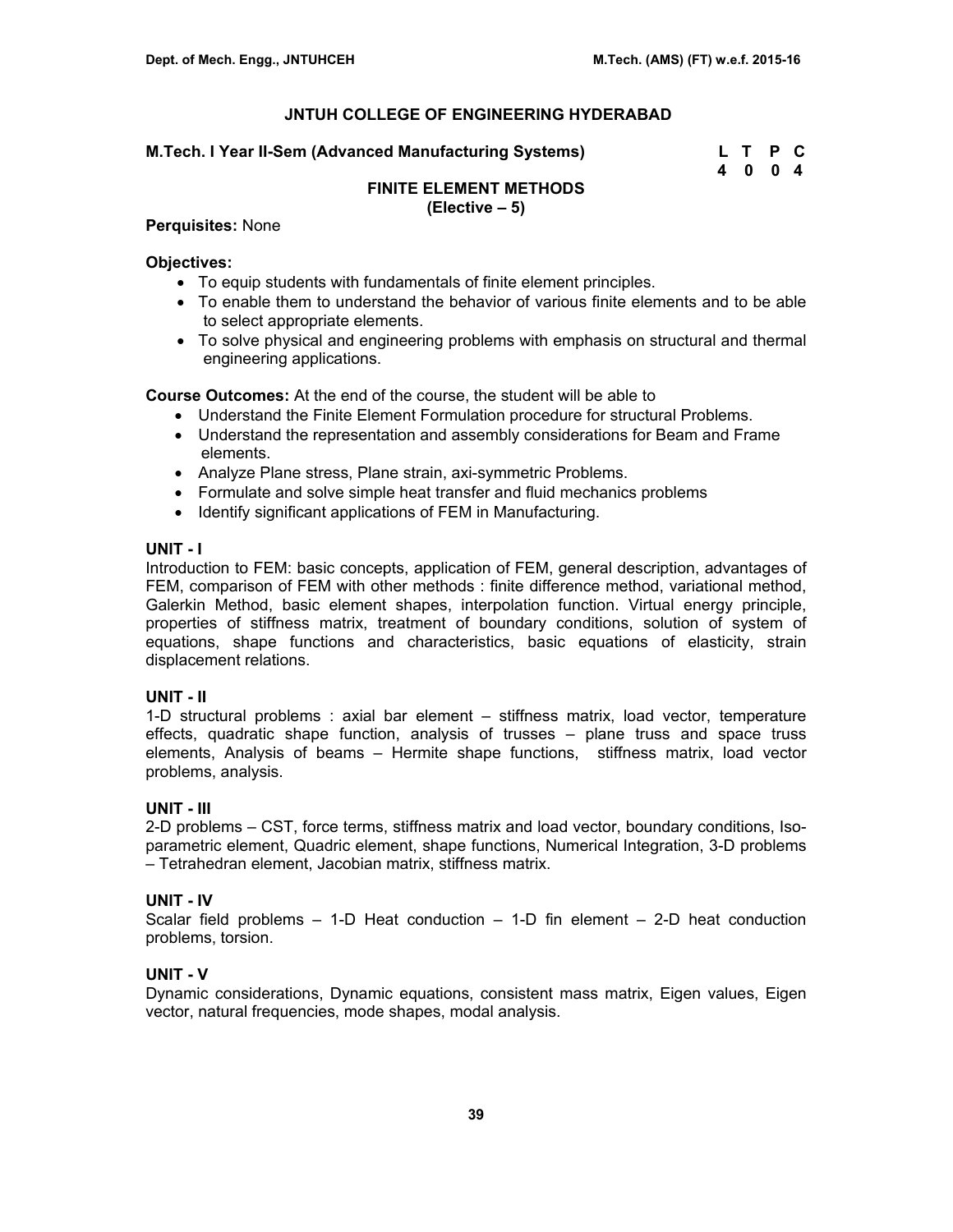## JNTUH COLLEGE OF ENGINEERING HYDERABAD

**M.Tech. I Year II-Sem (Advanced Manufacturing Systems)**

| L | T | P | C |
|---|---|---|---|
| 4 | 0 | 0 | 4 |

### FINITE ELEMENT METHODS
**(Elective – 5)**

**Perquisites:** None

**Objectives:**

- To equip students with fundamentals of finite element principles.
- To enable them to understand the behavior of various finite elements and to be able to select appropriate elements.
- To solve physical and engineering problems with emphasis on structural and thermal engineering applications.

**Course Outcomes:** At the end of the course, the student will be able to

- Understand the Finite Element Formulation procedure for structural Problems.
- Understand the representation and assembly considerations for Beam and Frame elements.
- Analyze Plane stress, Plane strain, axi-symmetric Problems.
- Formulate and solve simple heat transfer and fluid mechanics problems
- Identify significant applications of FEM in Manufacturing.

**UNIT - I**

Introduction to FEM: basic concepts, application of FEM, general description, advantages of FEM, comparison of FEM with other methods : finite difference method, variational method, Galerkin Method, basic element shapes, interpolation function. Virtual energy principle, properties of stiffness matrix, treatment of boundary conditions, solution of system of equations, shape functions and characteristics, basic equations of elasticity, strain displacement relations.

**UNIT - II**

1-D structural problems : axial bar element – stiffness matrix, load vector, temperature effects, quadratic shape function, analysis of trusses – plane truss and space truss elements, Analysis of beams – Hermite shape functions, stiffness matrix, load vector problems, analysis.

**UNIT - III**

2-D problems – CST, force terms, stiffness matrix and load vector, boundary conditions, Iso-parametric element, Quadric element, shape functions, Numerical Integration, 3-D problems – Tetrahedran element, Jacobian matrix, stiffness matrix.

**UNIT - IV**

Scalar field problems – 1-D Heat conduction – 1-D fin element – 2-D heat conduction problems, torsion.

**UNIT - V**

Dynamic considerations, Dynamic equations, consistent mass matrix, Eigen values, Eigen vector, natural frequencies, mode shapes, modal analysis.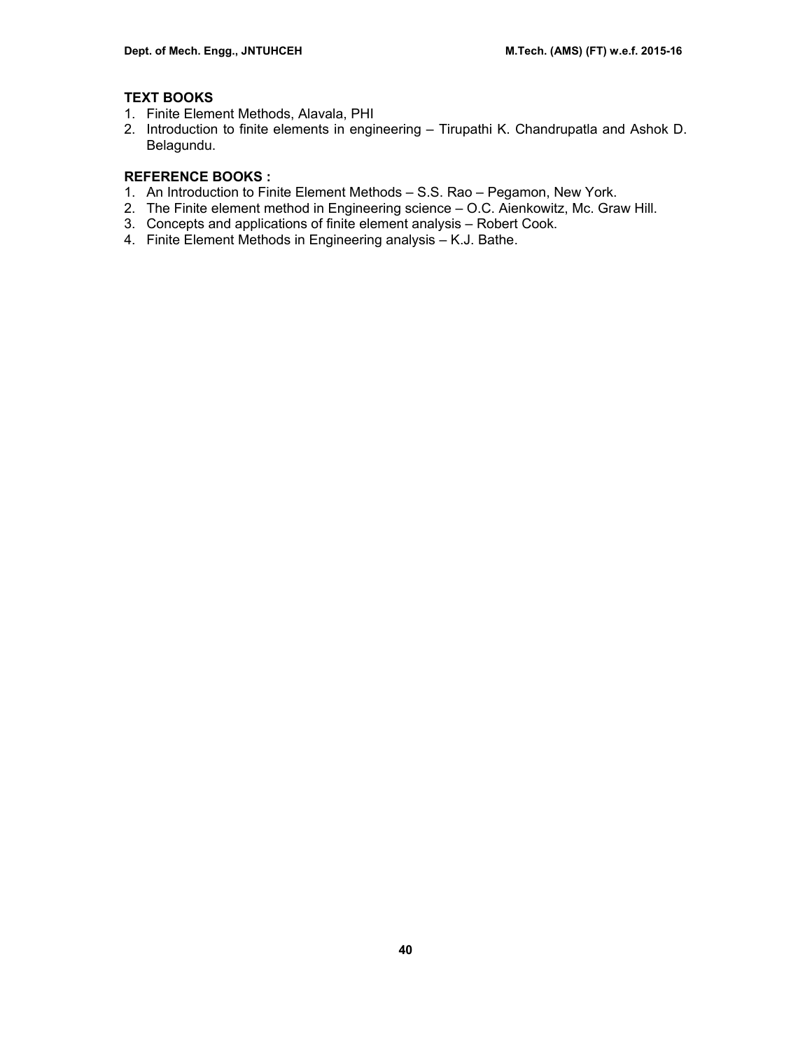**TEXT BOOKS**

1. Finite Element Methods, Alavala, PHI
2. Introduction to finite elements in engineering – Tirupathi K. Chandrupatla and Ashok D. Belagundu.

**REFERENCE BOOKS :**

1. An Introduction to Finite Element Methods – S.S. Rao – Pegamon, New York.
2. The Finite element method in Engineering science – O.C. Aienkowitz, Mc. Graw Hill.
3. Concepts and applications of finite element analysis – Robert Cook.
4. Finite Element Methods in Engineering analysis – K.J. Bathe.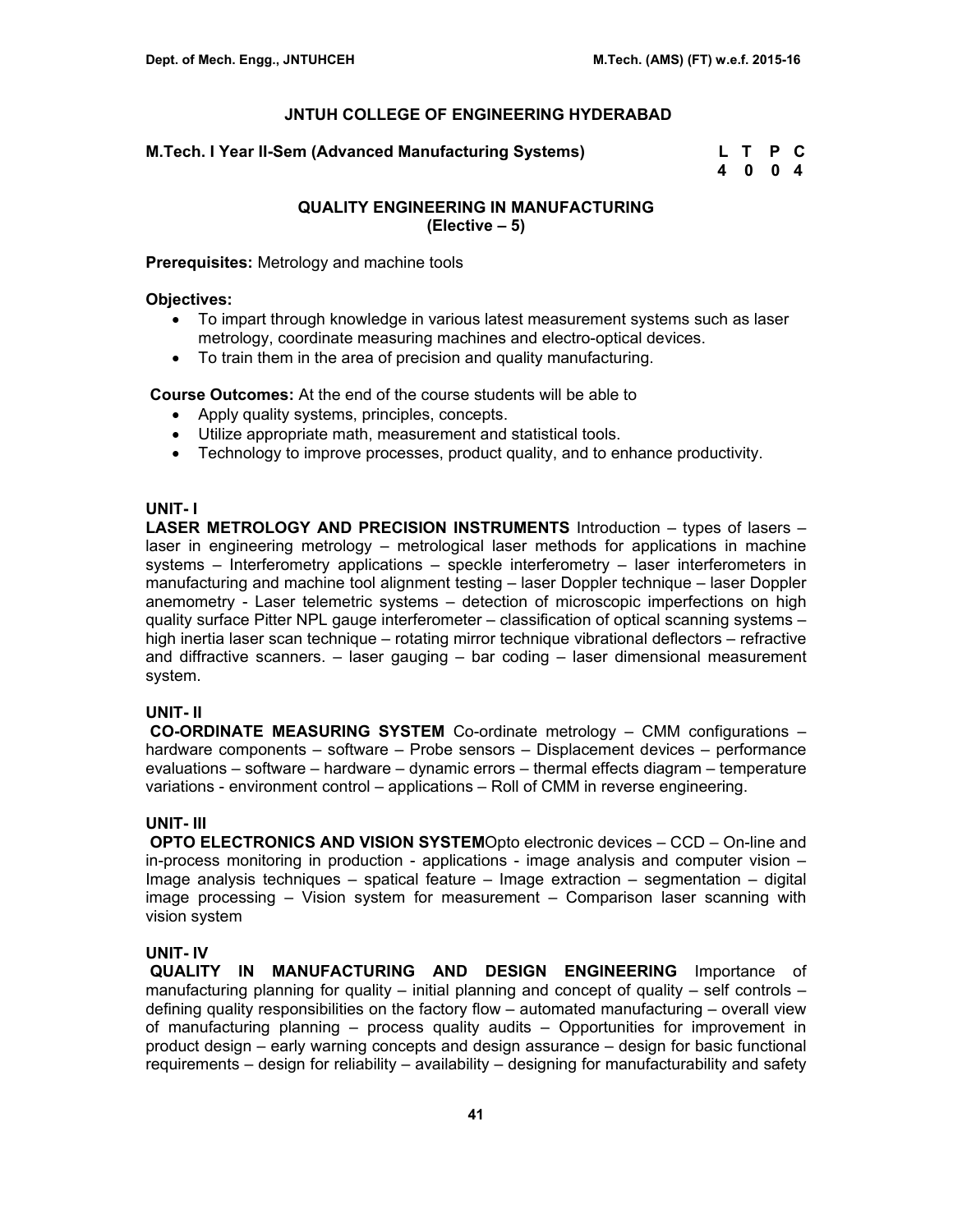## JNTUH COLLEGE OF ENGINEERING HYDERABAD

**M.Tech. I Year II-Sem (Advanced Manufacturing Systems)**

| L | T | P | C |
|---|---|---|---|
| 4 | 0 | 0 | 4 |

### QUALITY ENGINEERING IN MANUFACTURING
### (Elective – 5)

**Prerequisites:** Metrology and machine tools

**Objectives:**

- To impart through knowledge in various latest measurement systems such as laser metrology, coordinate measuring machines and electro-optical devices.
- To train them in the area of precision and quality manufacturing.

**Course Outcomes:** At the end of the course students will be able to

- Apply quality systems, principles, concepts.
- Utilize appropriate math, measurement and statistical tools.
- Technology to improve processes, product quality, and to enhance productivity.

**UNIT- I**

**LASER METROLOGY AND PRECISION INSTRUMENTS** Introduction – types of lasers – laser in engineering metrology – metrological laser methods for applications in machine systems – Interferometry applications – speckle interferometry – laser interferometers in manufacturing and machine tool alignment testing – laser Doppler technique – laser Doppler anemometry - Laser telemetric systems – detection of microscopic imperfections on high quality surface Pitter NPL gauge interferometer – classification of optical scanning systems – high inertia laser scan technique – rotating mirror technique vibrational deflectors – refractive and diffractive scanners. – laser gauging – bar coding – laser dimensional measurement system.

**UNIT- II**

**CO-ORDINATE MEASURING SYSTEM** Co-ordinate metrology – CMM configurations – hardware components – software – Probe sensors – Displacement devices – performance evaluations – software – hardware – dynamic errors – thermal effects diagram – temperature variations - environment control – applications – Roll of CMM in reverse engineering.

**UNIT- III**

**OPTO ELECTRONICS AND VISION SYSTEM**Opto electronic devices – CCD – On-line and in-process monitoring in production - applications - image analysis and computer vision – Image analysis techniques – spatial feature – Image extraction – segmentation – digital image processing – Vision system for measurement – Comparison laser scanning with vision system

**UNIT- IV**

**QUALITY IN MANUFACTURING AND DESIGN ENGINEERING** Importance of manufacturing planning for quality – initial planning and concept of quality – self controls – defining quality responsibilities on the factory flow – automated manufacturing – overall view of manufacturing planning – process quality audits – Opportunities for improvement in product design – early warning concepts and design assurance – design for basic functional requirements – design for reliability – availability – designing for manufacturability and safety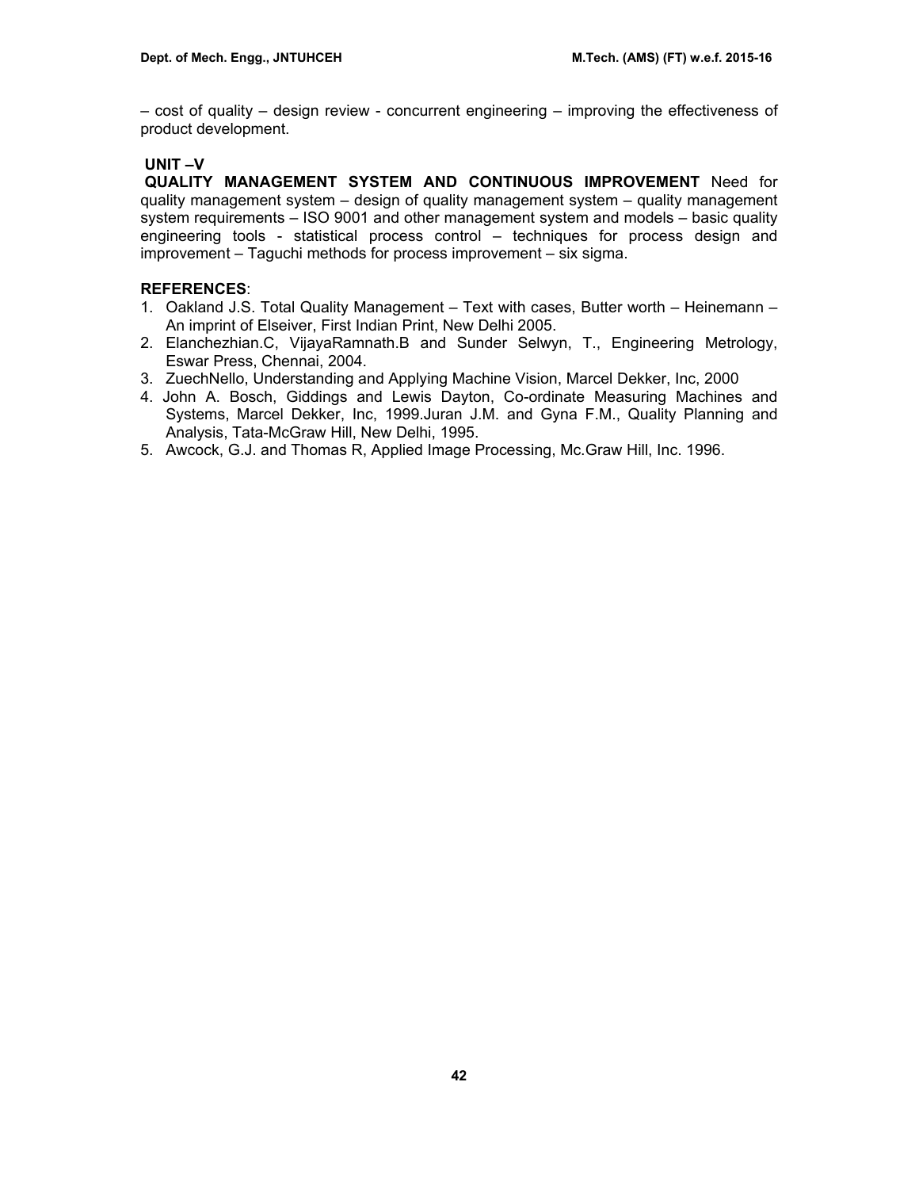– cost of quality – design review - concurrent engineering – improving the effectiveness of product development.

**UNIT –V**

**QUALITY MANAGEMENT SYSTEM AND CONTINUOUS IMPROVEMENT** Need for quality management system – design of quality management system – quality management system requirements – ISO 9001 and other management system and models – basic quality engineering tools - statistical process control – techniques for process design and improvement – Taguchi methods for process improvement – six sigma.

**REFERENCES**:

1. Oakland J.S. Total Quality Management – Text with cases, Butter worth – Heinemann – An imprint of Elseiver, First Indian Print, New Delhi 2005.
2. Elanchezhian.C, VijayaRamnath.B and Sunder Selwyn, T., Engineering Metrology, Eswar Press, Chennai, 2004.
3. ZuechNello, Understanding and Applying Machine Vision, Marcel Dekker, Inc, 2000
4. John A. Bosch, Giddings and Lewis Dayton, Co-ordinate Measuring Machines and Systems, Marcel Dekker, Inc, 1999.Juran J.M. and Gyna F.M., Quality Planning and Analysis, Tata-McGraw Hill, New Delhi, 1995.
5. Awcock, G.J. and Thomas R, Applied Image Processing, Mc.Graw Hill, Inc. 1996.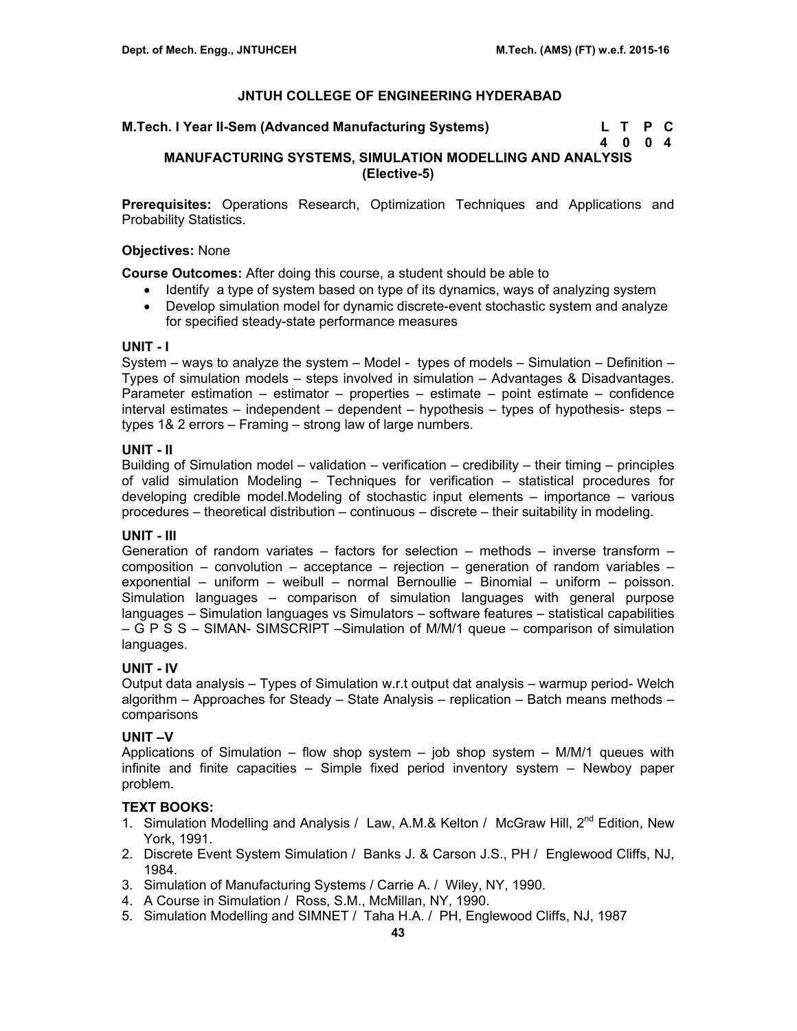## JNTUH COLLEGE OF ENGINEERING HYDERABAD

**M.Tech. I Year II-Sem (Advanced Manufacturing Systems)**

| L | T | P | C |
|---|---|---|---|
| 4 | 0 | 0 | 4 |

### MANUFACTURING SYSTEMS, SIMULATION MODELLING AND ANALYSIS (Elective-5)

**Prerequisites:** Operations Research, Optimization Techniques and Applications and Probability Statistics.

**Objectives:** None

**Course Outcomes:** After doing this course, a student should be able to

- Identify a type of system based on type of its dynamics, ways of analyzing system
- Develop simulation model for dynamic discrete-event stochastic system and analyze for specified steady-state performance measures

**UNIT - I**

System – ways to analyze the system – Model - types of models – Simulation – Definition – Types of simulation models – steps involved in simulation – Advantages & Disadvantages. Parameter estimation – estimator – properties – estimate – point estimate – confidence interval estimates – independent – dependent – hypothesis – types of hypothesis- steps – types 1& 2 errors – Framing – strong law of large numbers.

**UNIT - II**

Building of Simulation model – validation – verification – credibility – their timing – principles of valid simulation Modeling – Techniques for verification – statistical procedures for developing credible model.Modeling of stochastic input elements – importance – various procedures – theoretical distribution – continuous – discrete – their suitability in modeling.

**UNIT - III**

Generation of random variates – factors for selection – methods – inverse transform – composition – convolution – acceptance – rejection – generation of random variables – exponential – uniform – weibull – normal Bernoullie – Binomial – uniform – poisson. Simulation languages – comparison of simulation languages with general purpose languages – Simulation languages vs Simulators – software features – statistical capabilities – G P S S – SIMAN- SIMSCRIPT –Simulation of M/M/1 queue – comparison of simulation languages.

**UNIT - IV**

Output data analysis – Types of Simulation w.r.t output dat analysis – warmup period- Welch algorithm – Approaches for Steady – State Analysis – replication – Batch means methods – comparisons

**UNIT –V**

Applications of Simulation – flow shop system – job shop system – M/M/1 queues with infinite and finite capacities – Simple fixed period inventory system – Newboy paper problem.

**TEXT BOOKS:**

1. Simulation Modelling and Analysis / Law, A.M.& Kelton / McGraw Hill, 2nd Edition, New York, 1991.
2. Discrete Event System Simulation / Banks J. & Carson J.S., PH / Englewood Cliffs, NJ, 1984.
3. Simulation of Manufacturing Systems / Carrie A. / Wiley, NY, 1990.
4. A Course in Simulation / Ross, S.M., McMillan, NY, 1990.
5. Simulation Modelling and SIMNET / Taha H.A. / PH, Englewood Cliffs, NJ, 1987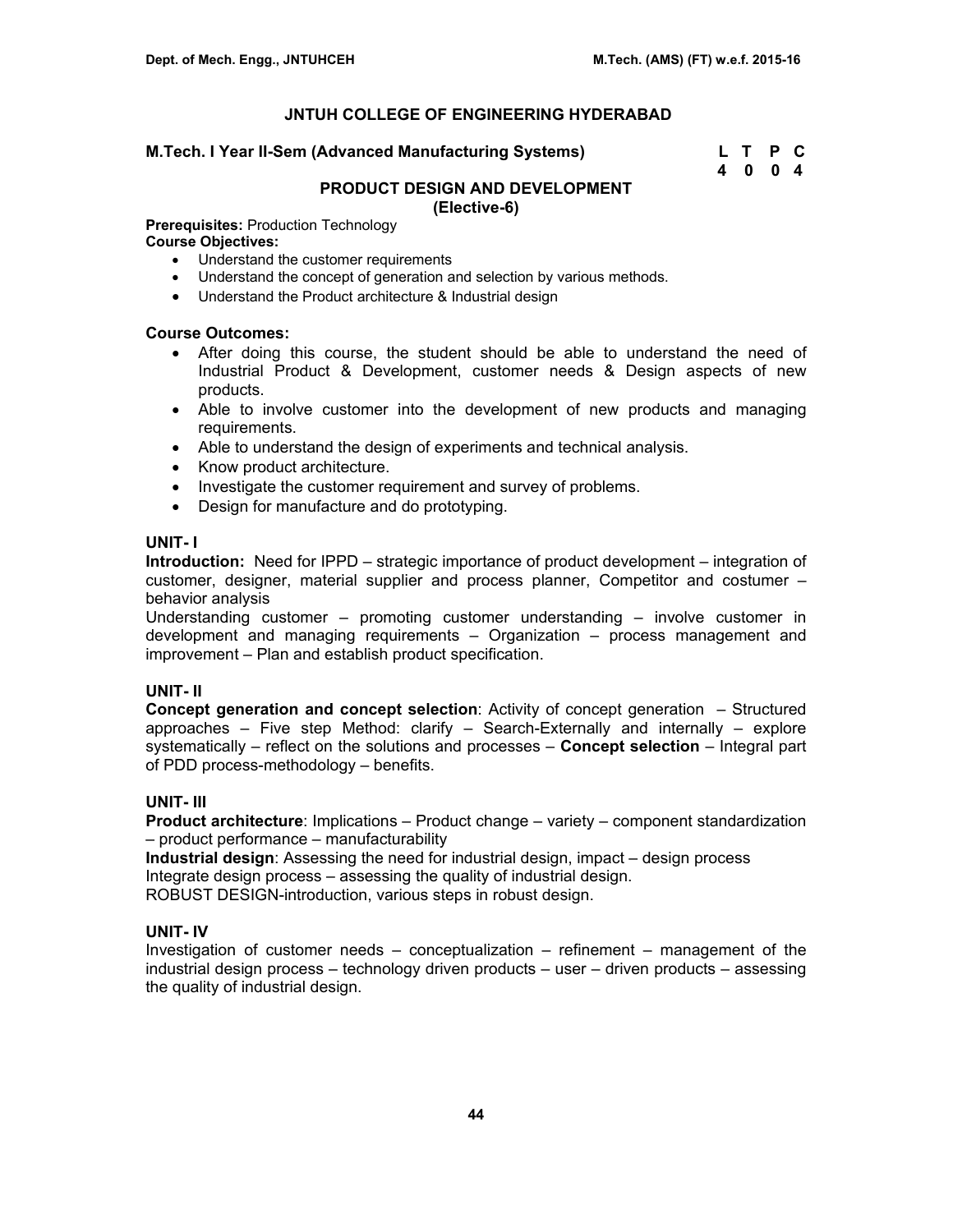## JNTUH COLLEGE OF ENGINEERING HYDERABAD

**M.Tech. I Year II-Sem (Advanced Manufacturing Systems)**

| L | T | P | C |
|---|---|---|---|
| 4 | 0 | 0 | 4 |

### PRODUCT DESIGN AND DEVELOPMENT
### (Elective-6)

**Prerequisites:** Production Technology

**Course Objectives:**

- Understand the customer requirements
- Understand the concept of generation and selection by various methods.
- Understand the Product architecture & Industrial design

**Course Outcomes:**

- After doing this course, the student should be able to understand the need of Industrial Product & Development, customer needs & Design aspects of new products.
- Able to involve customer into the development of new products and managing requirements.
- Able to understand the design of experiments and technical analysis.
- Know product architecture.
- Investigate the customer requirement and survey of problems.
- Design for manufacture and do prototyping.

**UNIT- I**

**Introduction:** Need for IPPD – strategic importance of product development – integration of customer, designer, material supplier and process planner, Competitor and costumer – behavior analysis

Understanding customer – promoting customer understanding – involve customer in development and managing requirements – Organization – process management and improvement – Plan and establish product specification.

**UNIT- II**

**Concept generation and concept selection**: Activity of concept generation – Structured approaches – Five step Method: clarify – Search-Externally and internally – explore systematically – reflect on the solutions and processes – **Concept selection** – Integral part of PDD process-methodology – benefits.

**UNIT- III**

**Product architecture**: Implications – Product change – variety – component standardization – product performance – manufacturability

**Industrial design**: Assessing the need for industrial design, impact – design process

Integrate design process – assessing the quality of industrial design.

ROBUST DESIGN-introduction, various steps in robust design.

**UNIT- IV**

Investigation of customer needs – conceptualization – refinement – management of the industrial design process – technology driven products – user – driven products – assessing the quality of industrial design.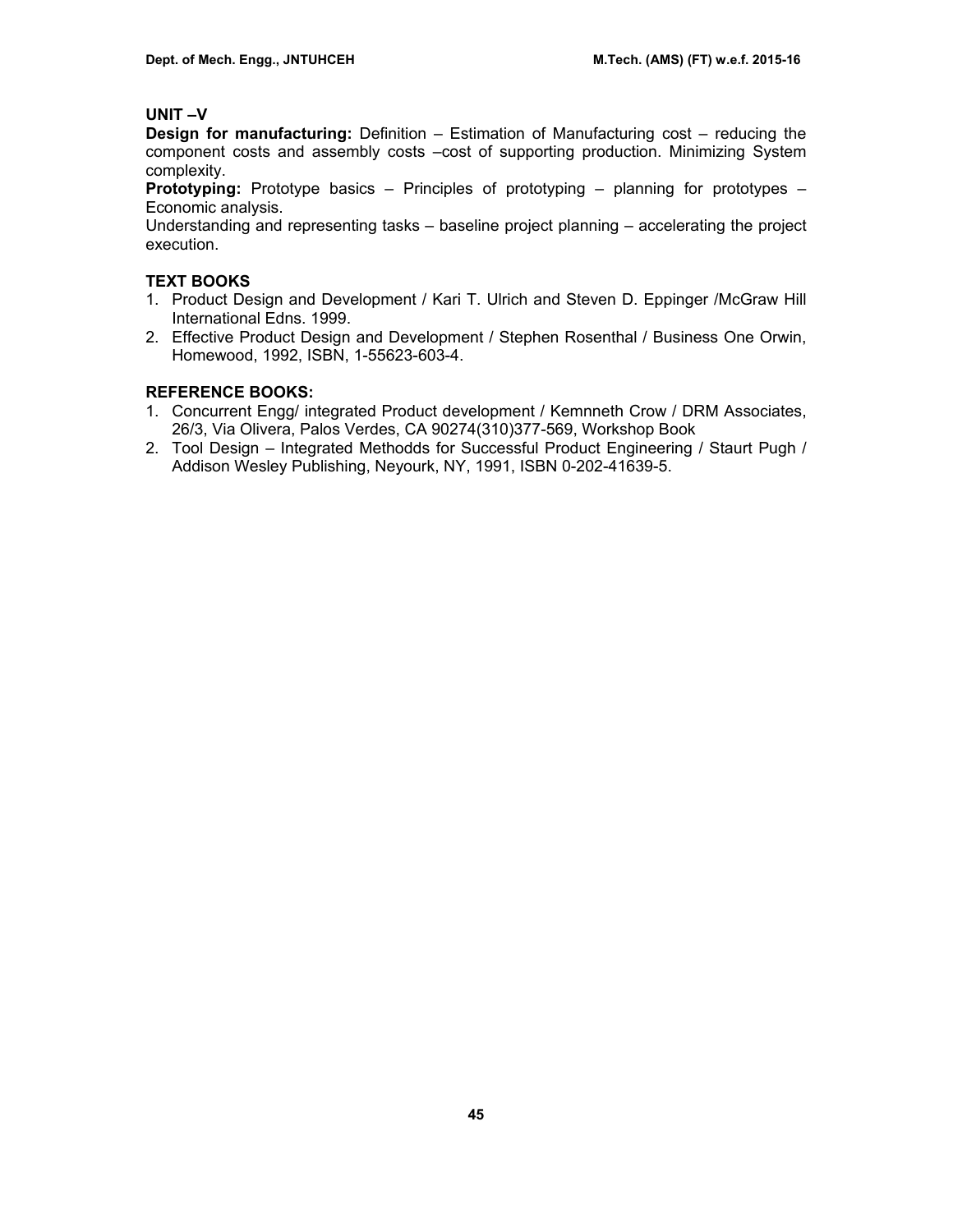## UNIT –V

**Design for manufacturing:** Definition – Estimation of Manufacturing cost – reducing the component costs and assembly costs –cost of supporting production. Minimizing System complexity.

**Prototyping:** Prototype basics – Principles of prototyping – planning for prototypes – Economic analysis.

Understanding and representing tasks – baseline project planning – accelerating the project execution.

## TEXT BOOKS

1. Product Design and Development / Kari T. Ulrich and Steven D. Eppinger /McGraw Hill International Edns. 1999.
2. Effective Product Design and Development / Stephen Rosenthal / Business One Orwin, Homewood, 1992, ISBN, 1-55623-603-4.

## REFERENCE BOOKS:

1. Concurrent Engg/ integrated Product development / Kemnneth Crow / DRM Associates, 26/3, Via Olivera, Palos Verdes, CA 90274(310)377-569, Workshop Book
2. Tool Design – Integrated Methodds for Successful Product Engineering / Staurt Pugh / Addison Wesley Publishing, Neyourk, NY, 1991, ISBN 0-202-41639-5.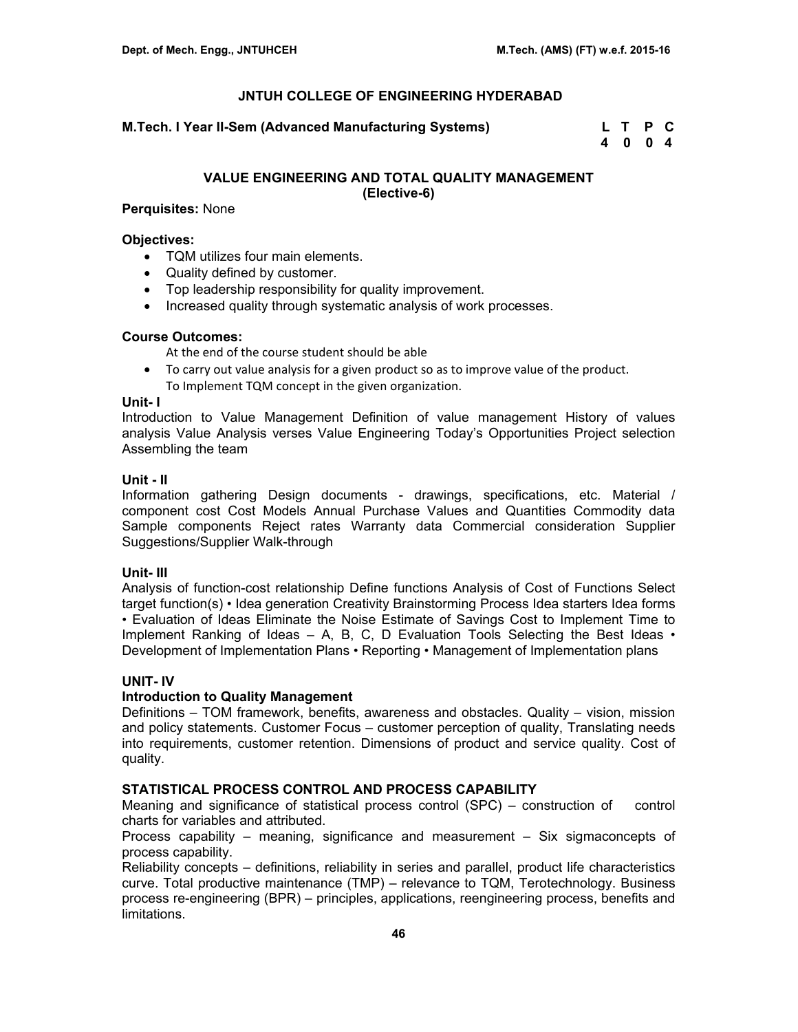# JNTUH COLLEGE OF ENGINEERING HYDERABAD

**M.Tech. I Year II-Sem (Advanced Manufacturing Systems)**

| L | T | P | C |
|---|---|---|---|
| 4 | 0 | 0 | 4 |

## VALUE ENGINEERING AND TOTAL QUALITY MANAGEMENT
**(Elective-6)**

**Perquisites:** None

**Objectives:**

- TQM utilizes four main elements.
- Quality defined by customer.
- Top leadership responsibility for quality improvement.
- Increased quality through systematic analysis of work processes.

**Course Outcomes:**

At the end of the course student should be able

- To carry out value analysis for a given product so as to improve value of the product.
  To Implement TQM concept in the given organization.

**Unit- I**

Introduction to Value Management Definition of value management History of values analysis Value Analysis verses Value Engineering Today's Opportunities Project selection Assembling the team

**Unit - II**

Information gathering Design documents - drawings, specifications, etc. Material / component cost Cost Models Annual Purchase Values and Quantities Commodity data Sample components Reject rates Warranty data Commercial consideration Supplier Suggestions/Supplier Walk-through

**Unit- III**

Analysis of function-cost relationship Define functions Analysis of Cost of Functions Select target function(s) • Idea generation Creativity Brainstorming Process Idea starters Idea forms • Evaluation of Ideas Eliminate the Noise Estimate of Savings Cost to Implement Time to Implement Ranking of Ideas – A, B, C, D Evaluation Tools Selecting the Best Ideas • Development of Implementation Plans • Reporting • Management of Implementation plans

**UNIT- IV**

**Introduction to Quality Management**

Definitions – TOM framework, benefits, awareness and obstacles. Quality – vision, mission and policy statements. Customer Focus – customer perception of quality, Translating needs into requirements, customer retention. Dimensions of product and service quality. Cost of quality.

**STATISTICAL PROCESS CONTROL AND PROCESS CAPABILITY**

Meaning and significance of statistical process control (SPC) – construction of control charts for variables and attributed.

Process capability – meaning, significance and measurement – Six sigmaconcepts of process capability.

Reliability concepts – definitions, reliability in series and parallel, product life characteristics curve. Total productive maintenance (TMP) – relevance to TQM, Terotechnology. Business process re-engineering (BPR) – principles, applications, reengineering process, benefits and limitations.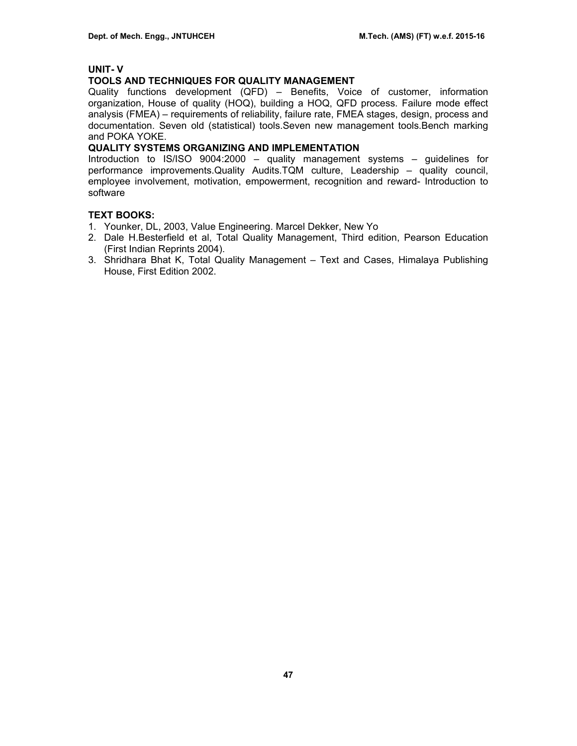**UNIT- V**

**TOOLS AND TECHNIQUES FOR QUALITY MANAGEMENT**

Quality functions development (QFD) – Benefits, Voice of customer, information organization, House of quality (HOQ), building a HOQ, QFD process. Failure mode effect analysis (FMEA) – requirements of reliability, failure rate, FMEA stages, design, process and documentation. Seven old (statistical) tools.Seven new management tools.Bench marking and POKA YOKE.

**QUALITY SYSTEMS ORGANIZING AND IMPLEMENTATION**

Introduction to IS/ISO 9004:2000 – quality management systems – guidelines for performance improvements.Quality Audits.TQM culture, Leadership – quality council, employee involvement, motivation, empowerment, recognition and reward- Introduction to software

**TEXT BOOKS:**

1. Younker, DL, 2003, Value Engineering. Marcel Dekker, New Yo
2. Dale H.Besterfield et al, Total Quality Management, Third edition, Pearson Education (First Indian Reprints 2004).
3. Shridhara Bhat K, Total Quality Management – Text and Cases, Himalaya Publishing House, First Edition 2002.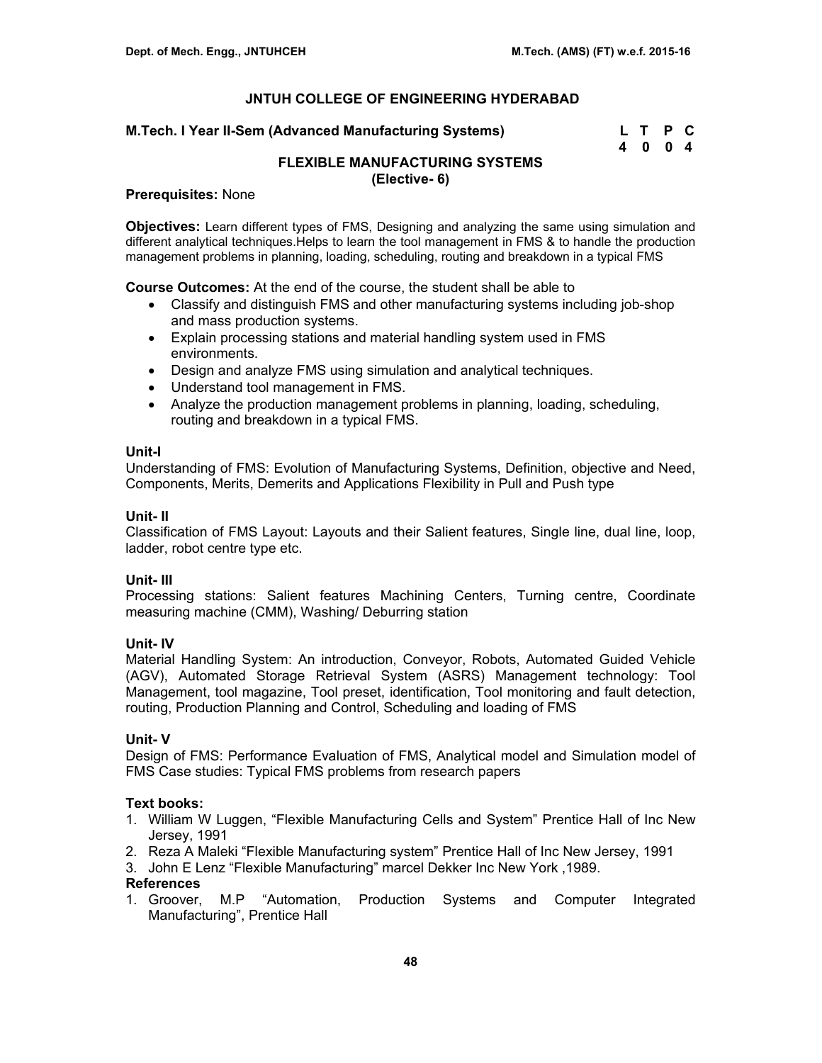## JNTUH COLLEGE OF ENGINEERING HYDERABAD

**M.Tech. I Year II-Sem (Advanced Manufacturing Systems)**

| L | T | P | C |
|---|---|---|---|
| 4 | 0 | 0 | 4 |

### FLEXIBLE MANUFACTURING SYSTEMS
**(Elective- 6)**

**Prerequisites:** None

**Objectives:** Learn different types of FMS, Designing and analyzing the same using simulation and different analytical techniques.Helps to learn the tool management in FMS & to handle the production management problems in planning, loading, scheduling, routing and breakdown in a typical FMS

**Course Outcomes:** At the end of the course, the student shall be able to

- Classify and distinguish FMS and other manufacturing systems including job-shop and mass production systems.
- Explain processing stations and material handling system used in FMS environments.
- Design and analyze FMS using simulation and analytical techniques.
- Understand tool management in FMS.
- Analyze the production management problems in planning, loading, scheduling, routing and breakdown in a typical FMS.

**Unit-I**

Understanding of FMS: Evolution of Manufacturing Systems, Definition, objective and Need, Components, Merits, Demerits and Applications Flexibility in Pull and Push type

**Unit- II**

Classification of FMS Layout: Layouts and their Salient features, Single line, dual line, loop, ladder, robot centre type etc.

**Unit- III**

Processing stations: Salient features Machining Centers, Turning centre, Coordinate measuring machine (CMM), Washing/ Deburring station

**Unit- IV**

Material Handling System: An introduction, Conveyor, Robots, Automated Guided Vehicle (AGV), Automated Storage Retrieval System (ASRS) Management technology: Tool Management, tool magazine, Tool preset, identification, Tool monitoring and fault detection, routing, Production Planning and Control, Scheduling and loading of FMS

**Unit- V**

Design of FMS: Performance Evaluation of FMS, Analytical model and Simulation model of FMS Case studies: Typical FMS problems from research papers

**Text books:**

1. William W Luggen, "Flexible Manufacturing Cells and System" Prentice Hall of Inc New Jersey, 1991
2. Reza A Maleki "Flexible Manufacturing system" Prentice Hall of Inc New Jersey, 1991
3. John E Lenz "Flexible Manufacturing" marcel Dekker Inc New York ,1989.

**References**

1. Groover, M.P "Automation, Production Systems and Computer Integrated Manufacturing", Prentice Hall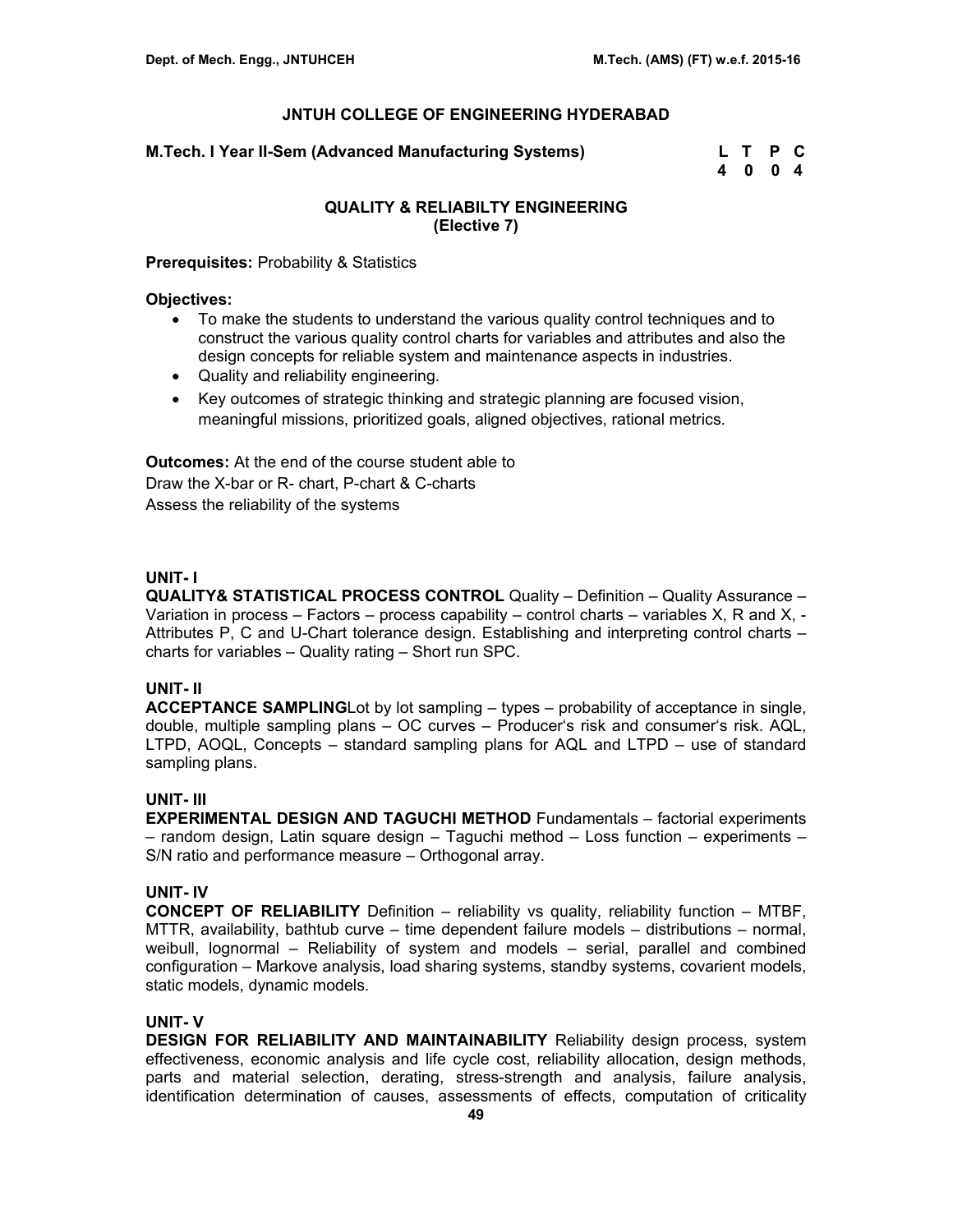**JNTUH COLLEGE OF ENGINEERING HYDERABAD**

**M.Tech. I Year II-Sem (Advanced Manufacturing Systems)**

| L | T | P | C |
|---|---|---|---|
| 4 | 0 | 0 | 4 |

## QUALITY & RELIABILTY ENGINEERING
### (Elective 7)

**Prerequisites:** Probability & Statistics

**Objectives:**

- To make the students to understand the various quality control techniques and to construct the various quality control charts for variables and attributes and also the design concepts for reliable system and maintenance aspects in industries.
- Quality and reliability engineering.
- Key outcomes of strategic thinking and strategic planning are focused vision, meaningful missions, prioritized goals, aligned objectives, rational metrics.

**Outcomes:** At the end of the course student able to
Draw the X-bar or R- chart, P-chart & C-charts
Assess the reliability of the systems

**UNIT- I**
**QUALITY& STATISTICAL PROCESS CONTROL** Quality – Definition – Quality Assurance – Variation in process – Factors – process capability – control charts – variables X, R and X, - Attributes P, C and U-Chart tolerance design. Establishing and interpreting control charts – charts for variables – Quality rating – Short run SPC.

**UNIT- II**
**ACCEPTANCE SAMPLING**Lot by lot sampling – types – probability of acceptance in single, double, multiple sampling plans – OC curves – Producer's risk and consumer's risk. AQL, LTPD, AOQL, Concepts – standard sampling plans for AQL and LTPD – use of standard sampling plans.

**UNIT- III**
**EXPERIMENTAL DESIGN AND TAGUCHI METHOD** Fundamentals – factorial experiments – random design, Latin square design – Taguchi method – Loss function – experiments – S/N ratio and performance measure – Orthogonal array.

**UNIT- IV**
**CONCEPT OF RELIABILITY** Definition – reliability vs quality, reliability function – MTBF, MTTR, availability, bathtub curve – time dependent failure models – distributions – normal, weibull, lognormal – Reliability of system and models – serial, parallel and combined configuration – Markove analysis, load sharing systems, standby systems, covarient models, static models, dynamic models.

**UNIT- V**
**DESIGN FOR RELIABILITY AND MAINTAINABILITY** Reliability design process, system effectiveness, economic analysis and life cycle cost, reliability allocation, design methods, parts and material selection, derating, stress-strength and analysis, failure analysis, identification determination of causes, assessments of effects, computation of criticality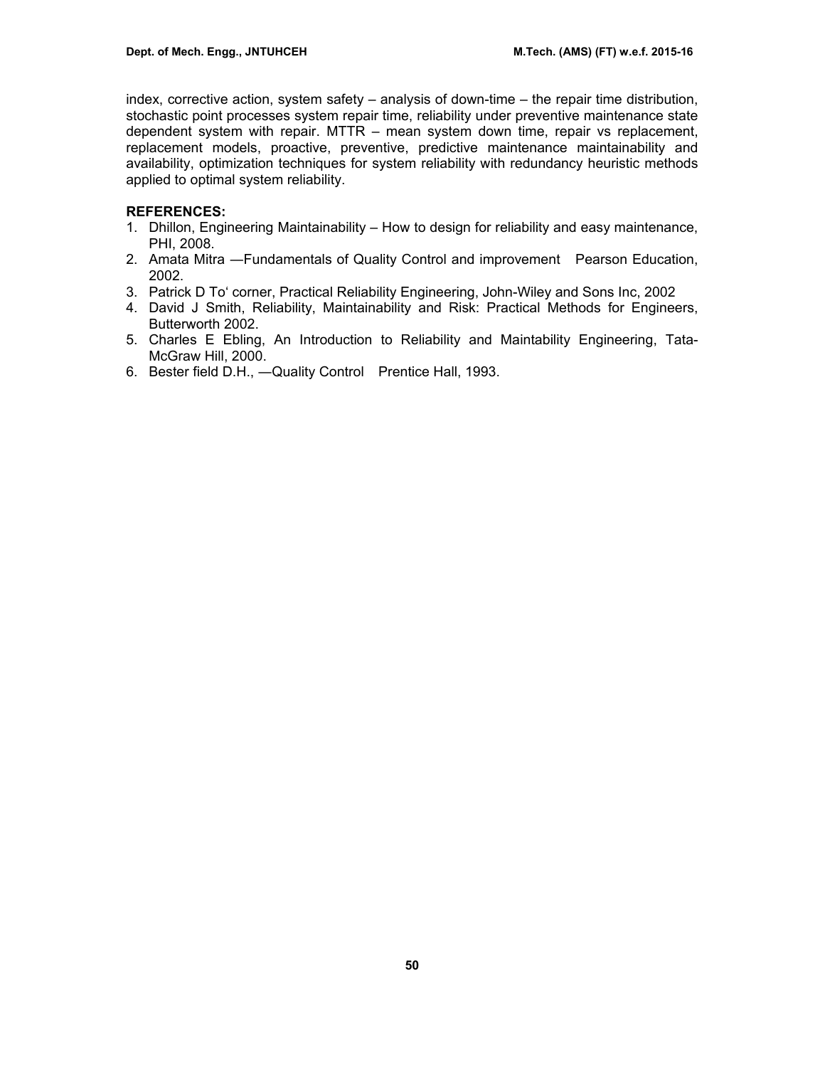index, corrective action, system safety – analysis of down-time – the repair time distribution, stochastic point processes system repair time, reliability under preventive maintenance state dependent system with repair. MTTR – mean system down time, repair vs replacement, replacement models, proactive, preventive, predictive maintenance maintainability and availability, optimization techniques for system reliability with redundancy heuristic methods applied to optimal system reliability.

**REFERENCES:**

1. Dhillon, Engineering Maintainability – How to design for reliability and easy maintenance, PHI, 2008.
2. Amata Mitra —Fundamentals of Quality Control and improvement Pearson Education, 2002.
3. Patrick D To' corner, Practical Reliability Engineering, John-Wiley and Sons Inc, 2002
4. David J Smith, Reliability, Maintainability and Risk: Practical Methods for Engineers, Butterworth 2002.
5. Charles E Ebling, An Introduction to Reliability and Maintability Engineering, Tata-McGraw Hill, 2000.
6. Bester field D.H., —Quality Control Prentice Hall, 1993.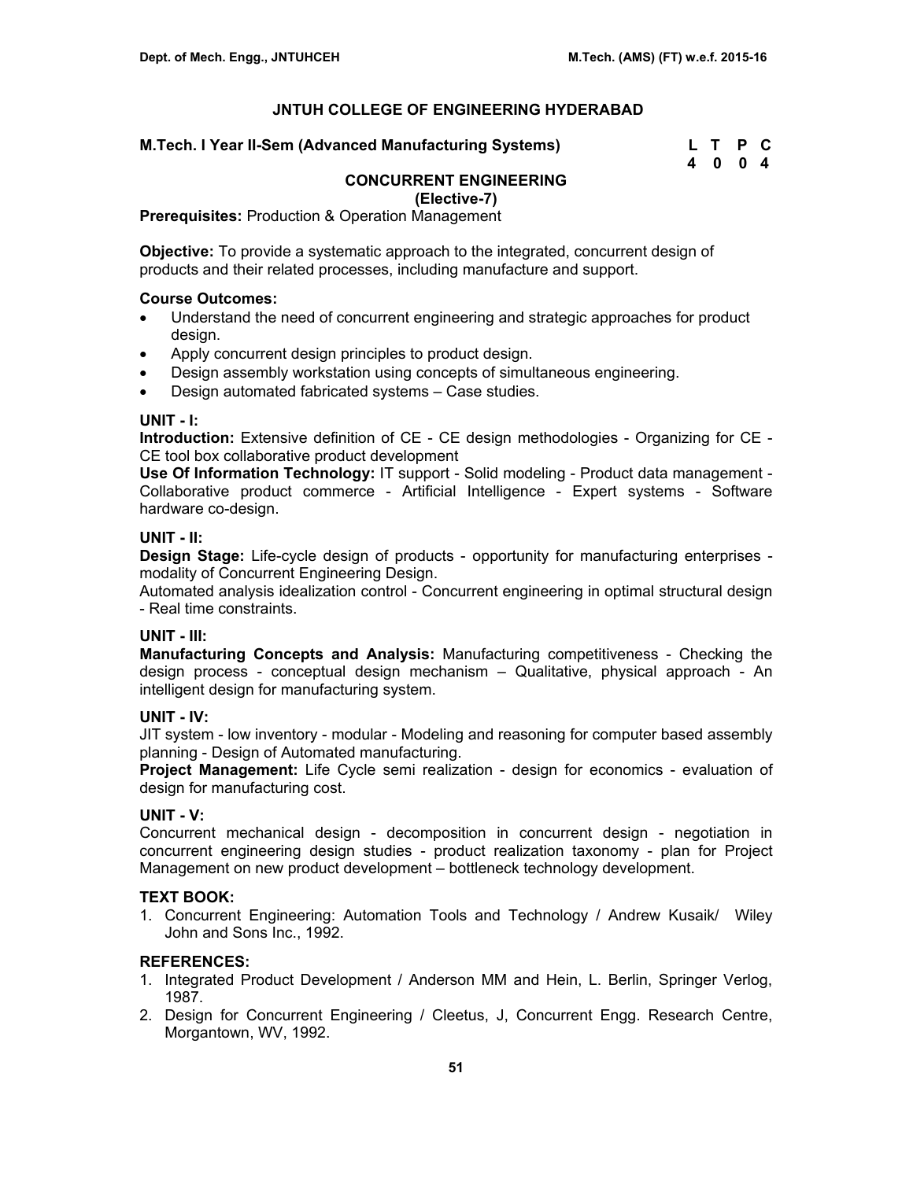# JNTUH COLLEGE OF ENGINEERING HYDERABAD

**M.Tech. I Year II-Sem (Advanced Manufacturing Systems)**

| L | T | P | C |
|---|---|---|---|
| 4 | 0 | 0 | 4 |

## CONCURRENT ENGINEERING
### (Elective-7)

**Prerequisites:** Production & Operation Management

**Objective:** To provide a systematic approach to the integrated, concurrent design of products and their related processes, including manufacture and support.

**Course Outcomes:**

- Understand the need of concurrent engineering and strategic approaches for product design.
- Apply concurrent design principles to product design.
- Design assembly workstation using concepts of simultaneous engineering.
- Design automated fabricated systems – Case studies.

**UNIT - I:**

**Introduction:** Extensive definition of CE - CE design methodologies - Organizing for CE - CE tool box collaborative product development

**Use Of Information Technology:** IT support - Solid modeling - Product data management - Collaborative product commerce - Artificial Intelligence - Expert systems - Software hardware co-design.

**UNIT - II:**

**Design Stage:** Life-cycle design of products - opportunity for manufacturing enterprises - modality of Concurrent Engineering Design.

Automated analysis idealization control - Concurrent engineering in optimal structural design - Real time constraints.

**UNIT - III:**

**Manufacturing Concepts and Analysis:** Manufacturing competitiveness - Checking the design process - conceptual design mechanism – Qualitative, physical approach - An intelligent design for manufacturing system.

**UNIT - IV:**

JIT system - low inventory - modular - Modeling and reasoning for computer based assembly planning - Design of Automated manufacturing.

**Project Management:** Life Cycle semi realization - design for economics - evaluation of design for manufacturing cost.

**UNIT - V:**

Concurrent mechanical design - decomposition in concurrent design - negotiation in concurrent engineering design studies - product realization taxonomy - plan for Project Management on new product development – bottleneck technology development.

**TEXT BOOK:**

1. Concurrent Engineering: Automation Tools and Technology / Andrew Kusaik/ Wiley John and Sons Inc., 1992.

**REFERENCES:**

1. Integrated Product Development / Anderson MM and Hein, L. Berlin, Springer Verlog, 1987.
2. Design for Concurrent Engineering / Cleetus, J, Concurrent Engg. Research Centre, Morgantown, WV, 1992.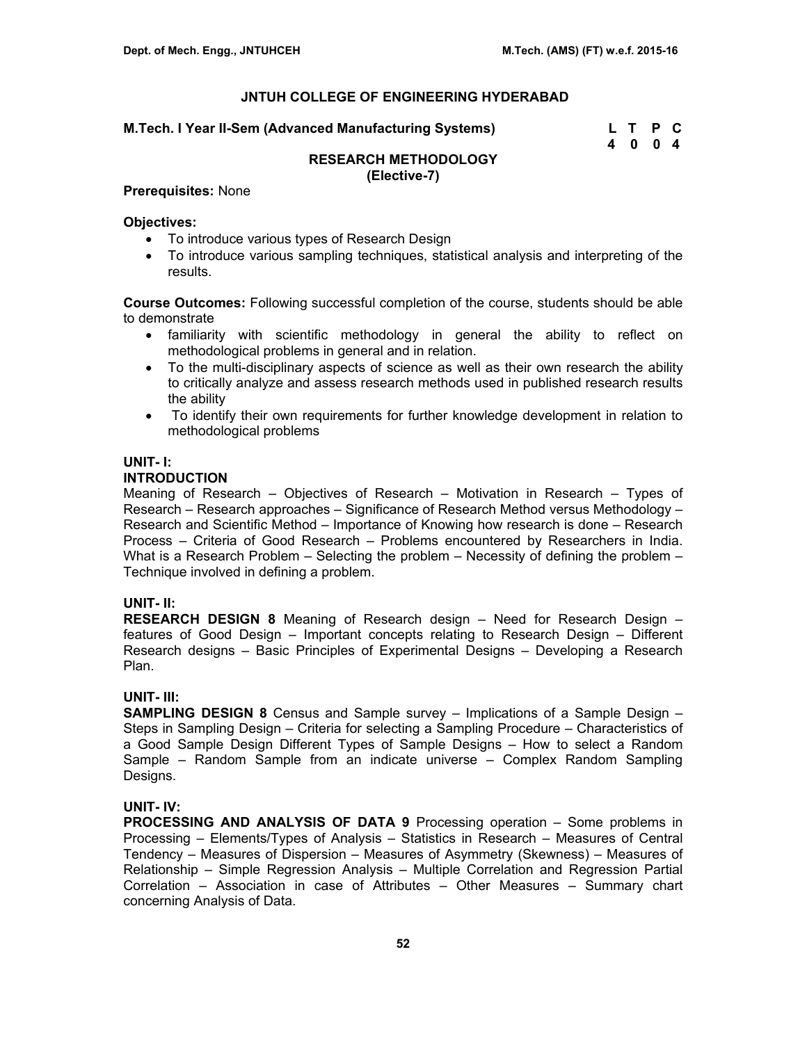# JNTUH COLLEGE OF ENGINEERING HYDERABAD

**M.Tech. I Year II-Sem (Advanced Manufacturing Systems)**

| L | T | P | C |
|---|---|---|---|
| 4 | 0 | 0 | 4 |

## RESEARCH METHODOLOGY
### (Elective-7)

**Prerequisites:** None

**Objectives:**

- To introduce various types of Research Design
- To introduce various sampling techniques, statistical analysis and interpreting of the results.

**Course Outcomes:** Following successful completion of the course, students should be able to demonstrate

- familiarity with scientific methodology in general the ability to reflect on methodological problems in general and in relation.
- To the multi-disciplinary aspects of science as well as their own research the ability to critically analyze and assess research methods used in published research results the ability
- To identify their own requirements for further knowledge development in relation to methodological problems

**UNIT- I:**
**INTRODUCTION**
Meaning of Research – Objectives of Research – Motivation in Research – Types of Research – Research approaches – Significance of Research Method versus Methodology – Research and Scientific Method – Importance of Knowing how research is done – Research Process – Criteria of Good Research – Problems encountered by Researchers in India. What is a Research Problem – Selecting the problem – Necessity of defining the problem – Technique involved in defining a problem.

**UNIT- II:**
**RESEARCH DESIGN 8** Meaning of Research design – Need for Research Design – features of Good Design – Important concepts relating to Research Design – Different Research designs – Basic Principles of Experimental Designs – Developing a Research Plan.

**UNIT- III:**
**SAMPLING DESIGN 8** Census and Sample survey – Implications of a Sample Design – Steps in Sampling Design – Criteria for selecting a Sampling Procedure – Characteristics of a Good Sample Design Different Types of Sample Designs – How to select a Random Sample – Random Sample from an indicate universe – Complex Random Sampling Designs.

**UNIT- IV:**
**PROCESSING AND ANALYSIS OF DATA 9** Processing operation – Some problems in Processing – Elements/Types of Analysis – Statistics in Research – Measures of Central Tendency – Measures of Dispersion – Measures of Asymmetry (Skewness) – Measures of Relationship – Simple Regression Analysis – Multiple Correlation and Regression Partial Correlation – Association in case of Attributes – Other Measures – Summary chart concerning Analysis of Data.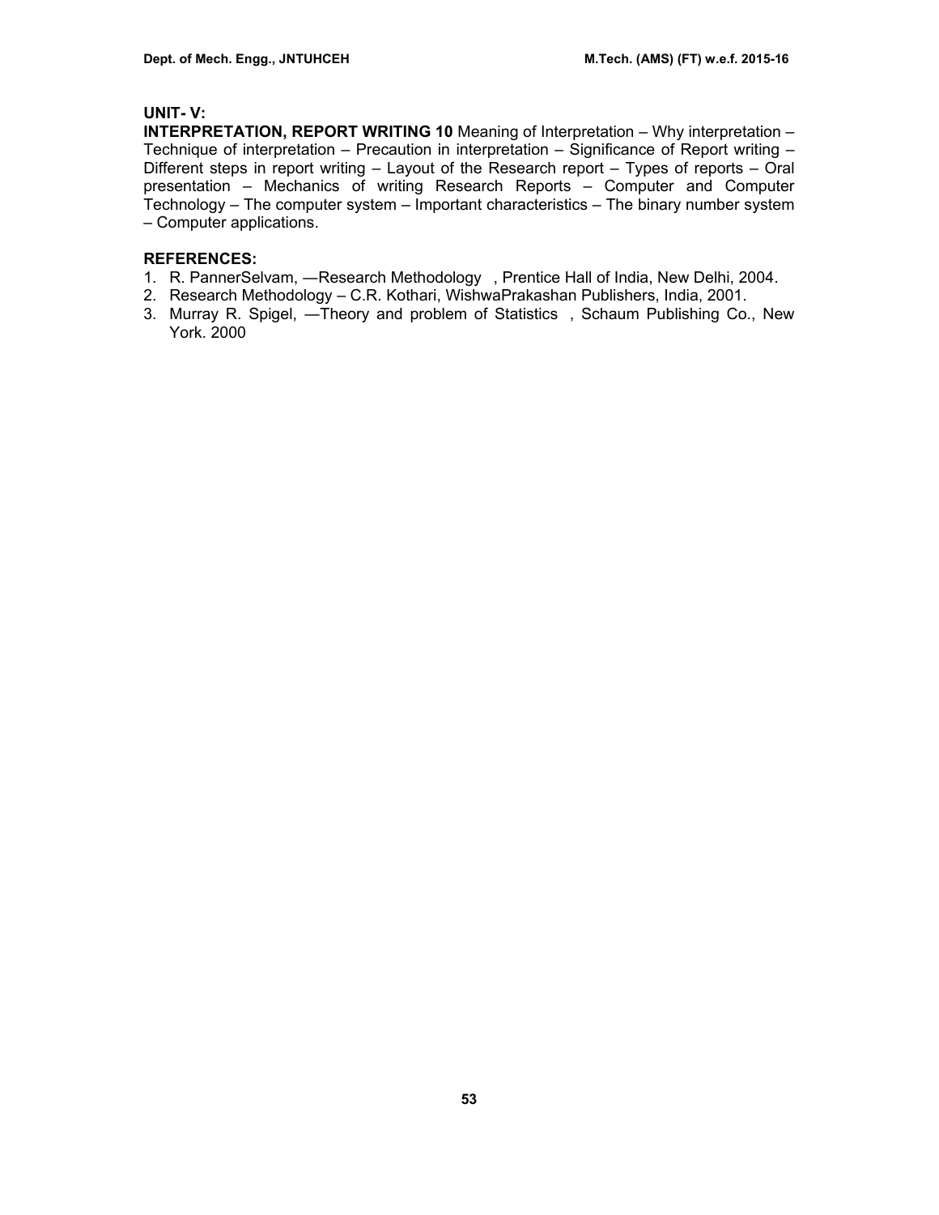**UNIT- V:**

**INTERPRETATION, REPORT WRITING 10** Meaning of Interpretation – Why interpretation – Technique of interpretation – Precaution in interpretation – Significance of Report writing – Different steps in report writing – Layout of the Research report – Types of reports – Oral presentation – Mechanics of writing Research Reports – Computer and Computer Technology – The computer system – Important characteristics – The binary number system – Computer applications.

**REFERENCES:**

1. R. PannerSelvam, —Research Methodology , Prentice Hall of India, New Delhi, 2004.
2. Research Methodology – C.R. Kothari, WishwaPrakashan Publishers, India, 2001.
3. Murray R. Spigel, —Theory and problem of Statistics , Schaum Publishing Co., New York. 2000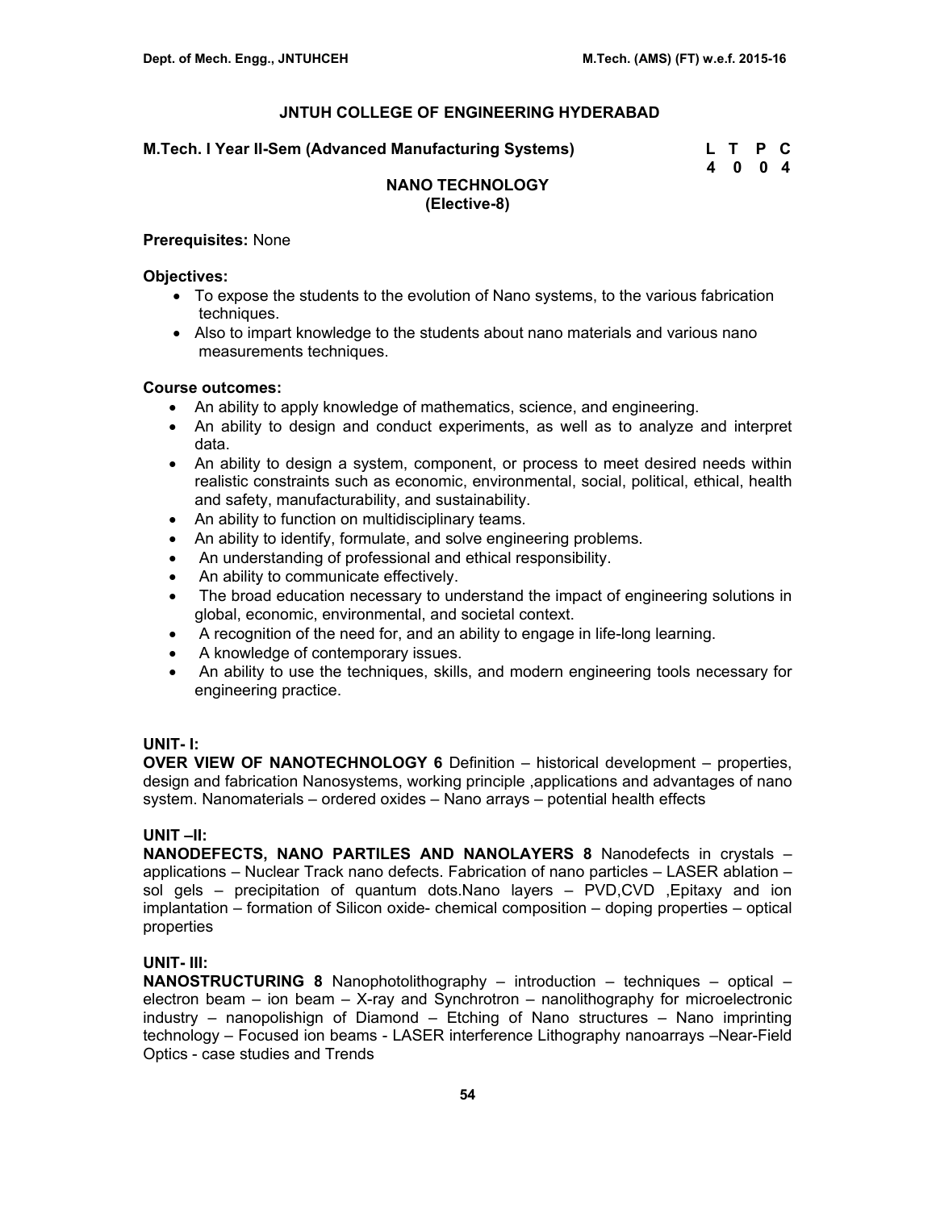## JNTUH COLLEGE OF ENGINEERING HYDERABAD

**M.Tech. I Year II-Sem (Advanced Manufacturing Systems)**

| L | T | P | C |
|---|---|---|---|
| 4 | 0 | 0 | 4 |

### NANO TECHNOLOGY
### (Elective-8)

**Prerequisites:** None

**Objectives:**

- To expose the students to the evolution of Nano systems, to the various fabrication techniques.
- Also to impart knowledge to the students about nano materials and various nano measurements techniques.

**Course outcomes:**

- An ability to apply knowledge of mathematics, science, and engineering.
- An ability to design and conduct experiments, as well as to analyze and interpret data.
- An ability to design a system, component, or process to meet desired needs within realistic constraints such as economic, environmental, social, political, ethical, health and safety, manufacturability, and sustainability.
- An ability to function on multidisciplinary teams.
- An ability to identify, formulate, and solve engineering problems.
- An understanding of professional and ethical responsibility.
- An ability to communicate effectively.
- The broad education necessary to understand the impact of engineering solutions in global, economic, environmental, and societal context.
- A recognition of the need for, and an ability to engage in life-long learning.
- A knowledge of contemporary issues.
- An ability to use the techniques, skills, and modern engineering tools necessary for engineering practice.

**UNIT- I:**

**OVER VIEW OF NANOTECHNOLOGY 6** Definition – historical development – properties, design and fabrication Nanosystems, working principle ,applications and advantages of nano system. Nanomaterials – ordered oxides – Nano arrays – potential health effects

**UNIT –II:**

**NANODEFECTS, NANO PARTILES AND NANOLAYERS 8** Nanodefects in crystals – applications – Nuclear Track nano defects. Fabrication of nano particles – LASER ablation – sol gels – precipitation of quantum dots.Nano layers – PVD,CVD ,Epitaxy and ion implantation – formation of Silicon oxide- chemical composition – doping properties – optical properties

**UNIT- III:**

**NANOSTRUCTURING 8** Nanophotolithography – introduction – techniques – optical – electron beam – ion beam – X-ray and Synchrotron – nanolithography for microelectronic industry – nanopolishign of Diamond – Etching of Nano structures – Nano imprinting technology – Focused ion beams - LASER interference Lithography nanoarrays –Near-Field Optics - case studies and Trends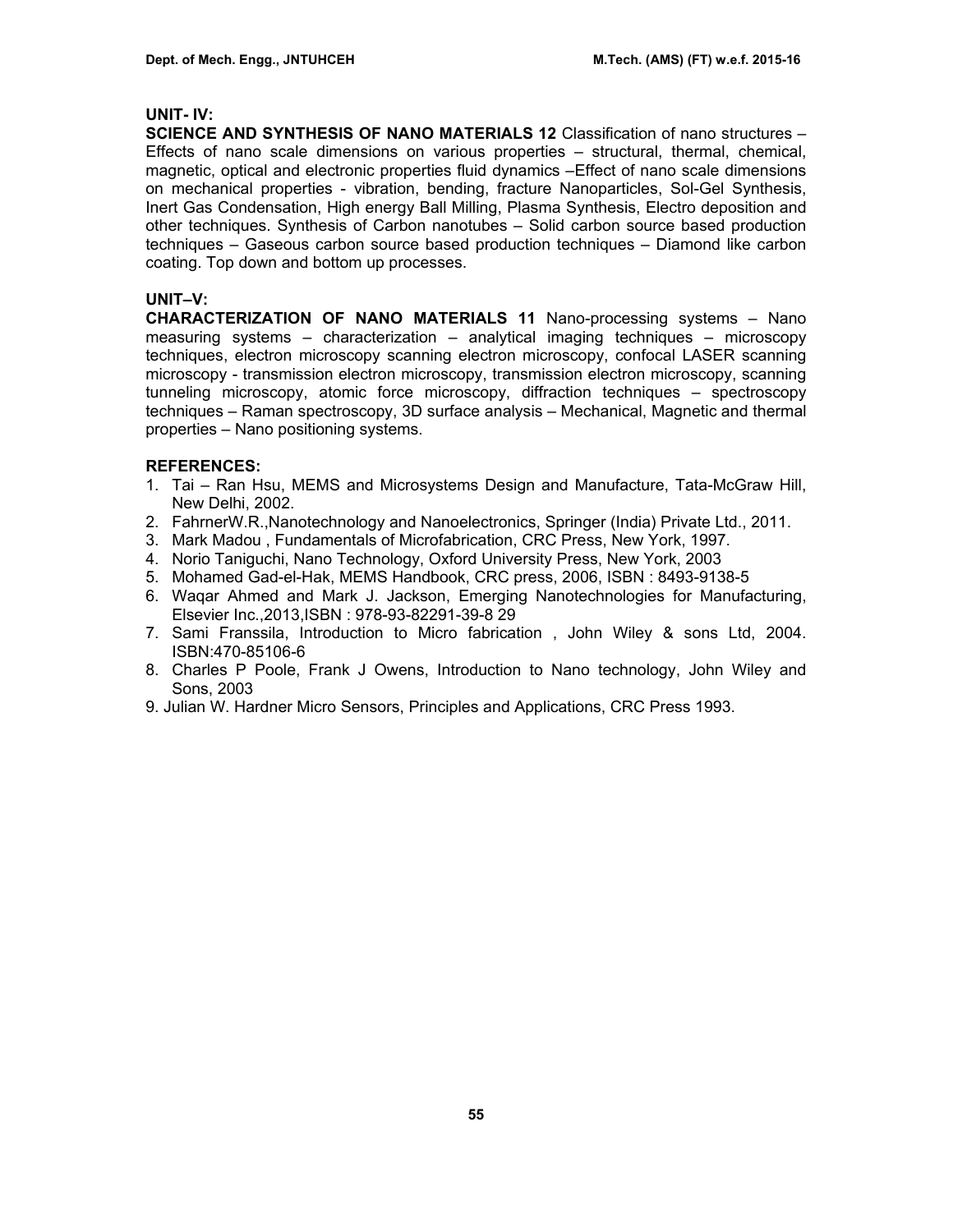**UNIT- IV:**

**SCIENCE AND SYNTHESIS OF NANO MATERIALS 12** Classification of nano structures – Effects of nano scale dimensions on various properties – structural, thermal, chemical, magnetic, optical and electronic properties fluid dynamics –Effect of nano scale dimensions on mechanical properties - vibration, bending, fracture Nanoparticles, Sol-Gel Synthesis, Inert Gas Condensation, High energy Ball Milling, Plasma Synthesis, Electro deposition and other techniques. Synthesis of Carbon nanotubes – Solid carbon source based production techniques – Gaseous carbon source based production techniques – Diamond like carbon coating. Top down and bottom up processes.

**UNIT–V:**

**CHARACTERIZATION OF NANO MATERIALS 11** Nano-processing systems – Nano measuring systems – characterization – analytical imaging techniques – microscopy techniques, electron microscopy scanning electron microscopy, confocal LASER scanning microscopy - transmission electron microscopy, transmission electron microscopy, scanning tunneling microscopy, atomic force microscopy, diffraction techniques – spectroscopy techniques – Raman spectroscopy, 3D surface analysis – Mechanical, Magnetic and thermal properties – Nano positioning systems.

**REFERENCES:**

1. Tai – Ran Hsu, MEMS and Microsystems Design and Manufacture, Tata-McGraw Hill, New Delhi, 2002.
2. FahrnerW.R.,Nanotechnology and Nanoelectronics, Springer (India) Private Ltd., 2011.
3. Mark Madou , Fundamentals of Microfabrication, CRC Press, New York, 1997.
4. Norio Taniguchi, Nano Technology, Oxford University Press, New York, 2003
5. Mohamed Gad-el-Hak, MEMS Handbook, CRC press, 2006, ISBN : 8493-9138-5
6. Waqar Ahmed and Mark J. Jackson, Emerging Nanotechnologies for Manufacturing, Elsevier Inc.,2013,ISBN : 978-93-82291-39-8 29
7. Sami Franssila, Introduction to Micro fabrication , John Wiley & sons Ltd, 2004. ISBN:470-85106-6
8. Charles P Poole, Frank J Owens, Introduction to Nano technology, John Wiley and Sons, 2003
9. Julian W. Hardner Micro Sensors, Principles and Applications, CRC Press 1993.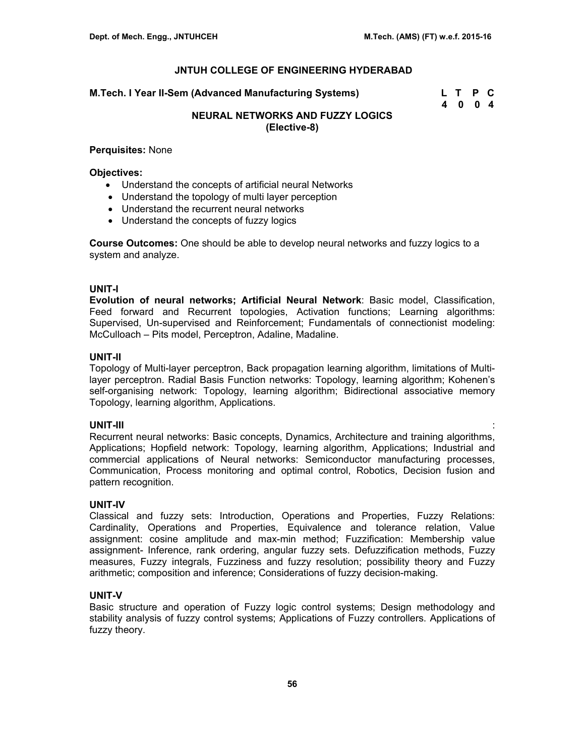## JNTUH COLLEGE OF ENGINEERING HYDERABAD

**M.Tech. I Year II-Sem (Advanced Manufacturing Systems)**

| L | T | P | C |
|---|---|---|---|
| 4 | 0 | 0 | 4 |

### NEURAL NETWORKS AND FUZZY LOGICS
### (Elective-8)

**Perquisites:** None

**Objectives:**

- Understand the concepts of artificial neural Networks
- Understand the topology of multi layer perception
- Understand the recurrent neural networks
- Understand the concepts of fuzzy logics

**Course Outcomes:** One should be able to develop neural networks and fuzzy logics to a system and analyze.

**UNIT-I**

**Evolution of neural networks; Artificial Neural Network**: Basic model, Classification, Feed forward and Recurrent topologies, Activation functions; Learning algorithms: Supervised, Un-supervised and Reinforcement; Fundamentals of connectionist modeling: McCulloach – Pits model, Perceptron, Adaline, Madaline.

**UNIT-II**

Topology of Multi-layer perceptron, Back propagation learning algorithm, limitations of Multi-layer perceptron. Radial Basis Function networks: Topology, learning algorithm; Kohenen's self-organising network: Topology, learning algorithm; Bidirectional associative memory Topology, learning algorithm, Applications.

**UNIT-III** :

Recurrent neural networks: Basic concepts, Dynamics, Architecture and training algorithms, Applications; Hopfield network: Topology, learning algorithm, Applications; Industrial and commercial applications of Neural networks: Semiconductor manufacturing processes, Communication, Process monitoring and optimal control, Robotics, Decision fusion and pattern recognition.

**UNIT-IV**

Classical and fuzzy sets: Introduction, Operations and Properties, Fuzzy Relations: Cardinality, Operations and Properties, Equivalence and tolerance relation, Value assignment: cosine amplitude and max-min method; Fuzzification: Membership value assignment- Inference, rank ordering, angular fuzzy sets. Defuzzification methods, Fuzzy measures, Fuzzy integrals, Fuzziness and fuzzy resolution; possibility theory and Fuzzy arithmetic; composition and inference; Considerations of fuzzy decision-making.

**UNIT-V**

Basic structure and operation of Fuzzy logic control systems; Design methodology and stability analysis of fuzzy control systems; Applications of Fuzzy controllers. Applications of fuzzy theory.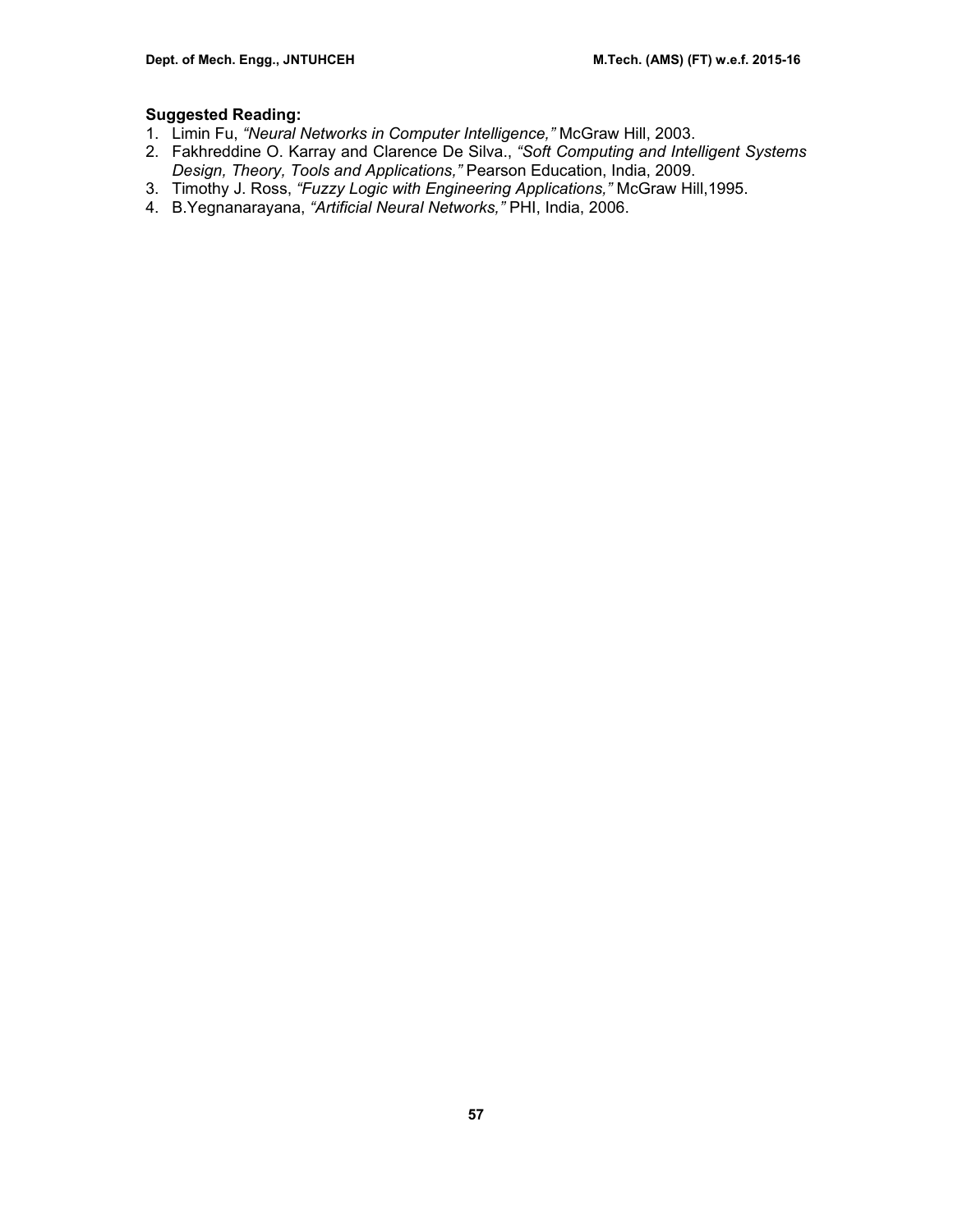**Suggested Reading:**

1. Limin Fu, *"Neural Networks in Computer Intelligence,"* McGraw Hill, 2003.
2. Fakhreddine O. Karray and Clarence De Silva., *"Soft Computing and Intelligent Systems Design, Theory, Tools and Applications,"* Pearson Education, India, 2009.
3. Timothy J. Ross, *"Fuzzy Logic with Engineering Applications,"* McGraw Hill,1995.
4. B.Yegnanarayana, *"Artificial Neural Networks,"* PHI, India, 2006.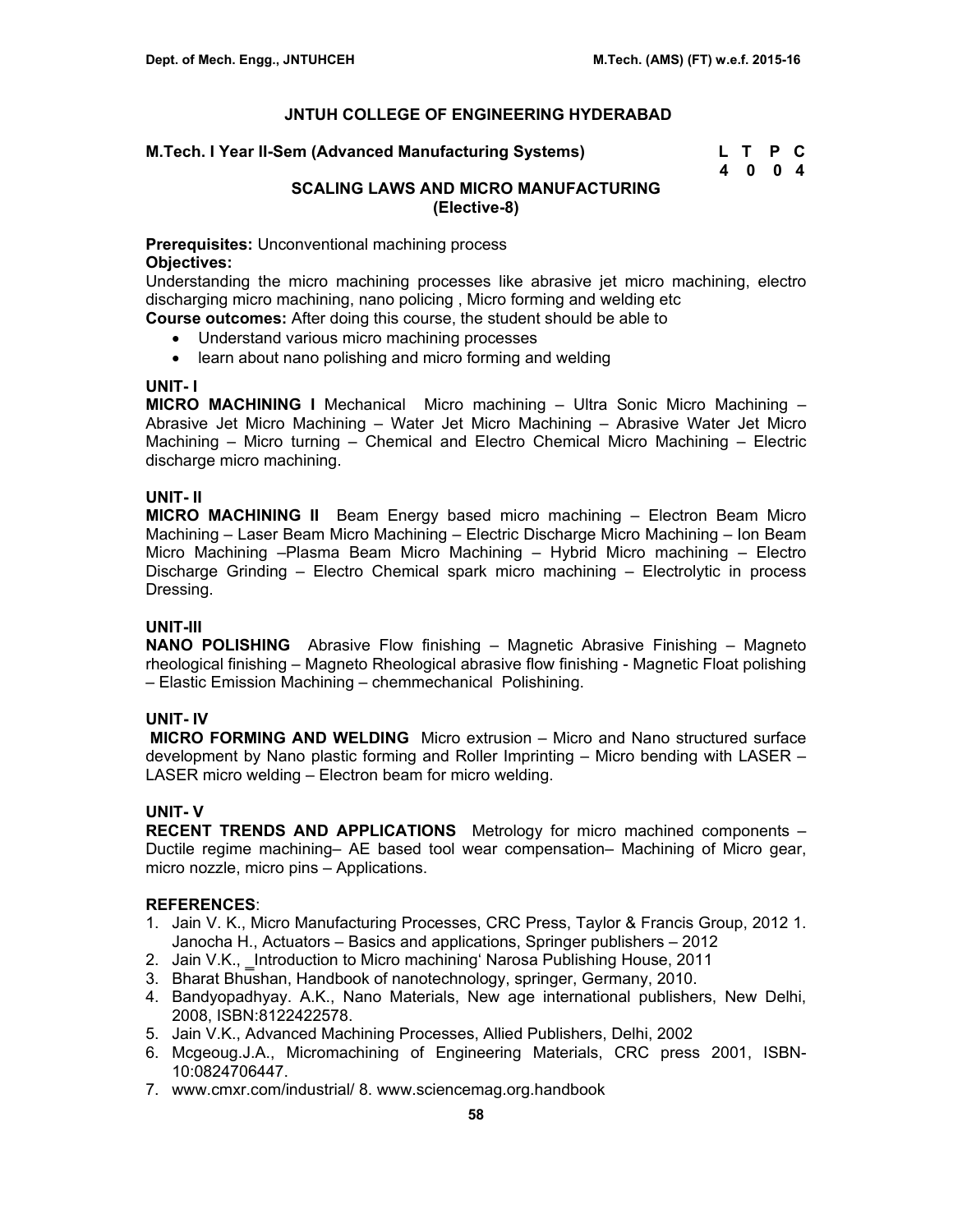# JNTUH COLLEGE OF ENGINEERING HYDERABAD

**M.Tech. I Year II-Sem (Advanced Manufacturing Systems)**

| L | T | P | C |
|---|---|---|---|
| 4 | 0 | 0 | 4 |

## SCALING LAWS AND MICRO MANUFACTURING
### (Elective-8)

**Prerequisites:** Unconventional machining process

**Objectives:**
Understanding the micro machining processes like abrasive jet micro machining, electro discharging micro machining, nano policing , Micro forming and welding etc

**Course outcomes:** After doing this course, the student should be able to

- Understand various micro machining processes
- learn about nano polishing and micro forming and welding

**UNIT- I**

**MICRO MACHINING I** Mechanical Micro machining – Ultra Sonic Micro Machining – Abrasive Jet Micro Machining – Water Jet Micro Machining – Abrasive Water Jet Micro Machining – Micro turning – Chemical and Electro Chemical Micro Machining – Electric discharge micro machining.

**UNIT- II**

**MICRO MACHINING II** Beam Energy based micro machining – Electron Beam Micro Machining – Laser Beam Micro Machining – Electric Discharge Micro Machining – Ion Beam Micro Machining –Plasma Beam Micro Machining – Hybrid Micro machining – Electro Discharge Grinding – Electro Chemical spark micro machining – Electrolytic in process Dressing.

**UNIT-III**

**NANO POLISHING** Abrasive Flow finishing – Magnetic Abrasive Finishing – Magneto rheological finishing – Magneto Rheological abrasive flow finishing - Magnetic Float polishing – Elastic Emission Machining – chemmechanical Polishining.

**UNIT- IV**

**MICRO FORMING AND WELDING** Micro extrusion – Micro and Nano structured surface development by Nano plastic forming and Roller Imprinting – Micro bending with LASER – LASER micro welding – Electron beam for micro welding.

**UNIT- V**

**RECENT TRENDS AND APPLICATIONS** Metrology for micro machined components – Ductile regime machining– AE based tool wear compensation– Machining of Micro gear, micro nozzle, micro pins – Applications.

**REFERENCES**:

1. Jain V. K., Micro Manufacturing Processes, CRC Press, Taylor & Francis Group, 2012 1. Janocha H., Actuators – Basics and applications, Springer publishers – 2012
2. Jain V.K., ‗Introduction to Micro machining' Narosa Publishing House, 2011
3. Bharat Bhushan, Handbook of nanotechnology, springer, Germany, 2010.
4. Bandyopadhyay. A.K., Nano Materials, New age international publishers, New Delhi, 2008, ISBN:8122422578.
5. Jain V.K., Advanced Machining Processes, Allied Publishers, Delhi, 2002
6. Mcgeoug.J.A., Micromachining of Engineering Materials, CRC press 2001, ISBN-10:0824706447.
7. www.cmxr.com/industrial/ 8. www.sciencemag.org.handbook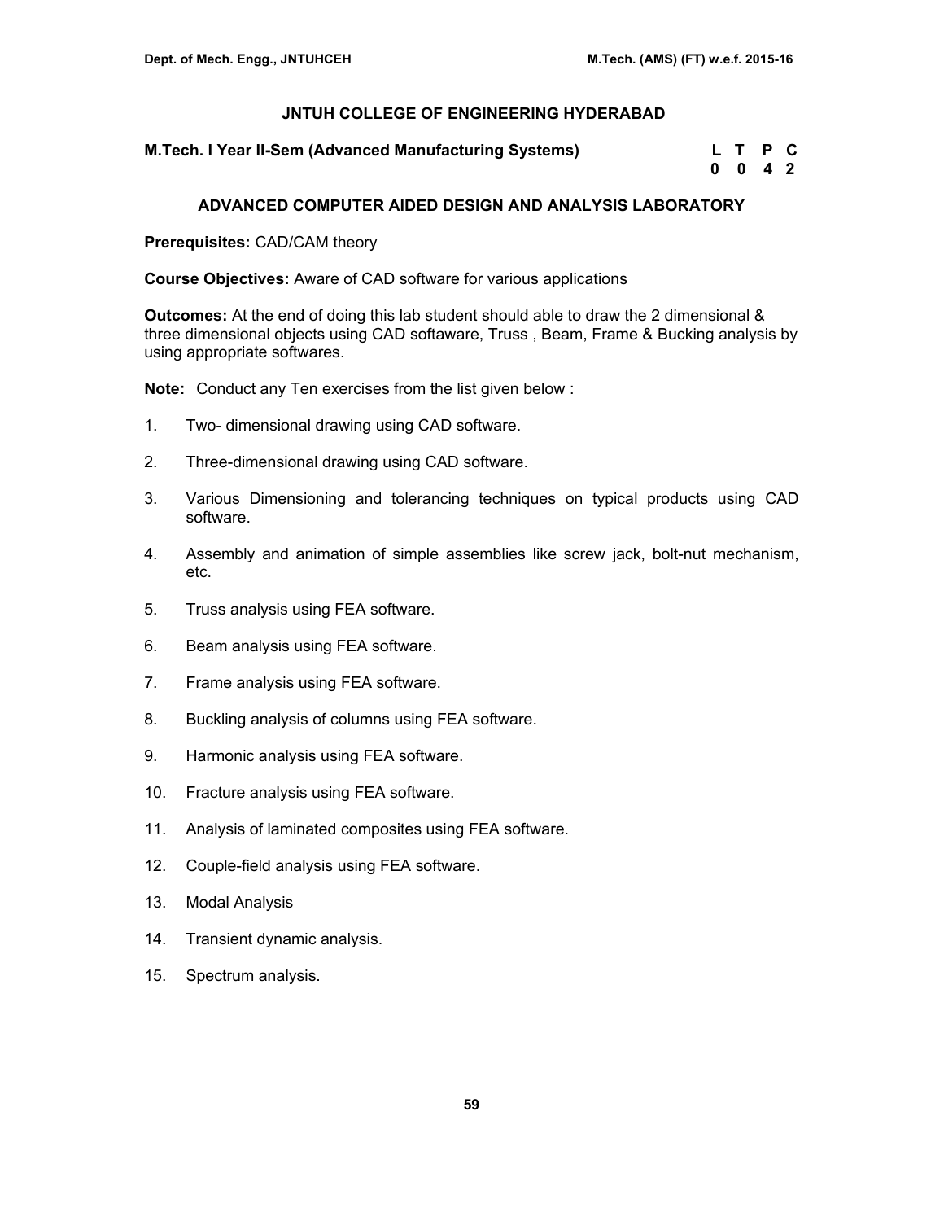## JNTUH COLLEGE OF ENGINEERING HYDERABAD

**M.Tech. I Year II-Sem (Advanced Manufacturing Systems)**

| L | T | P | C |
|---|---|---|---|
| 0 | 0 | 4 | 2 |

### ADVANCED COMPUTER AIDED DESIGN AND ANALYSIS LABORATORY

**Prerequisites:** CAD/CAM theory

**Course Objectives:** Aware of CAD software for various applications

**Outcomes:** At the end of doing this lab student should able to draw the 2 dimensional & three dimensional objects using CAD softaware, Truss , Beam, Frame & Bucking analysis by using appropriate softwares.

**Note:** Conduct any Ten exercises from the list given below :

1. Two- dimensional drawing using CAD software.
2. Three-dimensional drawing using CAD software.
3. Various Dimensioning and tolerancing techniques on typical products using CAD software.
4. Assembly and animation of simple assemblies like screw jack, bolt-nut mechanism, etc.
5. Truss analysis using FEA software.
6. Beam analysis using FEA software.
7. Frame analysis using FEA software.
8. Buckling analysis of columns using FEA software.
9. Harmonic analysis using FEA software.
10. Fracture analysis using FEA software.
11. Analysis of laminated composites using FEA software.
12. Couple-field analysis using FEA software.
13. Modal Analysis
14. Transient dynamic analysis.
15. Spectrum analysis.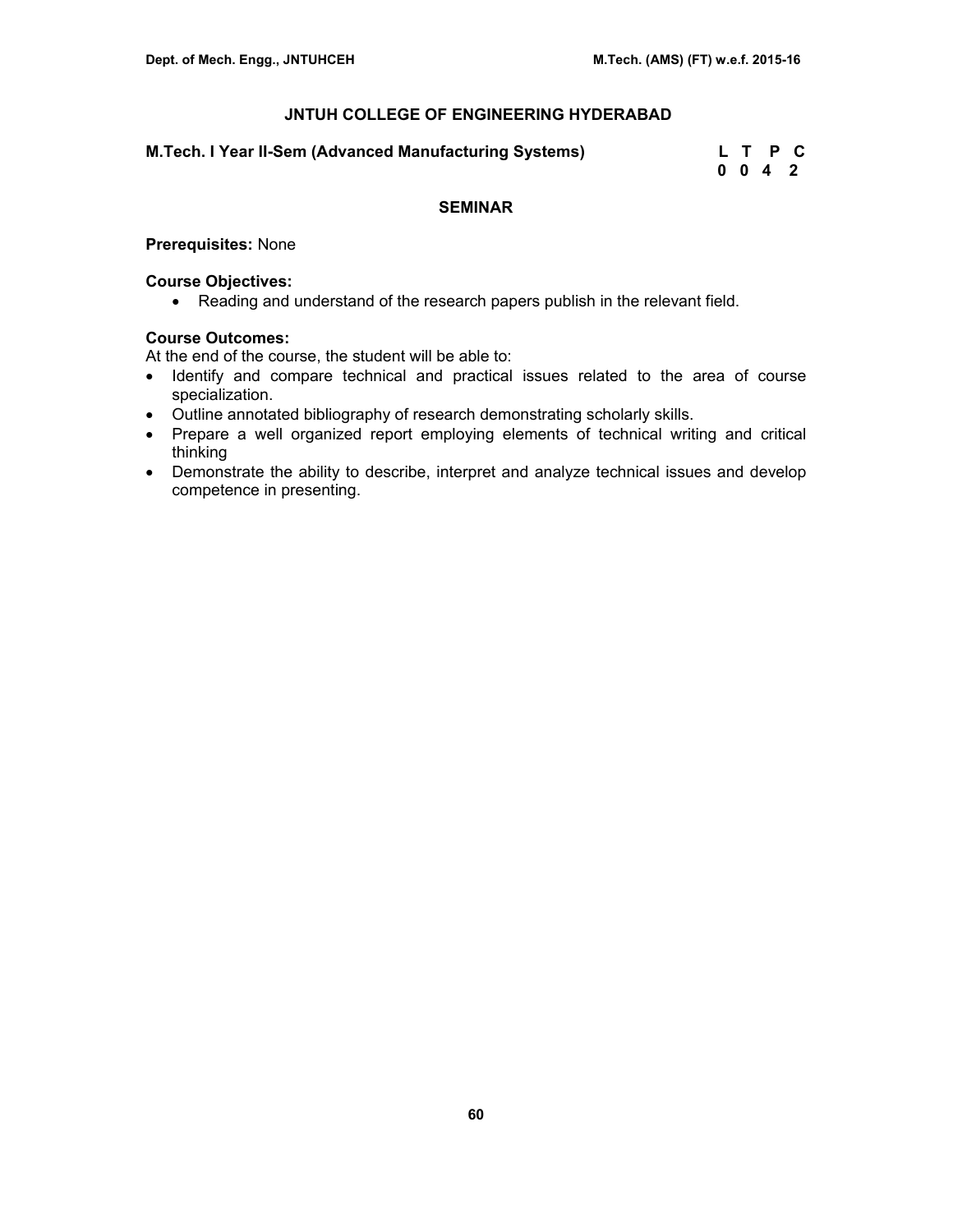# JNTUH COLLEGE OF ENGINEERING HYDERABAD

**M.Tech. I Year II-Sem (Advanced Manufacturing Systems)**

| L | T | P | C |
|---|---|---|---|
| 0 | 0 | 4 | 2 |

## SEMINAR

**Prerequisites:** None

**Course Objectives:**

- Reading and understand of the research papers publish in the relevant field.

**Course Outcomes:**

At the end of the course, the student will be able to:

- Identify and compare technical and practical issues related to the area of course specialization.
- Outline annotated bibliography of research demonstrating scholarly skills.
- Prepare a well organized report employing elements of technical writing and critical thinking
- Demonstrate the ability to describe, interpret and analyze technical issues and develop competence in presenting.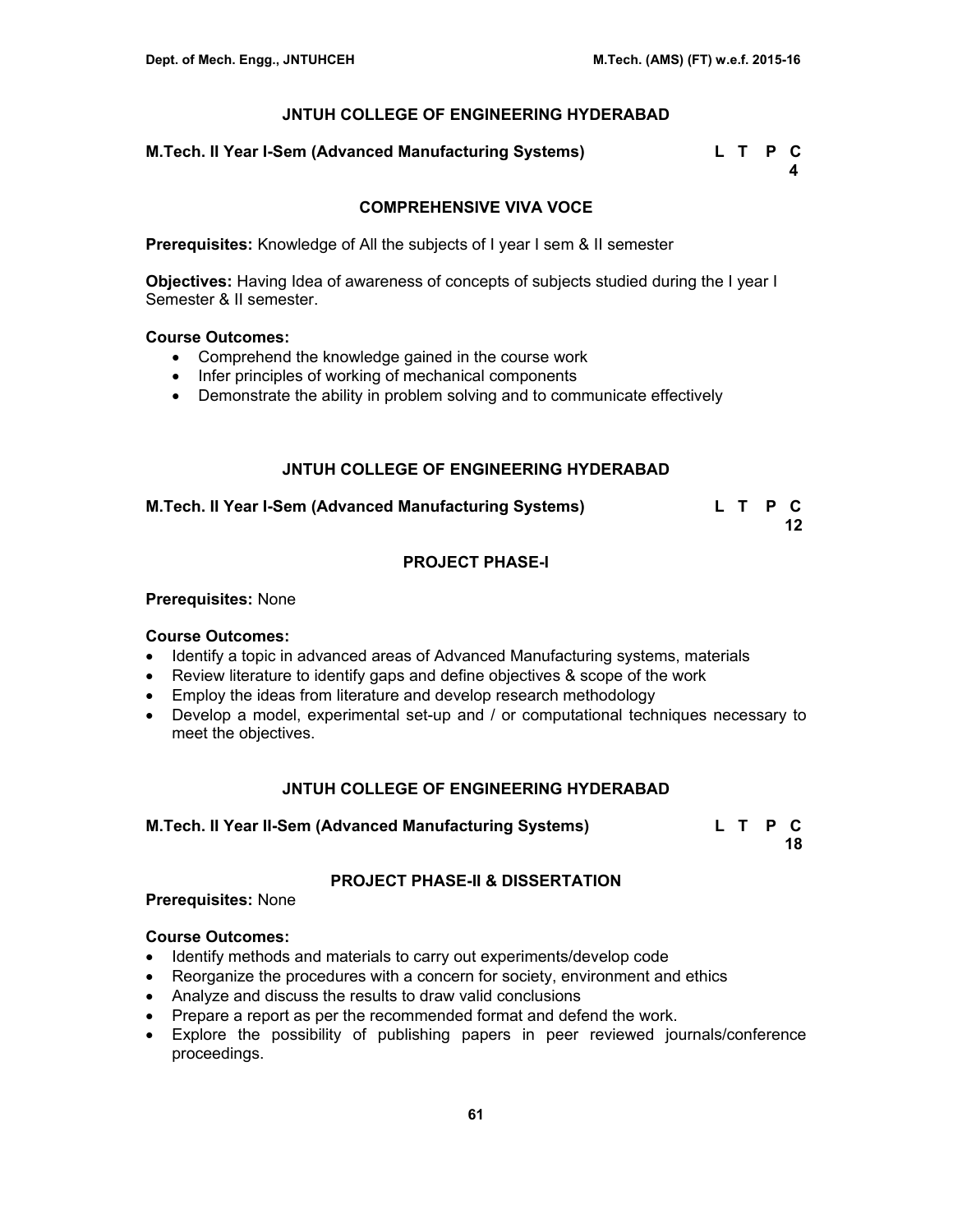## JNTUH COLLEGE OF ENGINEERING HYDERABAD

| **M.Tech. II Year I-Sem (Advanced Manufacturing Systems)** | **L** | **T** | **P** | **C** |
|---|---|---|---|---|
| | | | | **4** |

### COMPREHENSIVE VIVA VOCE

**Prerequisites:** Knowledge of All the subjects of I year I sem & II semester

**Objectives:** Having Idea of awareness of concepts of subjects studied during the I year I Semester & II semester.

**Course Outcomes:**

- Comprehend the knowledge gained in the course work
- Infer principles of working of mechanical components
- Demonstrate the ability in problem solving and to communicate effectively

## JNTUH COLLEGE OF ENGINEERING HYDERABAD

| **M.Tech. II Year I-Sem (Advanced Manufacturing Systems)** | **L** | **T** | **P** | **C** |
|---|---|---|---|---|
| | | | | **12** |

### PROJECT PHASE-I

**Prerequisites:** None

**Course Outcomes:**

- Identify a topic in advanced areas of Advanced Manufacturing systems, materials
- Review literature to identify gaps and define objectives & scope of the work
- Employ the ideas from literature and develop research methodology
- Develop a model, experimental set-up and / or computational techniques necessary to meet the objectives.

## JNTUH COLLEGE OF ENGINEERING HYDERABAD

| **M.Tech. II Year II-Sem (Advanced Manufacturing Systems)** | **L** | **T** | **P** | **C** |
|---|---|---|---|---|
| | | | | **18** |

### PROJECT PHASE-II & DISSERTATION

**Prerequisites:** None

**Course Outcomes:**

- Identify methods and materials to carry out experiments/develop code
- Reorganize the procedures with a concern for society, environment and ethics
- Analyze and discuss the results to draw valid conclusions
- Prepare a report as per the recommended format and defend the work.
- Explore the possibility of publishing papers in peer reviewed journals/conference proceedings.